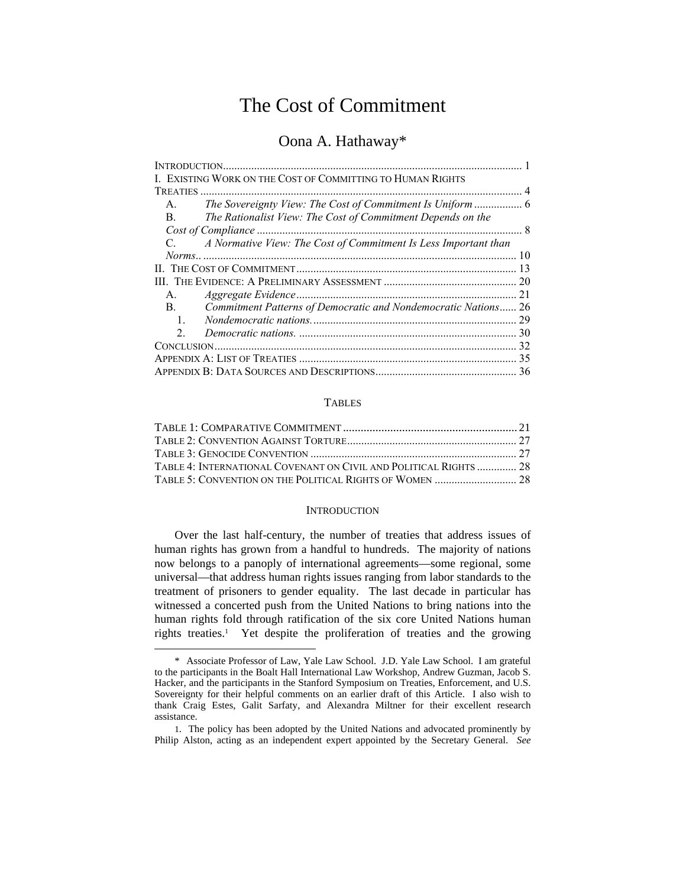# The Cost of Commitment

## Oona A. Hathaway*

| | |
|---|---|
| INTRODUCTION | 1 |
| I. EXISTING WORK ON THE COST OF COMMITTING TO HUMAN RIGHTS TREATIES | 4 |
| A. *The Sovereignty View: The Cost of Commitment Is Uniform* | 6 |
| B. *The Rationalist View: The Cost of Commitment Depends on the Cost of Compliance* | 8 |
| C. *A Normative View: The Cost of Commitment Is Less Important than Norms* | 10 |
| II. THE COST OF COMMITMENT | 13 |
| III. THE EVIDENCE: A PRELIMINARY ASSESSMENT | 20 |
| A. *Aggregate Evidence* | 21 |
| B. *Commitment Patterns of Democratic and Nondemocratic Nations* | 26 |
| 1. *Nondemocratic nations.* | 29 |
| 2. *Democratic nations.* | 30 |
| CONCLUSION | 32 |
| APPENDIX A: LIST OF TREATIES | 35 |
| APPENDIX B: DATA SOURCES AND DESCRIPTIONS | 36 |

### TABLES

| | |
|---|---|
| TABLE 1: COMPARATIVE COMMITMENT | 21 |
| TABLE 2: CONVENTION AGAINST TORTURE | 27 |
| TABLE 3: GENOCIDE CONVENTION | 27 |
| TABLE 4: INTERNATIONAL COVENANT ON CIVIL AND POLITICAL RIGHTS | 28 |
| TABLE 5: CONVENTION ON THE POLITICAL RIGHTS OF WOMEN | 28 |

### INTRODUCTION

Over the last half-century, the number of treaties that address issues of human rights has grown from a handful to hundreds. The majority of nations now belongs to a panoply of international agreements—some regional, some universal—that address human rights issues ranging from labor standards to the treatment of prisoners to gender equality. The last decade in particular has witnessed a concerted push from the United Nations to bring nations into the human rights fold through ratification of the six core United Nations human rights treaties.[1] Yet despite the proliferation of treaties and the growing

---

\* Associate Professor of Law, Yale Law School. J.D. Yale Law School. I am grateful to the participants in the Boalt Hall International Law Workshop, Andrew Guzman, Jacob S. Hacker, and the participants in the Stanford Symposium on Treaties, Enforcement, and U.S. Sovereignty for their helpful comments on an earlier draft of this Article. I also wish to thank Craig Estes, Galit Sarfaty, and Alexandra Miltner for their excellent research assistance.

1. The policy has been adopted by the United Nations and advocated prominently by Philip Alston, acting as an independent expert appointed by the Secretary General. *See*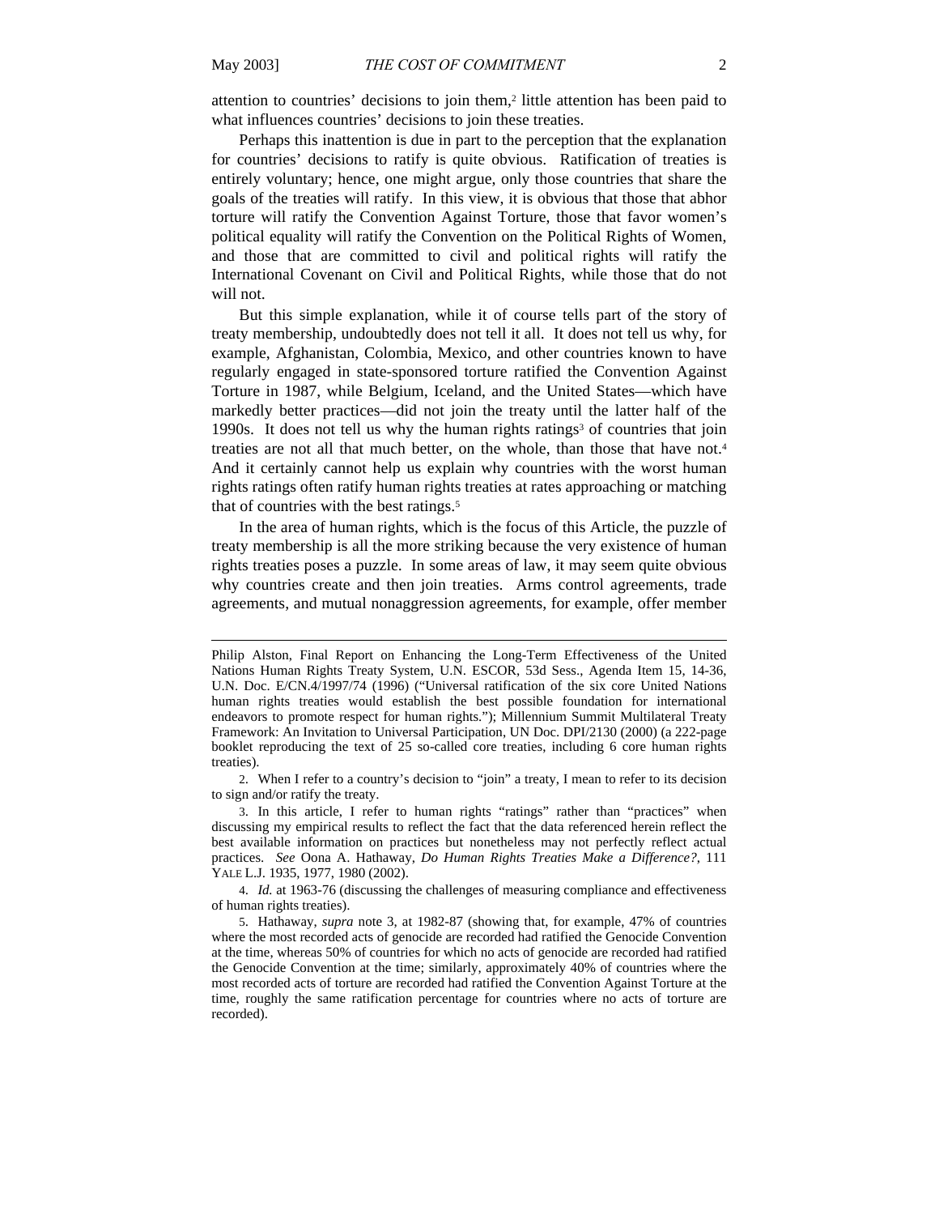attention to countries' decisions to join them,[2] little attention has been paid to what influences countries' decisions to join these treaties.

Perhaps this inattention is due in part to the perception that the explanation for countries' decisions to ratify is quite obvious. Ratification of treaties is entirely voluntary; hence, one might argue, only those countries that share the goals of the treaties will ratify. In this view, it is obvious that those that abhor torture will ratify the Convention Against Torture, those that favor women's political equality will ratify the Convention on the Political Rights of Women, and those that are committed to civil and political rights will ratify the International Covenant on Civil and Political Rights, while those that do not will not.

But this simple explanation, while it of course tells part of the story of treaty membership, undoubtedly does not tell it all. It does not tell us why, for example, Afghanistan, Colombia, Mexico, and other countries known to have regularly engaged in state-sponsored torture ratified the Convention Against Torture in 1987, while Belgium, Iceland, and the United States—which have markedly better practices—did not join the treaty until the latter half of the 1990s. It does not tell us why the human rights ratings[3] of countries that join treaties are not all that much better, on the whole, than those that have not.[4] And it certainly cannot help us explain why countries with the worst human rights ratings often ratify human rights treaties at rates approaching or matching that of countries with the best ratings.[5]

In the area of human rights, which is the focus of this Article, the puzzle of treaty membership is all the more striking because the very existence of human rights treaties poses a puzzle. In some areas of law, it may seem quite obvious why countries create and then join treaties. Arms control agreements, trade agreements, and mutual nonaggression agreements, for example, offer member

---

Philip Alston, Final Report on Enhancing the Long-Term Effectiveness of the United Nations Human Rights Treaty System, U.N. ESCOR, 53d Sess., Agenda Item 15, 14-36, U.N. Doc. E/CN.4/1997/74 (1996) ("Universal ratification of the six core United Nations human rights treaties would establish the best possible foundation for international endeavors to promote respect for human rights."); Millennium Summit Multilateral Treaty Framework: An Invitation to Universal Participation, UN Doc. DPI/2130 (2000) (a 222-page booklet reproducing the text of 25 so-called core treaties, including 6 core human rights treaties).

2. When I refer to a country's decision to "join" a treaty, I mean to refer to its decision to sign and/or ratify the treaty.

3. In this article, I refer to human rights "ratings" rather than "practices" when discussing my empirical results to reflect the fact that the data referenced herein reflect the best available information on practices but nonetheless may not perfectly reflect actual practices. *See* Oona A. Hathaway, *Do Human Rights Treaties Make a Difference?*, 111 YALE L.J. 1935, 1977, 1980 (2002).

4. *Id.* at 1963-76 (discussing the challenges of measuring compliance and effectiveness of human rights treaties).

5. Hathaway, *supra* note 3, at 1982-87 (showing that, for example, 47% of countries where the most recorded acts of genocide are recorded had ratified the Genocide Convention at the time, whereas 50% of countries for which no acts of genocide are recorded had ratified the Genocide Convention at the time; similarly, approximately 40% of countries where the most recorded acts of torture are recorded had ratified the Convention Against Torture at the time, roughly the same ratification percentage for countries where no acts of torture are recorded).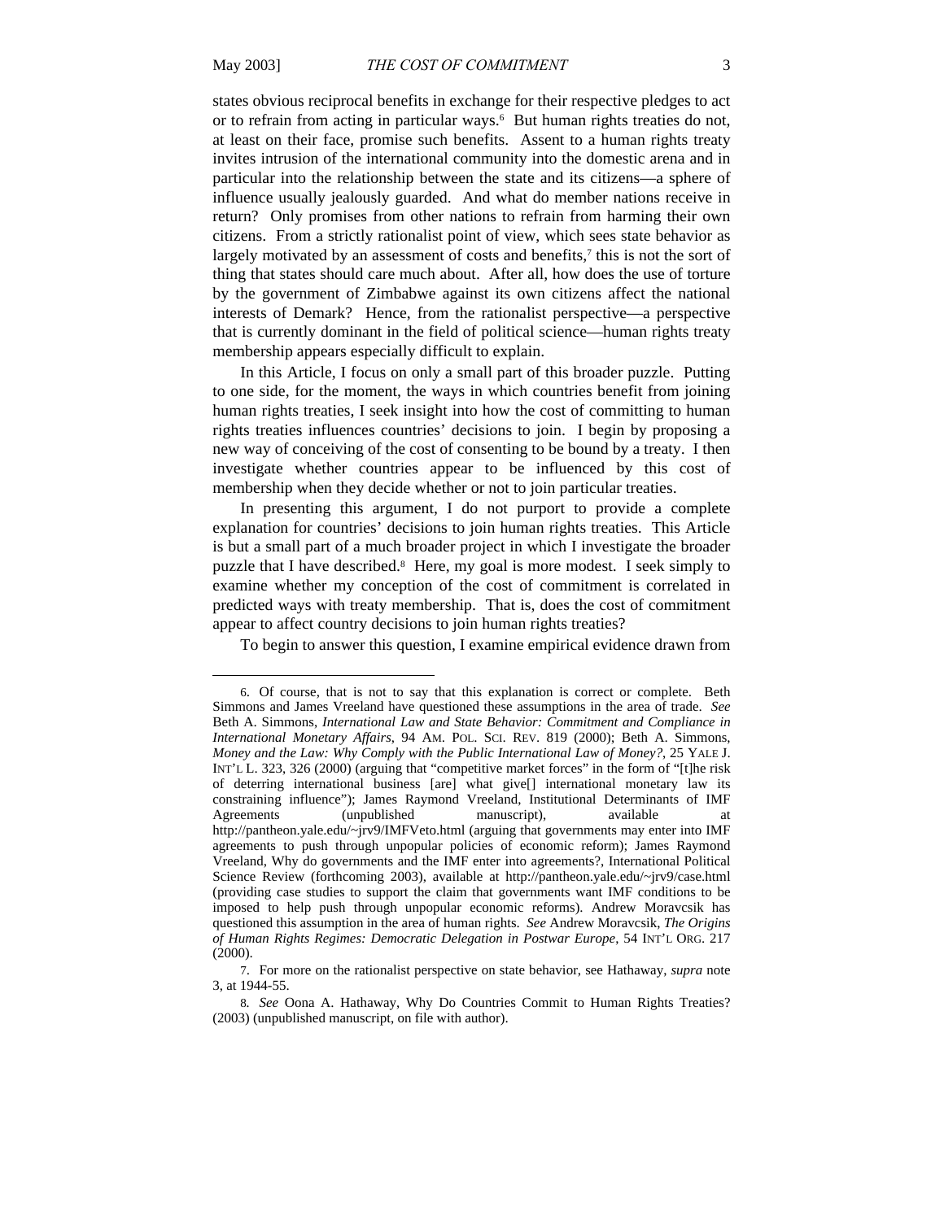states obvious reciprocal benefits in exchange for their respective pledges to act or to refrain from acting in particular ways.[6] But human rights treaties do not, at least on their face, promise such benefits. Assent to a human rights treaty invites intrusion of the international community into the domestic arena and in particular into the relationship between the state and its citizens—a sphere of influence usually jealously guarded. And what do member nations receive in return? Only promises from other nations to refrain from harming their own citizens. From a strictly rationalist point of view, which sees state behavior as largely motivated by an assessment of costs and benefits,[7] this is not the sort of thing that states should care much about. After all, how does the use of torture by the government of Zimbabwe against its own citizens affect the national interests of Demark? Hence, from the rationalist perspective—a perspective that is currently dominant in the field of political science—human rights treaty membership appears especially difficult to explain.

In this Article, I focus on only a small part of this broader puzzle. Putting to one side, for the moment, the ways in which countries benefit from joining human rights treaties, I seek insight into how the cost of committing to human rights treaties influences countries' decisions to join. I begin by proposing a new way of conceiving of the cost of consenting to be bound by a treaty. I then investigate whether countries appear to be influenced by this cost of membership when they decide whether or not to join particular treaties.

In presenting this argument, I do not purport to provide a complete explanation for countries' decisions to join human rights treaties. This Article is but a small part of a much broader project in which I investigate the broader puzzle that I have described.[8] Here, my goal is more modest. I seek simply to examine whether my conception of the cost of commitment is correlated in predicted ways with treaty membership. That is, does the cost of commitment appear to affect country decisions to join human rights treaties?

To begin to answer this question, I examine empirical evidence drawn from

---

6. Of course, that is not to say that this explanation is correct or complete. Beth Simmons and James Vreeland have questioned these assumptions in the area of trade. *See* Beth A. Simmons, *International Law and State Behavior: Commitment and Compliance in International Monetary Affairs*, 94 AM. POL. SCI. REV. 819 (2000); Beth A. Simmons, *Money and the Law: Why Comply with the Public International Law of Money?*, 25 YALE J. INT'L L. 323, 326 (2000) (arguing that "competitive market forces" in the form of "[t]he risk of deterring international business [are] what give[] international monetary law its constraining influence"); James Raymond Vreeland, Institutional Determinants of IMF Agreements (unpublished manuscript), available at http://pantheon.yale.edu/~jrv9/IMFVeto.html (arguing that governments may enter into IMF agreements to push through unpopular policies of economic reform); James Raymond Vreeland, Why do governments and the IMF enter into agreements?, International Political Science Review (forthcoming 2003), available at http://pantheon.yale.edu/~jrv9/case.html (providing case studies to support the claim that governments want IMF conditions to be imposed to help push through unpopular economic reforms). Andrew Moravcsik has questioned this assumption in the area of human rights. *See* Andrew Moravcsik, *The Origins of Human Rights Regimes: Democratic Delegation in Postwar Europe*, 54 INT'L ORG. 217 (2000).

7. For more on the rationalist perspective on state behavior, see Hathaway, *supra* note 3, at 1944-55.

8. *See* Oona A. Hathaway, Why Do Countries Commit to Human Rights Treaties? (2003) (unpublished manuscript, on file with author).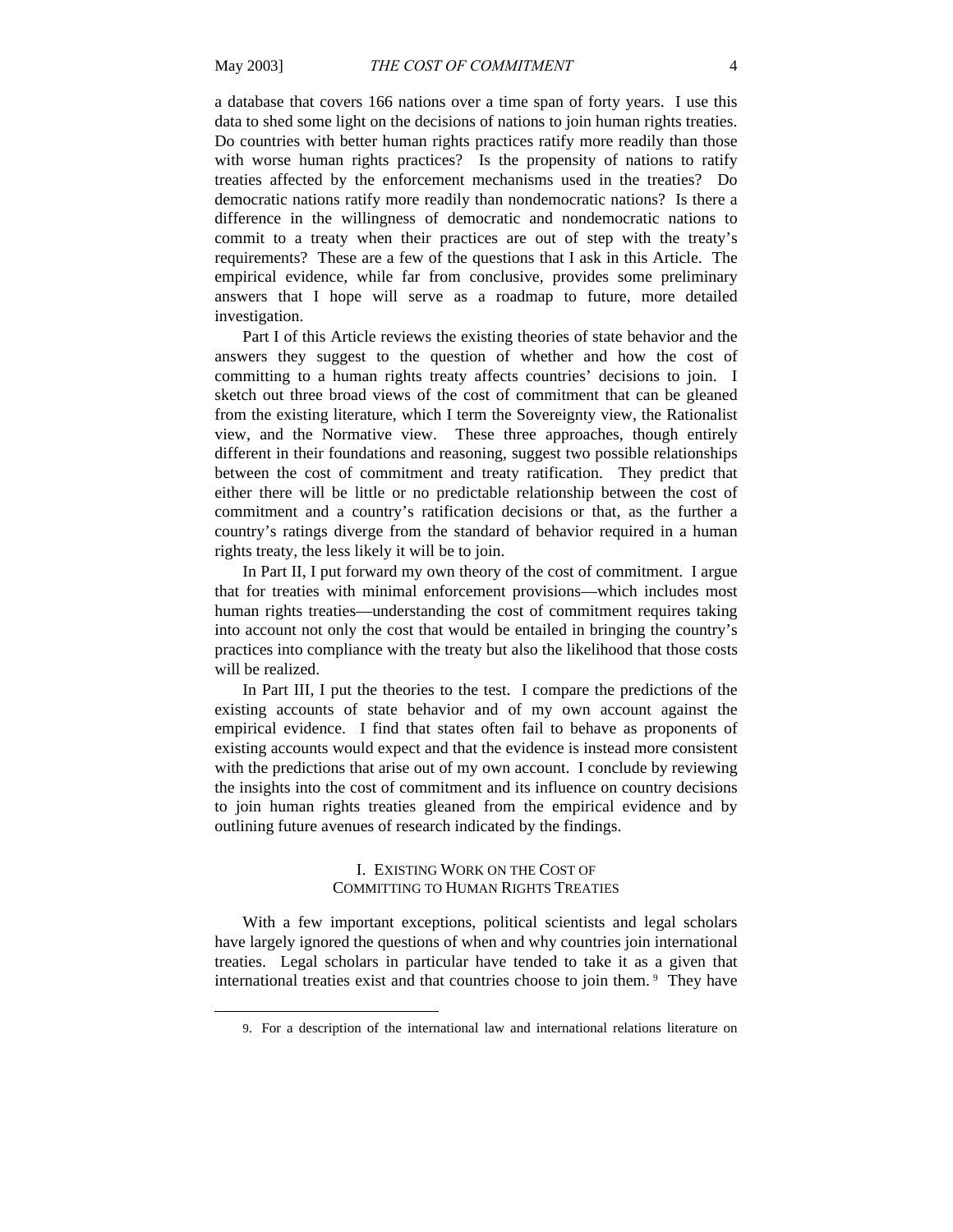a database that covers 166 nations over a time span of forty years. I use this data to shed some light on the decisions of nations to join human rights treaties. Do countries with better human rights practices ratify more readily than those with worse human rights practices? Is the propensity of nations to ratify treaties affected by the enforcement mechanisms used in the treaties? Do democratic nations ratify more readily than nondemocratic nations? Is there a difference in the willingness of democratic and nondemocratic nations to commit to a treaty when their practices are out of step with the treaty's requirements? These are a few of the questions that I ask in this Article. The empirical evidence, while far from conclusive, provides some preliminary answers that I hope will serve as a roadmap to future, more detailed investigation.

Part I of this Article reviews the existing theories of state behavior and the answers they suggest to the question of whether and how the cost of committing to a human rights treaty affects countries' decisions to join. I sketch out three broad views of the cost of commitment that can be gleaned from the existing literature, which I term the Sovereignty view, the Rationalist view, and the Normative view. These three approaches, though entirely different in their foundations and reasoning, suggest two possible relationships between the cost of commitment and treaty ratification. They predict that either there will be little or no predictable relationship between the cost of commitment and a country's ratification decisions or that, as the further a country's ratings diverge from the standard of behavior required in a human rights treaty, the less likely it will be to join.

In Part II, I put forward my own theory of the cost of commitment. I argue that for treaties with minimal enforcement provisions—which includes most human rights treaties—understanding the cost of commitment requires taking into account not only the cost that would be entailed in bringing the country's practices into compliance with the treaty but also the likelihood that those costs will be realized.

In Part III, I put the theories to the test. I compare the predictions of the existing accounts of state behavior and of my own account against the empirical evidence. I find that states often fail to behave as proponents of existing accounts would expect and that the evidence is instead more consistent with the predictions that arise out of my own account. I conclude by reviewing the insights into the cost of commitment and its influence on country decisions to join human rights treaties gleaned from the empirical evidence and by outlining future avenues of research indicated by the findings.

## I. EXISTING WORK ON THE COST OF COMMITTING TO HUMAN RIGHTS TREATIES

With a few important exceptions, political scientists and legal scholars have largely ignored the questions of when and why countries join international treaties. Legal scholars in particular have tended to take it as a given that international treaties exist and that countries choose to join them.[9] They have

9. For a description of the international law and international relations literature on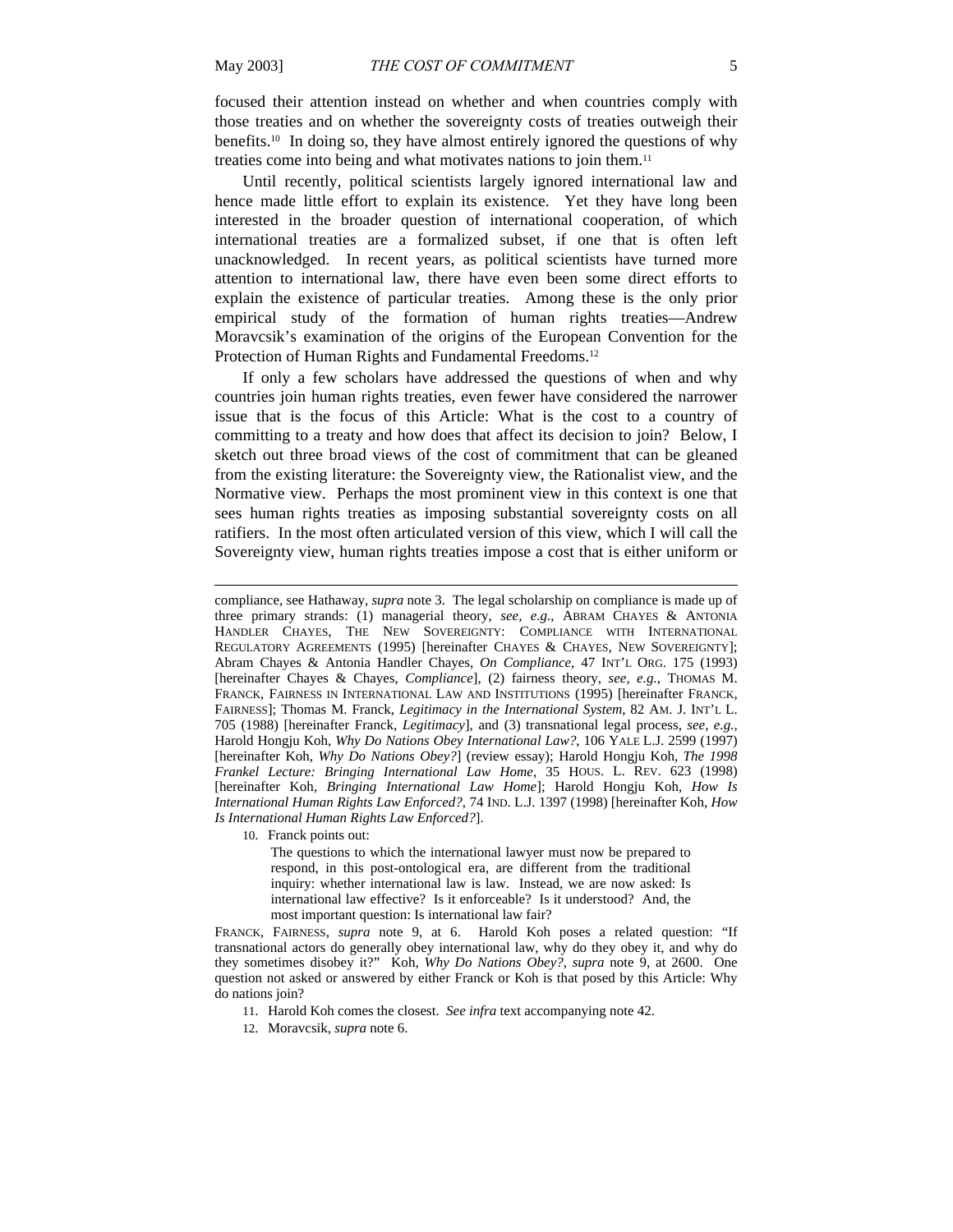focused their attention instead on whether and when countries comply with those treaties and on whether the sovereignty costs of treaties outweigh their benefits.[10] In doing so, they have almost entirely ignored the questions of why treaties come into being and what motivates nations to join them.[11]

Until recently, political scientists largely ignored international law and hence made little effort to explain its existence. Yet they have long been interested in the broader question of international cooperation, of which international treaties are a formalized subset, if one that is often left unacknowledged. In recent years, as political scientists have turned more attention to international law, there have even been some direct efforts to explain the existence of particular treaties. Among these is the only prior empirical study of the formation of human rights treaties—Andrew Moravcsik's examination of the origins of the European Convention for the Protection of Human Rights and Fundamental Freedoms.[12]

If only a few scholars have addressed the questions of when and why countries join human rights treaties, even fewer have considered the narrower issue that is the focus of this Article: What is the cost to a country of committing to a treaty and how does that affect its decision to join? Below, I sketch out three broad views of the cost of commitment that can be gleaned from the existing literature: the Sovereignty view, the Rationalist view, and the Normative view. Perhaps the most prominent view in this context is one that sees human rights treaties as imposing substantial sovereignty costs on all ratifiers. In the most often articulated version of this view, which I will call the Sovereignty view, human rights treaties impose a cost that is either uniform or

---

compliance, see Hathaway, *supra* note 3. The legal scholarship on compliance is made up of three primary strands: (1) managerial theory, *see, e.g.*, ABRAM CHAYES & ANTONIA HANDLER CHAYES, THE NEW SOVEREIGNTY: COMPLIANCE WITH INTERNATIONAL REGULATORY AGREEMENTS (1995) [hereinafter CHAYES & CHAYES, NEW SOVEREIGNTY]; Abram Chayes & Antonia Handler Chayes, *On Compliance*, 47 INT'L ORG. 175 (1993) [hereinafter Chayes & Chayes, *Compliance*], (2) fairness theory, *see, e.g.*, THOMAS M. FRANCK, FAIRNESS IN INTERNATIONAL LAW AND INSTITUTIONS (1995) [hereinafter FRANCK, FAIRNESS]; Thomas M. Franck, *Legitimacy in the International System*, 82 AM. J. INT'L L. 705 (1988) [hereinafter Franck, *Legitimacy*], and (3) transnational legal process, *see, e.g.*, Harold Hongju Koh, *Why Do Nations Obey International Law?*, 106 YALE L.J. 2599 (1997) [hereinafter Koh, *Why Do Nations Obey?*] (review essay); Harold Hongju Koh, *The 1998 Frankel Lecture: Bringing International Law Home*, 35 HOUS. L. REV. 623 (1998) [hereinafter Koh, *Bringing International Law Home*]; Harold Hongju Koh, *How Is International Human Rights Law Enforced?*, 74 IND. L.J. 1397 (1998) [hereinafter Koh, *How Is International Human Rights Law Enforced?*].

10. Franck points out:

> The questions to which the international lawyer must now be prepared to respond, in this post-ontological era, are different from the traditional inquiry: whether international law is law. Instead, we are now asked: Is international law effective? Is it enforceable? Is it understood? And, the most important question: Is international law fair?

FRANCK, FAIRNESS, *supra* note 9, at 6. Harold Koh poses a related question: "If transnational actors do generally obey international law, why do they obey it, and why do they sometimes disobey it?" Koh, *Why Do Nations Obey?*, *supra* note 9, at 2600. One question not asked or answered by either Franck or Koh is that posed by this Article: Why do nations join?

11. Harold Koh comes the closest. *See infra* text accompanying note 42.

12. Moravcsik, *supra* note 6.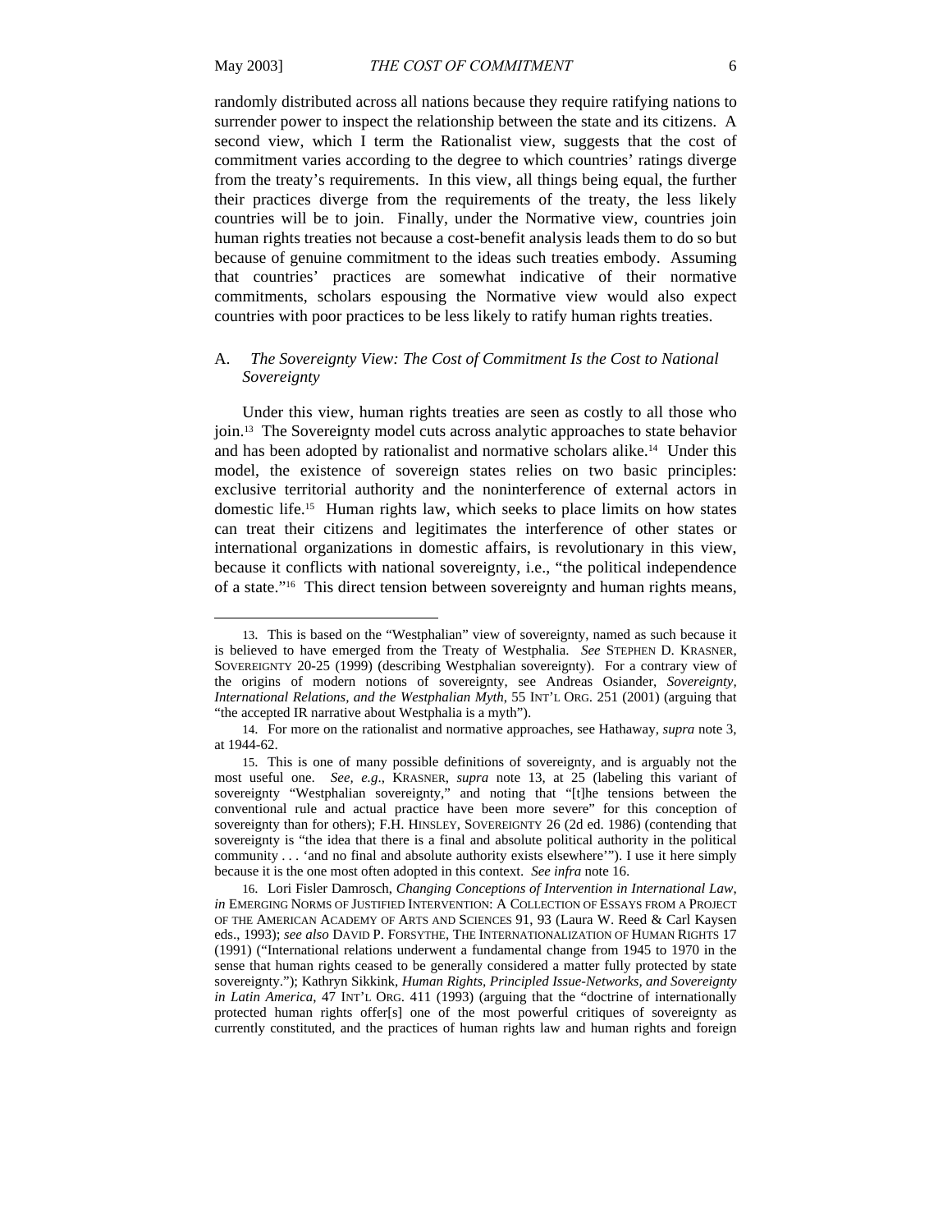randomly distributed across all nations because they require ratifying nations to surrender power to inspect the relationship between the state and its citizens. A second view, which I term the Rationalist view, suggests that the cost of commitment varies according to the degree to which countries' ratings diverge from the treaty's requirements. In this view, all things being equal, the further their practices diverge from the requirements of the treaty, the less likely countries will be to join. Finally, under the Normative view, countries join human rights treaties not because a cost-benefit analysis leads them to do so but because of genuine commitment to the ideas such treaties embody. Assuming that countries' practices are somewhat indicative of their normative commitments, scholars espousing the Normative view would also expect countries with poor practices to be less likely to ratify human rights treaties.

### A. *The Sovereignty View: The Cost of Commitment Is the Cost to National Sovereignty*

Under this view, human rights treaties are seen as costly to all those who join.[13] The Sovereignty model cuts across analytic approaches to state behavior and has been adopted by rationalist and normative scholars alike.[14] Under this model, the existence of sovereign states relies on two basic principles: exclusive territorial authority and the noninterference of external actors in domestic life.[15] Human rights law, which seeks to place limits on how states can treat their citizens and legitimates the interference of other states or international organizations in domestic affairs, is revolutionary in this view, because it conflicts with national sovereignty, i.e., "the political independence of a state."[16] This direct tension between sovereignty and human rights means,

---

13. This is based on the "Westphalian" view of sovereignty, named as such because it is believed to have emerged from the Treaty of Westphalia. *See* STEPHEN D. KRASNER, SOVEREIGNTY 20-25 (1999) (describing Westphalian sovereignty). For a contrary view of the origins of modern notions of sovereignty, see Andreas Osiander, *Sovereignty, International Relations, and the Westphalian Myth*, 55 INT'L ORG. 251 (2001) (arguing that "the accepted IR narrative about Westphalia is a myth").

14. For more on the rationalist and normative approaches, see Hathaway, *supra* note 3, at 1944-62.

15. This is one of many possible definitions of sovereignty, and is arguably not the most useful one. *See, e.g.*, KRASNER, *supra* note 13, at 25 (labeling this variant of sovereignty "Westphalian sovereignty," and noting that "[t]he tensions between the conventional rule and actual practice have been more severe" for this conception of sovereignty than for others); F.H. HINSLEY, SOVEREIGNTY 26 (2d ed. 1986) (contending that sovereignty is "the idea that there is a final and absolute political authority in the political community . . . 'and no final and absolute authority exists elsewhere'"). I use it here simply because it is the one most often adopted in this context. *See infra* note 16.

16. Lori Fisler Damrosch, *Changing Conceptions of Intervention in International Law*, *in* EMERGING NORMS OF JUSTIFIED INTERVENTION: A COLLECTION OF ESSAYS FROM A PROJECT OF THE AMERICAN ACADEMY OF ARTS AND SCIENCES 91, 93 (Laura W. Reed & Carl Kaysen eds., 1993); *see also* DAVID P. FORSYTHE, THE INTERNATIONALIZATION OF HUMAN RIGHTS 17 (1991) ("International relations underwent a fundamental change from 1945 to 1970 in the sense that human rights ceased to be generally considered a matter fully protected by state sovereignty."); Kathryn Sikkink, *Human Rights, Principled Issue-Networks, and Sovereignty in Latin America*, 47 INT'L ORG. 411 (1993) (arguing that the "doctrine of internationally protected human rights offer[s] one of the most powerful critiques of sovereignty as currently constituted, and the practices of human rights law and human rights and foreign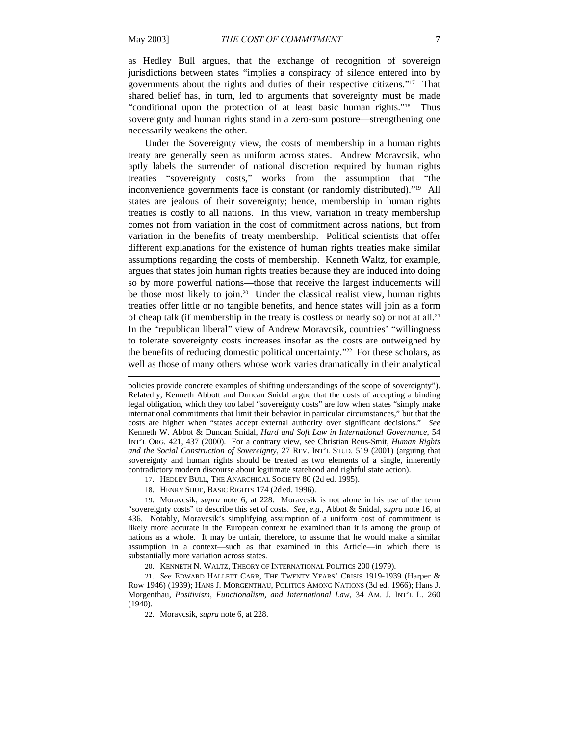as Hedley Bull argues, that the exchange of recognition of sovereign jurisdictions between states "implies a conspiracy of silence entered into by governments about the rights and duties of their respective citizens."[17] That shared belief has, in turn, led to arguments that sovereignty must be made "conditional upon the protection of at least basic human rights."[18] Thus sovereignty and human rights stand in a zero-sum posture—strengthening one necessarily weakens the other.

Under the Sovereignty view, the costs of membership in a human rights treaty are generally seen as uniform across states. Andrew Moravcsik, who aptly labels the surrender of national discretion required by human rights treaties "sovereignty costs," works from the assumption that "the inconvenience governments face is constant (or randomly distributed)."[19] All states are jealous of their sovereignty; hence, membership in human rights treaties is costly to all nations. In this view, variation in treaty membership comes not from variation in the cost of commitment across nations, but from variation in the benefits of treaty membership. Political scientists that offer different explanations for the existence of human rights treaties make similar assumptions regarding the costs of membership. Kenneth Waltz, for example, argues that states join human rights treaties because they are induced into doing so by more powerful nations—those that receive the largest inducements will be those most likely to join.[20] Under the classical realist view, human rights treaties offer little or no tangible benefits, and hence states will join as a form of cheap talk (if membership in the treaty is costless or nearly so) or not at all.[21] In the "republican liberal" view of Andrew Moravcsik, countries' "willingness to tolerate sovereignty costs increases insofar as the costs are outweighed by the benefits of reducing domestic political uncertainty."[22] For these scholars, as well as those of many others whose work varies dramatically in their analytical

---

policies provide concrete examples of shifting understandings of the scope of sovereignty"). Relatedly, Kenneth Abbott and Duncan Snidal argue that the costs of accepting a binding legal obligation, which they too label "sovereignty costs" are low when states "simply make international commitments that limit their behavior in particular circumstances," but that the costs are higher when "states accept external authority over significant decisions." *See* Kenneth W. Abbot & Duncan Snidal, *Hard and Soft Law in International Governance*, 54 INT'L ORG. 421, 437 (2000). For a contrary view, see Christian Reus-Smit, *Human Rights and the Social Construction of Sovereignty*, 27 REV. INT'L STUD. 519 (2001) (arguing that sovereignty and human rights should be treated as two elements of a single, inherently contradictory modern discourse about legitimate statehood and rightful state action).

17. HEDLEY BULL, THE ANARCHICAL SOCIETY 80 (2d ed. 1995).

18. HENRY SHUE, BASIC RIGHTS 174 (2d ed. 1996).

19. Moravcsik, *supra* note 6, at 228. Moravcsik is not alone in his use of the term "sovereignty costs" to describe this set of costs. *See, e.g*., Abbot & Snidal, *supra* note 16, at 436. Notably, Moravcsik's simplifying assumption of a uniform cost of commitment is likely more accurate in the European context he examined than it is among the group of nations as a whole. It may be unfair, therefore, to assume that he would make a similar assumption in a context—such as that examined in this Article—in which there is substantially more variation across states.

20. KENNETH N. WALTZ, THEORY OF INTERNATIONAL POLITICS 200 (1979).

21. *See* EDWARD HALLETT CARR, THE TWENTY YEARS' CRISIS 1919-1939 (Harper & Row 1946) (1939); HANS J. MORGENTHAU, POLITICS AMONG NATIONS (3d ed. 1966); Hans J. Morgenthau, *Positivism, Functionalism, and International Law*, 34 AM. J. INT'L L. 260 (1940).

22. Moravcsik, *supra* note 6, at 228.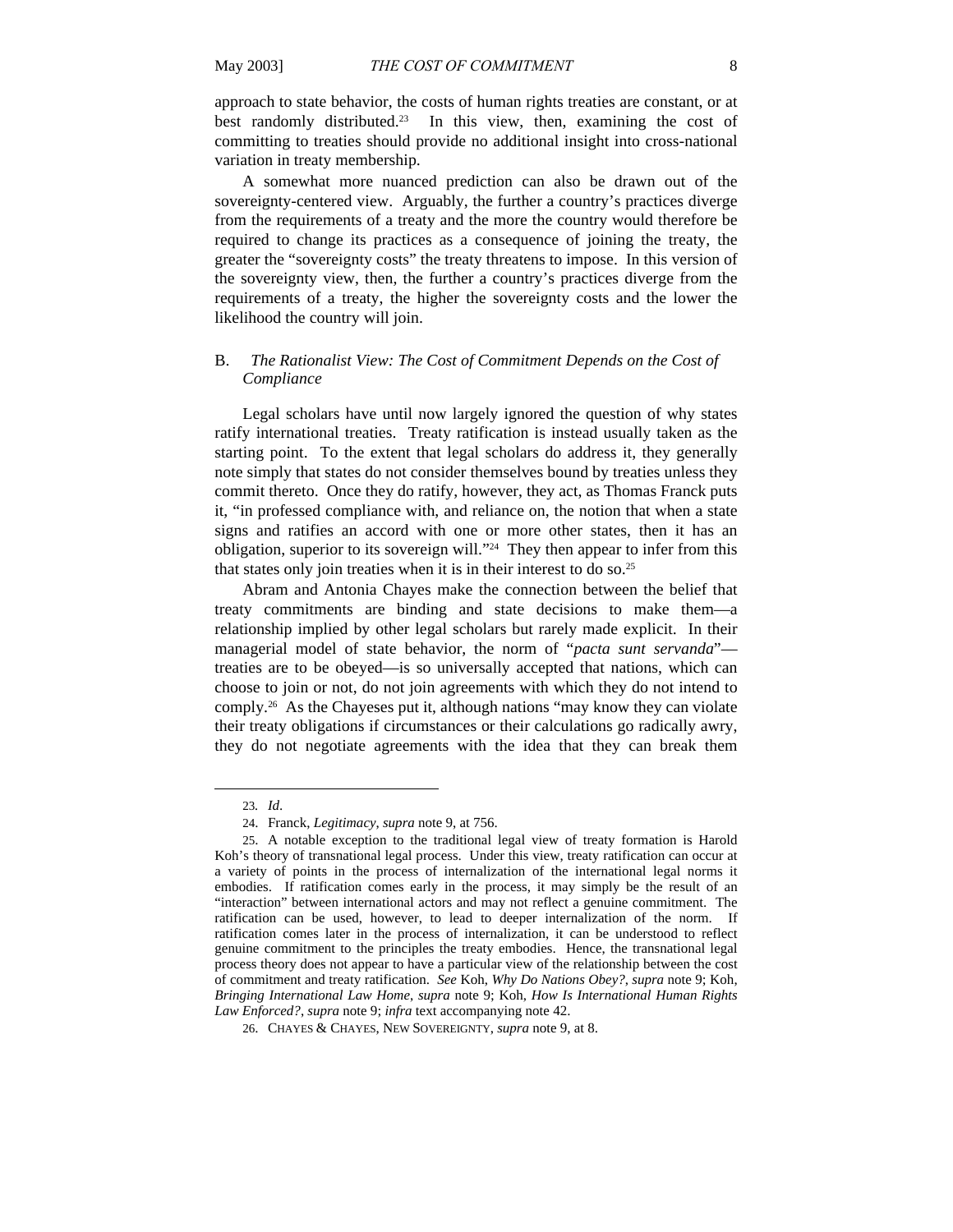approach to state behavior, the costs of human rights treaties are constant, or at best randomly distributed.[23] In this view, then, examining the cost of committing to treaties should provide no additional insight into cross-national variation in treaty membership.

A somewhat more nuanced prediction can also be drawn out of the sovereignty-centered view. Arguably, the further a country's practices diverge from the requirements of a treaty and the more the country would therefore be required to change its practices as a consequence of joining the treaty, the greater the "sovereignty costs" the treaty threatens to impose. In this version of the sovereignty view, then, the further a country's practices diverge from the requirements of a treaty, the higher the sovereignty costs and the lower the likelihood the country will join.

## B. *The Rationalist View: The Cost of Commitment Depends on the Cost of Compliance*

Legal scholars have until now largely ignored the question of why states ratify international treaties. Treaty ratification is instead usually taken as the starting point. To the extent that legal scholars do address it, they generally note simply that states do not consider themselves bound by treaties unless they commit thereto. Once they do ratify, however, they act, as Thomas Franck puts it, "in professed compliance with, and reliance on, the notion that when a state signs and ratifies an accord with one or more other states, then it has an obligation, superior to its sovereign will."[24] They then appear to infer from this that states only join treaties when it is in their interest to do so.[25]

Abram and Antonia Chayes make the connection between the belief that treaty commitments are binding and state decisions to make them—a relationship implied by other legal scholars but rarely made explicit. In their managerial model of state behavior, the norm of "*pacta sunt servanda*"—treaties are to be obeyed—is so universally accepted that nations, which can choose to join or not, do not join agreements with which they do not intend to comply.[26] As the Chayeses put it, although nations "may know they can violate their treaty obligations if circumstances or their calculations go radically awry, they do not negotiate agreements with the idea that they can break them

---

23. *Id*.

24. Franck, *Legitimacy*, *supra* note 9, at 756.

25. A notable exception to the traditional legal view of treaty formation is Harold Koh's theory of transnational legal process. Under this view, treaty ratification can occur at a variety of points in the process of internalization of the international legal norms it embodies. If ratification comes early in the process, it may simply be the result of an "interaction" between international actors and may not reflect a genuine commitment. The ratification can be used, however, to lead to deeper internalization of the norm. If ratification comes later in the process of internalization, it can be understood to reflect genuine commitment to the principles the treaty embodies. Hence, the transnational legal process theory does not appear to have a particular view of the relationship between the cost of commitment and treaty ratification. *See* Koh, *Why Do Nations Obey?*, *supra* note 9; Koh, *Bringing International Law Home*, *supra* note 9; Koh, *How Is International Human Rights Law Enforced?*, *supra* note 9; *infra* text accompanying note 42.

26. CHAYES & CHAYES, NEW SOVEREIGNTY, *supra* note 9, at 8.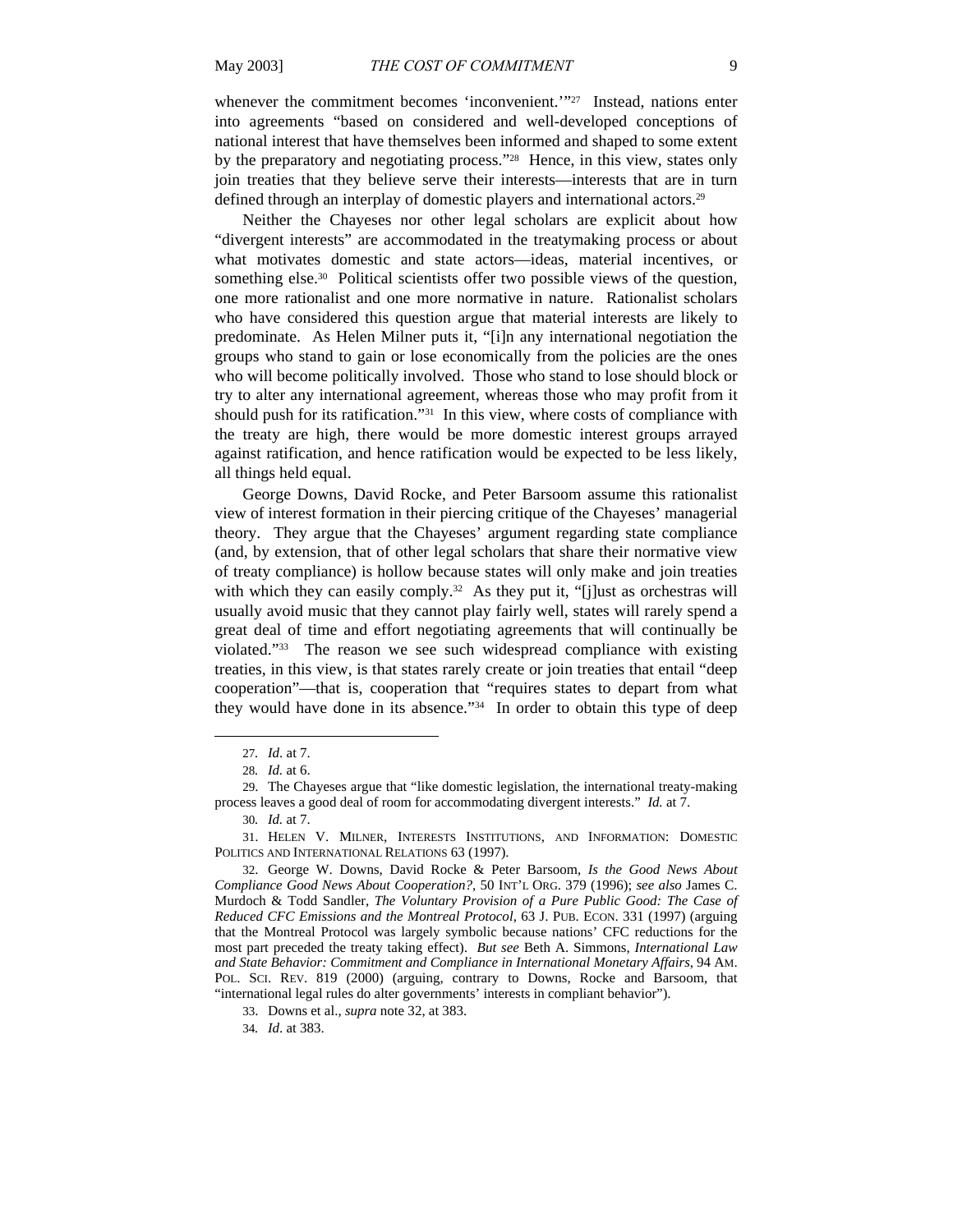whenever the commitment becomes 'inconvenient.'"[27] Instead, nations enter into agreements "based on considered and well-developed conceptions of national interest that have themselves been informed and shaped to some extent by the preparatory and negotiating process."[28] Hence, in this view, states only join treaties that they believe serve their interests—interests that are in turn defined through an interplay of domestic players and international actors.[29]

Neither the Chayeses nor other legal scholars are explicit about how "divergent interests" are accommodated in the treatymaking process or about what motivates domestic and state actors—ideas, material incentives, or something else.[30] Political scientists offer two possible views of the question, one more rationalist and one more normative in nature. Rationalist scholars who have considered this question argue that material interests are likely to predominate. As Helen Milner puts it, "[i]n any international negotiation the groups who stand to gain or lose economically from the policies are the ones who will become politically involved. Those who stand to lose should block or try to alter any international agreement, whereas those who may profit from it should push for its ratification."[31] In this view, where costs of compliance with the treaty are high, there would be more domestic interest groups arrayed against ratification, and hence ratification would be expected to be less likely, all things held equal.

George Downs, David Rocke, and Peter Barsoom assume this rationalist view of interest formation in their piercing critique of the Chayeses' managerial theory. They argue that the Chayeses' argument regarding state compliance (and, by extension, that of other legal scholars that share their normative view of treaty compliance) is hollow because states will only make and join treaties with which they can easily comply.[32] As they put it, "[j]ust as orchestras will usually avoid music that they cannot play fairly well, states will rarely spend a great deal of time and effort negotiating agreements that will continually be violated."[33] The reason we see such widespread compliance with existing treaties, in this view, is that states rarely create or join treaties that entail "deep cooperation"—that is, cooperation that "requires states to depart from what they would have done in its absence."[34] In order to obtain this type of deep

---

27. *Id.* at 7.

28. *Id.* at 6.

29. The Chayeses argue that "like domestic legislation, the international treaty-making process leaves a good deal of room for accommodating divergent interests." *Id.* at 7.

30. *Id.* at 7.

31. HELEN V. MILNER, INTERESTS INSTITUTIONS, AND INFORMATION: DOMESTIC POLITICS AND INTERNATIONAL RELATIONS 63 (1997).

32. George W. Downs, David Rocke & Peter Barsoom, *Is the Good News About Compliance Good News About Cooperation?*, 50 INT'L ORG. 379 (1996); *see also* James C. Murdoch & Todd Sandler, *The Voluntary Provision of a Pure Public Good: The Case of Reduced CFC Emissions and the Montreal Protocol*, 63 J. PUB. ECON. 331 (1997) (arguing that the Montreal Protocol was largely symbolic because nations' CFC reductions for the most part preceded the treaty taking effect). *But see* Beth A. Simmons, *International Law and State Behavior: Commitment and Compliance in International Monetary Affairs*, 94 AM. POL. SCI. REV. 819 (2000) (arguing, contrary to Downs, Rocke and Barsoom, that "international legal rules do alter governments' interests in compliant behavior").

33. Downs et al., *supra* note 32, at 383.

34. *Id.* at 383.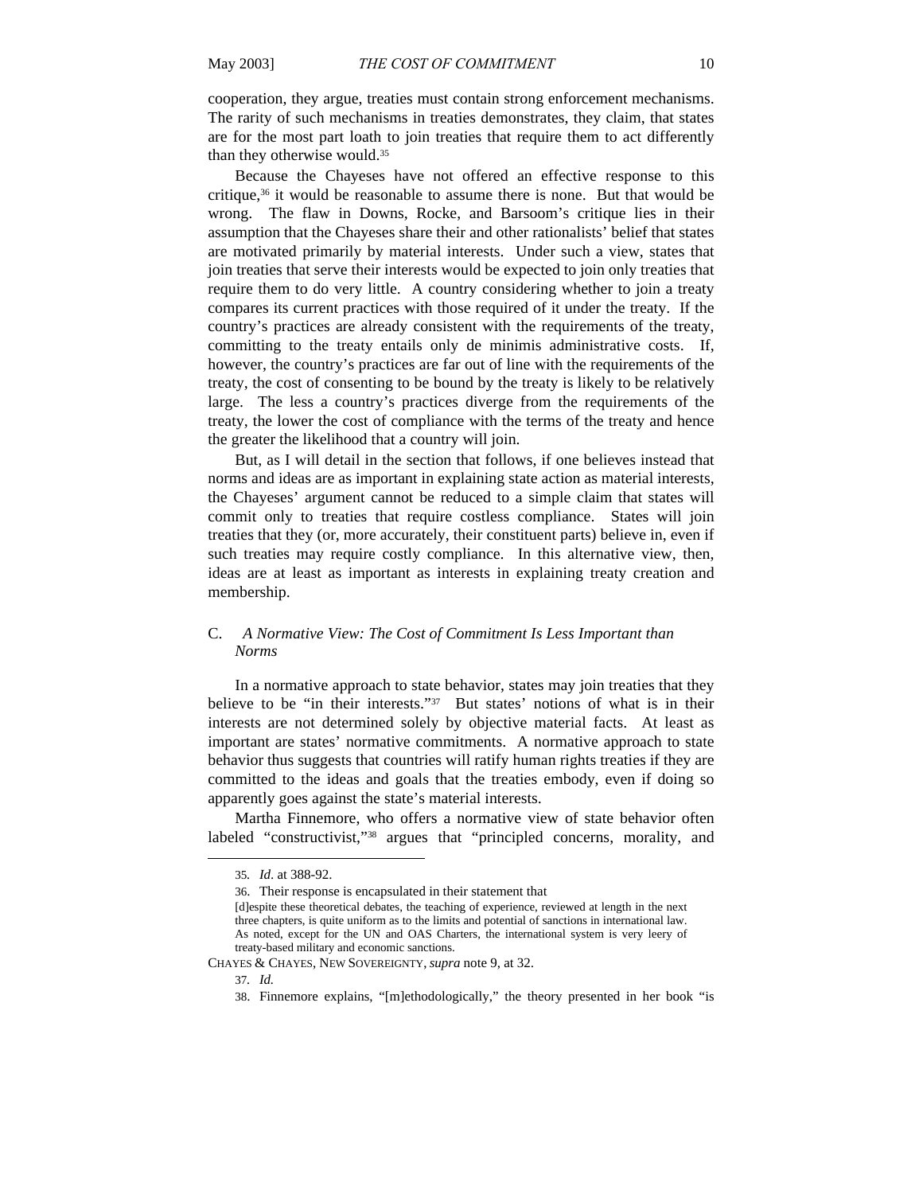cooperation, they argue, treaties must contain strong enforcement mechanisms. The rarity of such mechanisms in treaties demonstrates, they claim, that states are for the most part loath to join treaties that require them to act differently than they otherwise would.[35]

Because the Chayeses have not offered an effective response to this critique,[36] it would be reasonable to assume there is none. But that would be wrong. The flaw in Downs, Rocke, and Barsoom's critique lies in their assumption that the Chayeses share their and other rationalists' belief that states are motivated primarily by material interests. Under such a view, states that join treaties that serve their interests would be expected to join only treaties that require them to do very little. A country considering whether to join a treaty compares its current practices with those required of it under the treaty. If the country's practices are already consistent with the requirements of the treaty, committing to the treaty entails only de minimis administrative costs. If, however, the country's practices are far out of line with the requirements of the treaty, the cost of consenting to be bound by the treaty is likely to be relatively large. The less a country's practices diverge from the requirements of the treaty, the lower the cost of compliance with the terms of the treaty and hence the greater the likelihood that a country will join.

But, as I will detail in the section that follows, if one believes instead that norms and ideas are as important in explaining state action as material interests, the Chayeses' argument cannot be reduced to a simple claim that states will commit only to treaties that require costless compliance. States will join treaties that they (or, more accurately, their constituent parts) believe in, even if such treaties may require costly compliance. In this alternative view, then, ideas are at least as important as interests in explaining treaty creation and membership.

### C. *A Normative View: The Cost of Commitment Is Less Important than Norms*

In a normative approach to state behavior, states may join treaties that they believe to be "in their interests."[37] But states' notions of what is in their interests are not determined solely by objective material facts. At least as important are states' normative commitments. A normative approach to state behavior thus suggests that countries will ratify human rights treaties if they are committed to the ideas and goals that the treaties embody, even if doing so apparently goes against the state's material interests.

Martha Finnemore, who offers a normative view of state behavior often labeled "constructivist,"[38] argues that "principled concerns, morality, and

---

35. *Id.* at 388-92.

36. Their response is encapsulated in their statement that

> [d]espite these theoretical debates, the teaching of experience, reviewed at length in the next three chapters, is quite uniform as to the limits and potential of sanctions in international law. As noted, except for the UN and OAS Charters, the international system is very leery of treaty-based military and economic sanctions.

CHAYES & CHAYES, NEW SOVEREIGNTY, *supra* note 9, at 32.

37. *Id.*

38. Finnemore explains, "[m]ethodologically," the theory presented in her book "is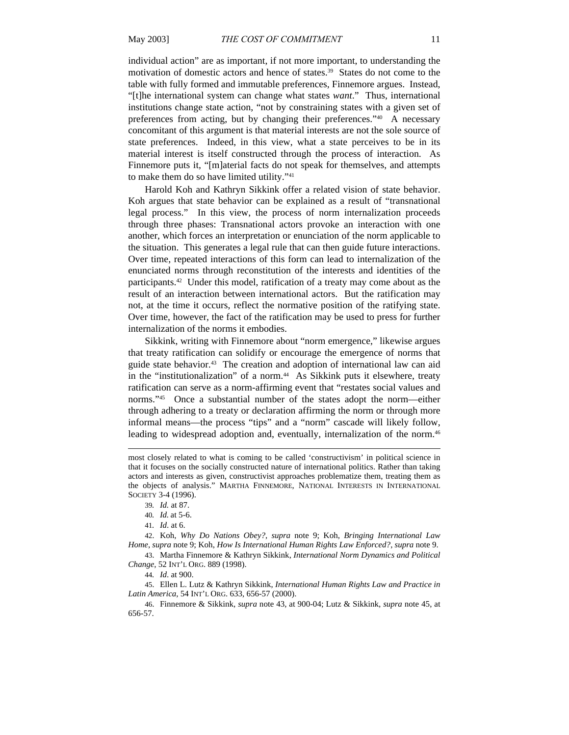individual action" are as important, if not more important, to understanding the motivation of domestic actors and hence of states.[39] States do not come to the table with fully formed and immutable preferences, Finnemore argues. Instead, "[t]he international system can change what states *want*." Thus, international institutions change state action, "not by constraining states with a given set of preferences from acting, but by changing their preferences."[40] A necessary concomitant of this argument is that material interests are not the sole source of state preferences. Indeed, in this view, what a state perceives to be in its material interest is itself constructed through the process of interaction. As Finnemore puts it, "[m]aterial facts do not speak for themselves, and attempts to make them do so have limited utility."[41]

Harold Koh and Kathryn Sikkink offer a related vision of state behavior. Koh argues that state behavior can be explained as a result of "transnational legal process." In this view, the process of norm internalization proceeds through three phases: Transnational actors provoke an interaction with one another, which forces an interpretation or enunciation of the norm applicable to the situation. This generates a legal rule that can then guide future interactions. Over time, repeated interactions of this form can lead to internalization of the enunciated norms through reconstitution of the interests and identities of the participants.[42] Under this model, ratification of a treaty may come about as the result of an interaction between international actors. But the ratification may not, at the time it occurs, reflect the normative position of the ratifying state. Over time, however, the fact of the ratification may be used to press for further internalization of the norms it embodies.

Sikkink, writing with Finnemore about "norm emergence," likewise argues that treaty ratification can solidify or encourage the emergence of norms that guide state behavior.[43] The creation and adoption of international law can aid in the "institutionalization" of a norm.[44] As Sikkink puts it elsewhere, treaty ratification can serve as a norm-affirming event that "restates social values and norms."[45] Once a substantial number of the states adopt the norm—either through adhering to a treaty or declaration affirming the norm or through more informal means—the process "tips" and a "norm" cascade will likely follow, leading to widespread adoption and, eventually, internalization of the norm.[46]

---

most closely related to what is coming to be called 'constructivism' in political science in that it focuses on the socially constructed nature of international politics. Rather than taking actors and interests as given, constructivist approaches problematize them, treating them as the objects of analysis." MARTHA FINNEMORE, NATIONAL INTERESTS IN INTERNATIONAL SOCIETY 3-4 (1996).

39. *Id.* at 87.

40. *Id.* at 5-6.

41. *Id*. at 6.

42. Koh, *Why Do Nations Obey?*, *supra* note 9; Koh, *Bringing International Law Home*, *supra* note 9; Koh, *How Is International Human Rights Law Enforced?*, *supra* note 9.

43. Martha Finnemore & Kathryn Sikkink, *International Norm Dynamics and Political Change*, 52 INT'L ORG. 889 (1998).

44. *Id*. at 900.

45. Ellen L. Lutz & Kathryn Sikkink, *International Human Rights Law and Practice in Latin America*, 54 INT'L ORG. 633, 656-57 (2000).

46. Finnemore & Sikkink, *supra* note 43, at 900-04; Lutz & Sikkink, *supra* note 45, at 656-57.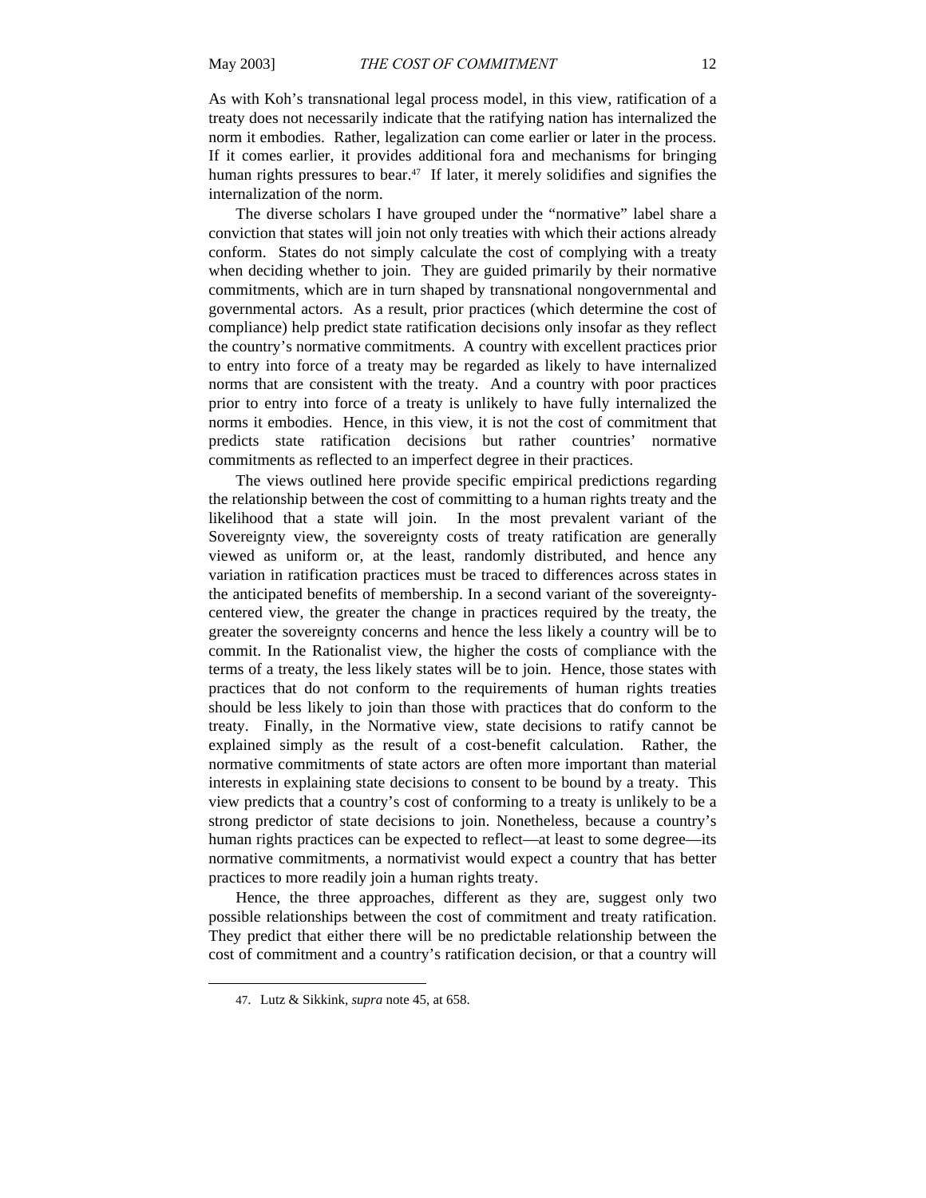As with Koh's transnational legal process model, in this view, ratification of a treaty does not necessarily indicate that the ratifying nation has internalized the norm it embodies. Rather, legalization can come earlier or later in the process. If it comes earlier, it provides additional fora and mechanisms for bringing human rights pressures to bear.[47] If later, it merely solidifies and signifies the internalization of the norm.

The diverse scholars I have grouped under the "normative" label share a conviction that states will join not only treaties with which their actions already conform. States do not simply calculate the cost of complying with a treaty when deciding whether to join. They are guided primarily by their normative commitments, which are in turn shaped by transnational nongovernmental and governmental actors. As a result, prior practices (which determine the cost of compliance) help predict state ratification decisions only insofar as they reflect the country's normative commitments. A country with excellent practices prior to entry into force of a treaty may be regarded as likely to have internalized norms that are consistent with the treaty. And a country with poor practices prior to entry into force of a treaty is unlikely to have fully internalized the norms it embodies. Hence, in this view, it is not the cost of commitment that predicts state ratification decisions but rather countries' normative commitments as reflected to an imperfect degree in their practices.

The views outlined here provide specific empirical predictions regarding the relationship between the cost of committing to a human rights treaty and the likelihood that a state will join. In the most prevalent variant of the Sovereignty view, the sovereignty costs of treaty ratification are generally viewed as uniform or, at the least, randomly distributed, and hence any variation in ratification practices must be traced to differences across states in the anticipated benefits of membership. In a second variant of the sovereignty-centered view, the greater the change in practices required by the treaty, the greater the sovereignty concerns and hence the less likely a country will be to commit. In the Rationalist view, the higher the costs of compliance with the terms of a treaty, the less likely states will be to join. Hence, those states with practices that do not conform to the requirements of human rights treaties should be less likely to join than those with practices that do conform to the treaty. Finally, in the Normative view, state decisions to ratify cannot be explained simply as the result of a cost-benefit calculation. Rather, the normative commitments of state actors are often more important than material interests in explaining state decisions to consent to be bound by a treaty. This view predicts that a country's cost of conforming to a treaty is unlikely to be a strong predictor of state decisions to join. Nonetheless, because a country's human rights practices can be expected to reflect—at least to some degree—its normative commitments, a normativist would expect a country that has better practices to more readily join a human rights treaty.

Hence, the three approaches, different as they are, suggest only two possible relationships between the cost of commitment and treaty ratification. They predict that either there will be no predictable relationship between the cost of commitment and a country's ratification decision, or that a country will

---

47. Lutz & Sikkink, *supra* note 45, at 658.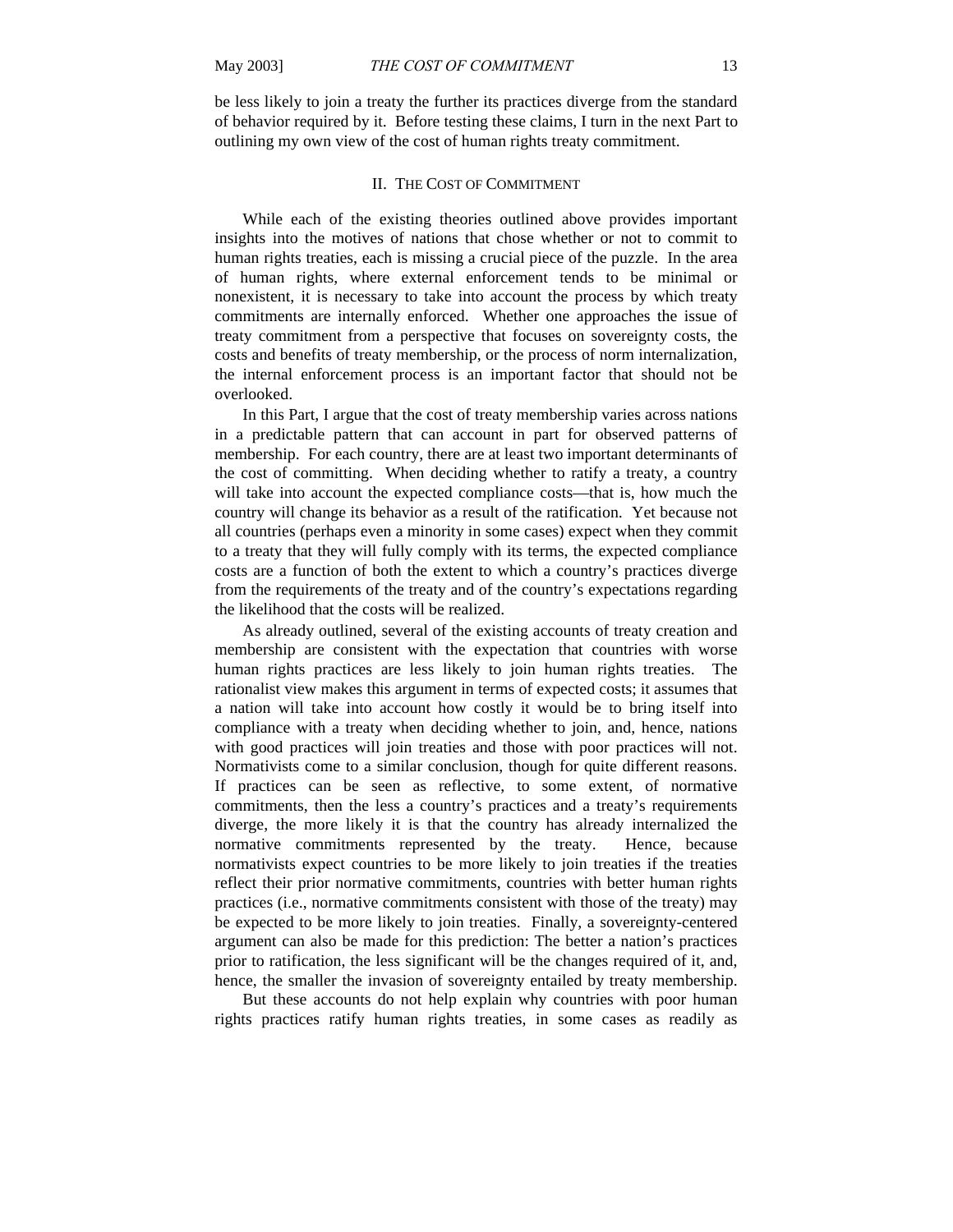be less likely to join a treaty the further its practices diverge from the standard of behavior required by it. Before testing these claims, I turn in the next Part to outlining my own view of the cost of human rights treaty commitment.

## II. THE COST OF COMMITMENT

While each of the existing theories outlined above provides important insights into the motives of nations that chose whether or not to commit to human rights treaties, each is missing a crucial piece of the puzzle. In the area of human rights, where external enforcement tends to be minimal or nonexistent, it is necessary to take into account the process by which treaty commitments are internally enforced. Whether one approaches the issue of treaty commitment from a perspective that focuses on sovereignty costs, the costs and benefits of treaty membership, or the process of norm internalization, the internal enforcement process is an important factor that should not be overlooked.

In this Part, I argue that the cost of treaty membership varies across nations in a predictable pattern that can account in part for observed patterns of membership. For each country, there are at least two important determinants of the cost of committing. When deciding whether to ratify a treaty, a country will take into account the expected compliance costs—that is, how much the country will change its behavior as a result of the ratification. Yet because not all countries (perhaps even a minority in some cases) expect when they commit to a treaty that they will fully comply with its terms, the expected compliance costs are a function of both the extent to which a country's practices diverge from the requirements of the treaty and of the country's expectations regarding the likelihood that the costs will be realized.

As already outlined, several of the existing accounts of treaty creation and membership are consistent with the expectation that countries with worse human rights practices are less likely to join human rights treaties. The rationalist view makes this argument in terms of expected costs; it assumes that a nation will take into account how costly it would be to bring itself into compliance with a treaty when deciding whether to join, and, hence, nations with good practices will join treaties and those with poor practices will not. Normativists come to a similar conclusion, though for quite different reasons. If practices can be seen as reflective, to some extent, of normative commitments, then the less a country's practices and a treaty's requirements diverge, the more likely it is that the country has already internalized the normative commitments represented by the treaty. Hence, because normativists expect countries to be more likely to join treaties if the treaties reflect their prior normative commitments, countries with better human rights practices (i.e., normative commitments consistent with those of the treaty) may be expected to be more likely to join treaties. Finally, a sovereignty-centered argument can also be made for this prediction: The better a nation's practices prior to ratification, the less significant will be the changes required of it, and, hence, the smaller the invasion of sovereignty entailed by treaty membership.

But these accounts do not help explain why countries with poor human rights practices ratify human rights treaties, in some cases as readily as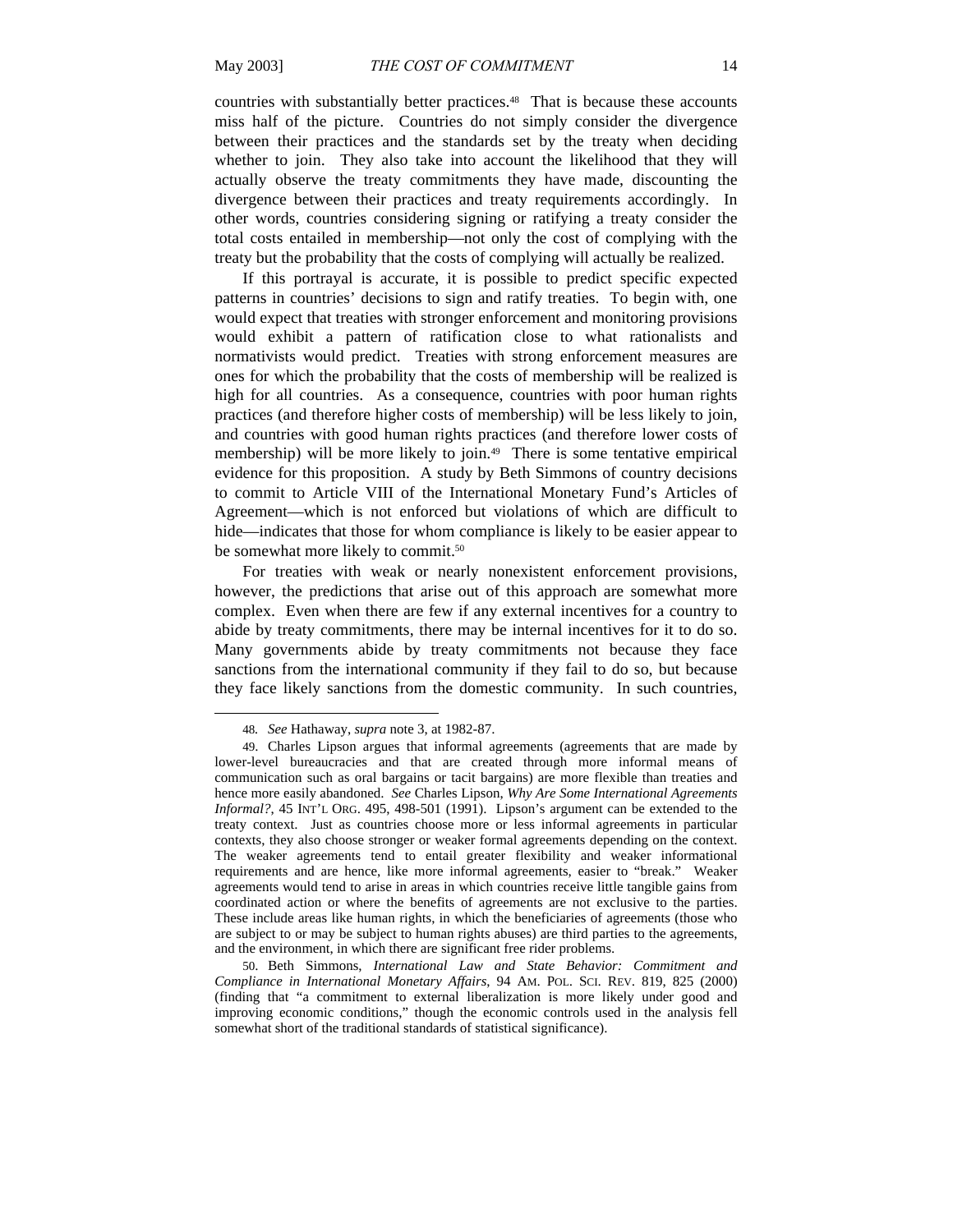countries with substantially better practices.[48] That is because these accounts miss half of the picture. Countries do not simply consider the divergence between their practices and the standards set by the treaty when deciding whether to join. They also take into account the likelihood that they will actually observe the treaty commitments they have made, discounting the divergence between their practices and treaty requirements accordingly. In other words, countries considering signing or ratifying a treaty consider the total costs entailed in membership—not only the cost of complying with the treaty but the probability that the costs of complying will actually be realized.

If this portrayal is accurate, it is possible to predict specific expected patterns in countries' decisions to sign and ratify treaties. To begin with, one would expect that treaties with stronger enforcement and monitoring provisions would exhibit a pattern of ratification close to what rationalists and normativists would predict. Treaties with strong enforcement measures are ones for which the probability that the costs of membership will be realized is high for all countries. As a consequence, countries with poor human rights practices (and therefore higher costs of membership) will be less likely to join, and countries with good human rights practices (and therefore lower costs of membership) will be more likely to join.[49] There is some tentative empirical evidence for this proposition. A study by Beth Simmons of country decisions to commit to Article VIII of the International Monetary Fund's Articles of Agreement—which is not enforced but violations of which are difficult to hide—indicates that those for whom compliance is likely to be easier appear to be somewhat more likely to commit.[50]

For treaties with weak or nearly nonexistent enforcement provisions, however, the predictions that arise out of this approach are somewhat more complex. Even when there are few if any external incentives for a country to abide by treaty commitments, there may be internal incentives for it to do so. Many governments abide by treaty commitments not because they face sanctions from the international community if they fail to do so, but because they face likely sanctions from the domestic community. In such countries,

---

48. *See* Hathaway, *supra* note 3, at 1982-87.

49. Charles Lipson argues that informal agreements (agreements that are made by lower-level bureaucracies and that are created through more informal means of communication such as oral bargains or tacit bargains) are more flexible than treaties and hence more easily abandoned. *See* Charles Lipson, *Why Are Some International Agreements Informal?*, 45 INT'L ORG. 495, 498-501 (1991). Lipson's argument can be extended to the treaty context. Just as countries choose more or less informal agreements in particular contexts, they also choose stronger or weaker formal agreements depending on the context. The weaker agreements tend to entail greater flexibility and weaker informational requirements and are hence, like more informal agreements, easier to "break." Weaker agreements would tend to arise in areas in which countries receive little tangible gains from coordinated action or where the benefits of agreements are not exclusive to the parties. These include areas like human rights, in which the beneficiaries of agreements (those who are subject to or may be subject to human rights abuses) are third parties to the agreements, and the environment, in which there are significant free rider problems.

50. Beth Simmons, *International Law and State Behavior: Commitment and Compliance in International Monetary Affairs*, 94 AM. POL. SCI. REV. 819, 825 (2000) (finding that "a commitment to external liberalization is more likely under good and improving economic conditions," though the economic controls used in the analysis fell somewhat short of the traditional standards of statistical significance).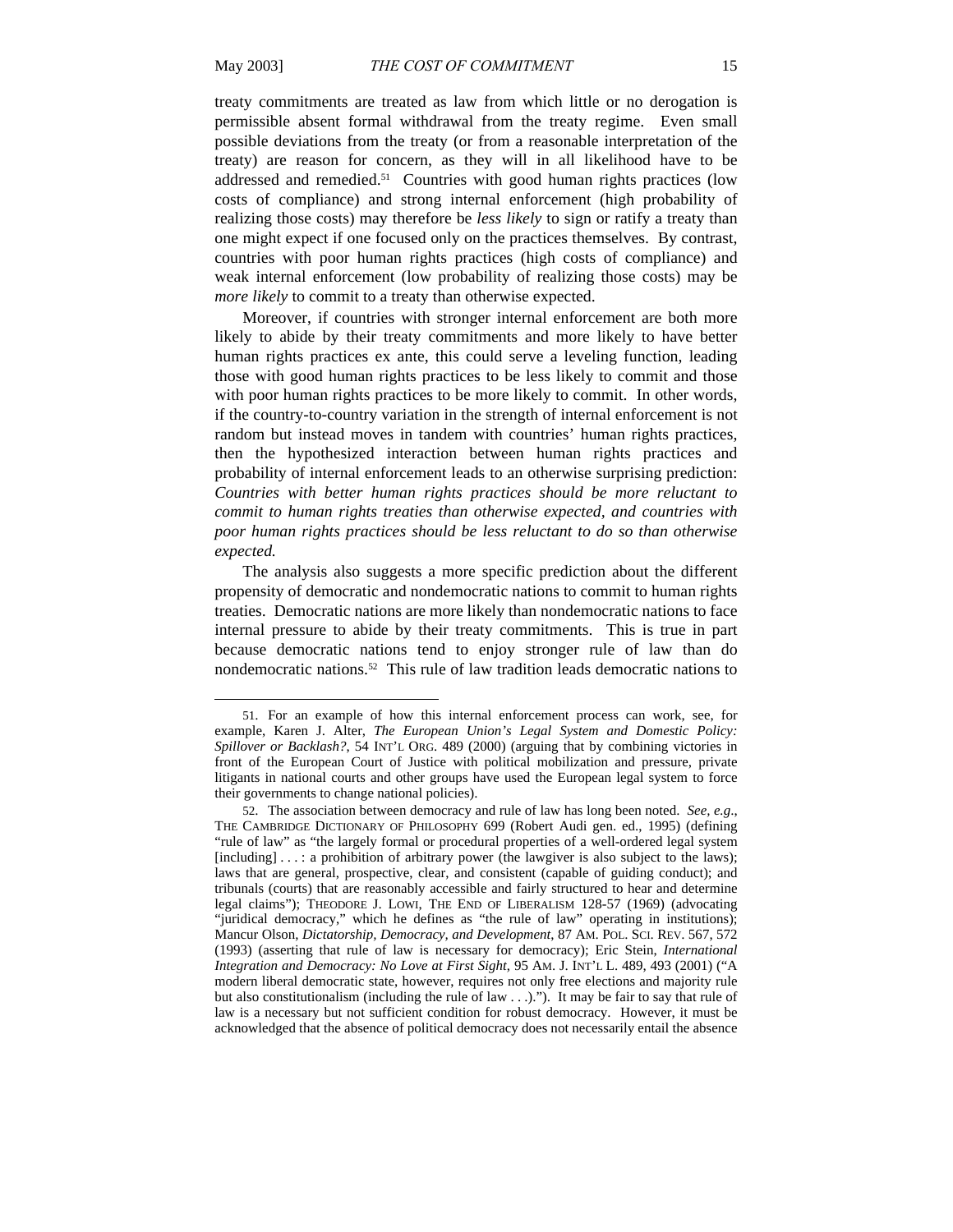treaty commitments are treated as law from which little or no derogation is permissible absent formal withdrawal from the treaty regime. Even small possible deviations from the treaty (or from a reasonable interpretation of the treaty) are reason for concern, as they will in all likelihood have to be addressed and remedied.[51] Countries with good human rights practices (low costs of compliance) and strong internal enforcement (high probability of realizing those costs) may therefore be *less likely* to sign or ratify a treaty than one might expect if one focused only on the practices themselves. By contrast, countries with poor human rights practices (high costs of compliance) and weak internal enforcement (low probability of realizing those costs) may be *more likely* to commit to a treaty than otherwise expected.

Moreover, if countries with stronger internal enforcement are both more likely to abide by their treaty commitments and more likely to have better human rights practices ex ante, this could serve a leveling function, leading those with good human rights practices to be less likely to commit and those with poor human rights practices to be more likely to commit. In other words, if the country-to-country variation in the strength of internal enforcement is not random but instead moves in tandem with countries' human rights practices, then the hypothesized interaction between human rights practices and probability of internal enforcement leads to an otherwise surprising prediction: *Countries with better human rights practices should be more reluctant to commit to human rights treaties than otherwise expected, and countries with poor human rights practices should be less reluctant to do so than otherwise expected.*

The analysis also suggests a more specific prediction about the different propensity of democratic and nondemocratic nations to commit to human rights treaties. Democratic nations are more likely than nondemocratic nations to face internal pressure to abide by their treaty commitments. This is true in part because democratic nations tend to enjoy stronger rule of law than do nondemocratic nations.[52] This rule of law tradition leads democratic nations to

---

51. For an example of how this internal enforcement process can work, see, for example, Karen J. Alter, *The European Union's Legal System and Domestic Policy: Spillover or Backlash?*, 54 INT'L ORG. 489 (2000) (arguing that by combining victories in front of the European Court of Justice with political mobilization and pressure, private litigants in national courts and other groups have used the European legal system to force their governments to change national policies).

52. The association between democracy and rule of law has long been noted. *See, e.g.*, THE CAMBRIDGE DICTIONARY OF PHILOSOPHY 699 (Robert Audi gen. ed., 1995) (defining "rule of law" as "the largely formal or procedural properties of a well-ordered legal system [including] . . . : a prohibition of arbitrary power (the lawgiver is also subject to the laws); laws that are general, prospective, clear, and consistent (capable of guiding conduct); and tribunals (courts) that are reasonably accessible and fairly structured to hear and determine legal claims"); THEODORE J. LOWI, THE END OF LIBERALISM 128-57 (1969) (advocating "juridical democracy," which he defines as "the rule of law" operating in institutions); Mancur Olson, *Dictatorship, Democracy, and Development*, 87 AM. POL. SCI. REV. 567, 572 (1993) (asserting that rule of law is necessary for democracy); Eric Stein, *International Integration and Democracy: No Love at First Sight*, 95 AM. J. INT'L L. 489, 493 (2001) ("A modern liberal democratic state, however, requires not only free elections and majority rule but also constitutionalism (including the rule of law . . .)."). It may be fair to say that rule of law is a necessary but not sufficient condition for robust democracy. However, it must be acknowledged that the absence of political democracy does not necessarily entail the absence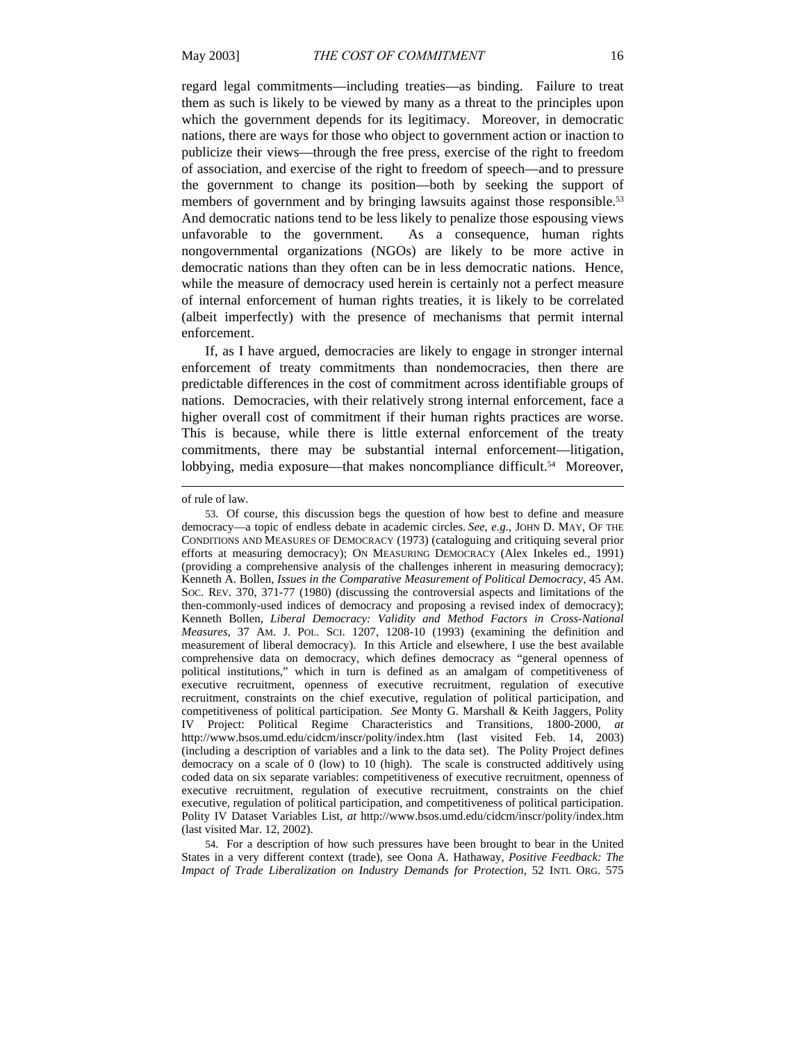regard legal commitments—including treaties—as binding. Failure to treat them as such is likely to be viewed by many as a threat to the principles upon which the government depends for its legitimacy. Moreover, in democratic nations, there are ways for those who object to government action or inaction to publicize their views—through the free press, exercise of the right to freedom of association, and exercise of the right to freedom of speech—and to pressure the government to change its position—both by seeking the support of members of government and by bringing lawsuits against those responsible.[53] And democratic nations tend to be less likely to penalize those espousing views unfavorable to the government. As a consequence, human rights nongovernmental organizations (NGOs) are likely to be more active in democratic nations than they often can be in less democratic nations. Hence, while the measure of democracy used herein is certainly not a perfect measure of internal enforcement of human rights treaties, it is likely to be correlated (albeit imperfectly) with the presence of mechanisms that permit internal enforcement.

If, as I have argued, democracies are likely to engage in stronger internal enforcement of treaty commitments than nondemocracies, then there are predictable differences in the cost of commitment across identifiable groups of nations. Democracies, with their relatively strong internal enforcement, face a higher overall cost of commitment if their human rights practices are worse. This is because, while there is little external enforcement of the treaty commitments, there may be substantial internal enforcement—litigation, lobbying, media exposure—that makes noncompliance difficult.[54] Moreover,

---

of rule of law.

53. Of course, this discussion begs the question of how best to define and measure democracy—a topic of endless debate in academic circles. *See, e.g.*, JOHN D. MAY, OF THE CONDITIONS AND MEASURES OF DEMOCRACY (1973) (cataloguing and critiquing several prior efforts at measuring democracy); ON MEASURING DEMOCRACY (Alex Inkeles ed., 1991) (providing a comprehensive analysis of the challenges inherent in measuring democracy); Kenneth A. Bollen, *Issues in the Comparative Measurement of Political Democracy*, 45 AM. SOC. REV. 370, 371-77 (1980) (discussing the controversial aspects and limitations of the then-commonly-used indices of democracy and proposing a revised index of democracy); Kenneth Bollen, *Liberal Democracy: Validity and Method Factors in Cross-National Measures*, 37 AM. J. POL. SCI. 1207, 1208-10 (1993) (examining the definition and measurement of liberal democracy). In this Article and elsewhere, I use the best available comprehensive data on democracy, which defines democracy as "general openness of political institutions," which in turn is defined as an amalgam of competitiveness of executive recruitment, openness of executive recruitment, regulation of executive recruitment, constraints on the chief executive, regulation of political participation, and competitiveness of political participation. *See* Monty G. Marshall & Keith Jaggers, Polity IV Project: Political Regime Characteristics and Transitions, 1800-2000, *at* http://www.bsos.umd.edu/cidcm/inscr/polity/index.htm (last visited Feb. 14, 2003) (including a description of variables and a link to the data set). The Polity Project defines democracy on a scale of 0 (low) to 10 (high). The scale is constructed additively using coded data on six separate variables: competitiveness of executive recruitment, openness of executive recruitment, regulation of executive recruitment, constraints on the chief executive, regulation of political participation, and competitiveness of political participation. Polity IV Dataset Variables List, *at* http://www.bsos.umd.edu/cidcm/inscr/polity/index.htm (last visited Mar. 12, 2002).

54. For a description of how such pressures have been brought to bear in the United States in a very different context (trade), see Oona A. Hathaway, *Positive Feedback: The Impact of Trade Liberalization on Industry Demands for Protection*, 52 INTL ORG. 575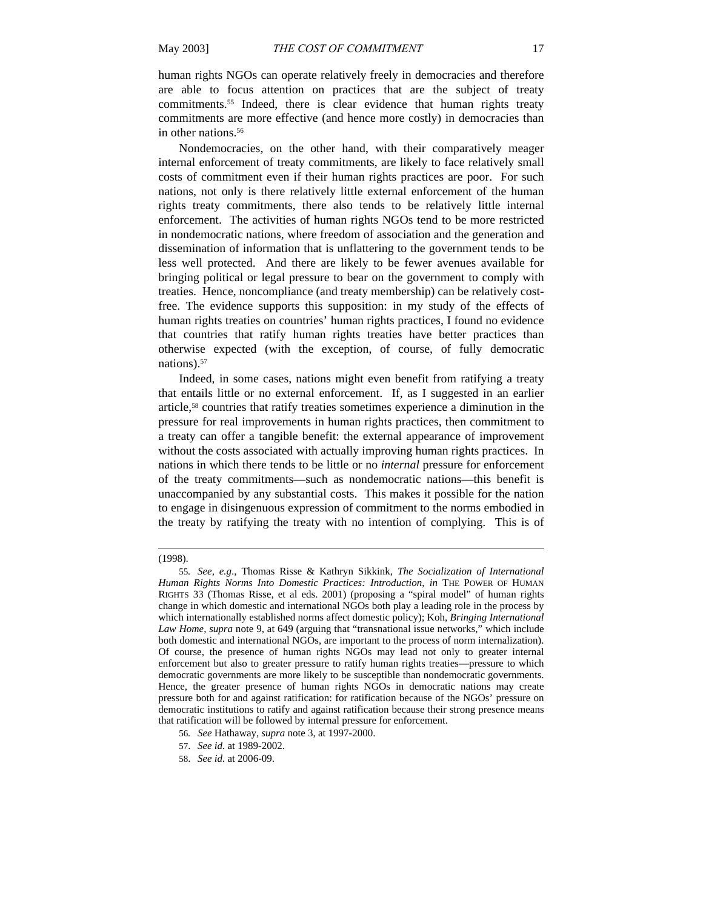human rights NGOs can operate relatively freely in democracies and therefore are able to focus attention on practices that are the subject of treaty commitments.[55] Indeed, there is clear evidence that human rights treaty commitments are more effective (and hence more costly) in democracies than in other nations.[56]

Nondemocracies, on the other hand, with their comparatively meager internal enforcement of treaty commitments, are likely to face relatively small costs of commitment even if their human rights practices are poor. For such nations, not only is there relatively little external enforcement of the human rights treaty commitments, there also tends to be relatively little internal enforcement. The activities of human rights NGOs tend to be more restricted in nondemocratic nations, where freedom of association and the generation and dissemination of information that is unflattering to the government tends to be less well protected. And there are likely to be fewer avenues available for bringing political or legal pressure to bear on the government to comply with treaties. Hence, noncompliance (and treaty membership) can be relatively cost-free. The evidence supports this supposition: in my study of the effects of human rights treaties on countries' human rights practices, I found no evidence that countries that ratify human rights treaties have better practices than otherwise expected (with the exception, of course, of fully democratic nations).[57]

Indeed, in some cases, nations might even benefit from ratifying a treaty that entails little or no external enforcement. If, as I suggested in an earlier article,[58] countries that ratify treaties sometimes experience a diminution in the pressure for real improvements in human rights practices, then commitment to a treaty can offer a tangible benefit: the external appearance of improvement without the costs associated with actually improving human rights practices. In nations in which there tends to be little or no *internal* pressure for enforcement of the treaty commitments—such as nondemocratic nations—this benefit is unaccompanied by any substantial costs. This makes it possible for the nation to engage in disingenuous expression of commitment to the norms embodied in the treaty by ratifying the treaty with no intention of complying. This is of

---

(1998).

55. *See, e.g.*, Thomas Risse & Kathryn Sikkink, *The Socialization of International Human Rights Norms Into Domestic Practices: Introduction*, *in* THE POWER OF HUMAN RIGHTS 33 (Thomas Risse, et al eds. 2001) (proposing a "spiral model" of human rights change in which domestic and international NGOs both play a leading role in the process by which internationally established norms affect domestic policy); Koh, *Bringing International Law Home*, *supra* note 9, at 649 (arguing that "transnational issue networks," which include both domestic and international NGOs, are important to the process of norm internalization). Of course, the presence of human rights NGOs may lead not only to greater internal enforcement but also to greater pressure to ratify human rights treaties—pressure to which democratic governments are more likely to be susceptible than nondemocratic governments. Hence, the greater presence of human rights NGOs in democratic nations may create pressure both for and against ratification: for ratification because of the NGOs' pressure on democratic institutions to ratify and against ratification because their strong presence means that ratification will be followed by internal pressure for enforcement.

56. *See* Hathaway, *supra* note 3, at 1997-2000.

57. *See id.* at 1989-2002.

58. *See id.* at 2006-09.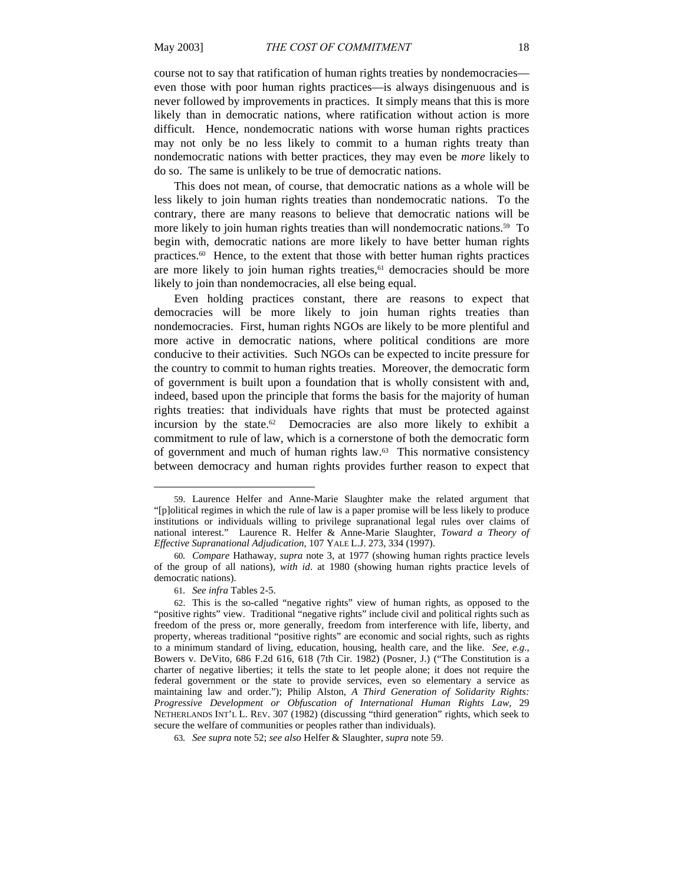course not to say that ratification of human rights treaties by nondemocracies—even those with poor human rights practices—is always disingenuous and is never followed by improvements in practices. It simply means that this is more likely than in democratic nations, where ratification without action is more difficult. Hence, nondemocratic nations with worse human rights practices may not only be no less likely to commit to a human rights treaty than nondemocratic nations with better practices, they may even be *more* likely to do so. The same is unlikely to be true of democratic nations.

This does not mean, of course, that democratic nations as a whole will be less likely to join human rights treaties than nondemocratic nations. To the contrary, there are many reasons to believe that democratic nations will be more likely to join human rights treaties than will nondemocratic nations.[59] To begin with, democratic nations are more likely to have better human rights practices.[60] Hence, to the extent that those with better human rights practices are more likely to join human rights treaties,[61] democracies should be more likely to join than nondemocracies, all else being equal.

Even holding practices constant, there are reasons to expect that democracies will be more likely to join human rights treaties than nondemocracies. First, human rights NGOs are likely to be more plentiful and more active in democratic nations, where political conditions are more conducive to their activities. Such NGOs can be expected to incite pressure for the country to commit to human rights treaties. Moreover, the democratic form of government is built upon a foundation that is wholly consistent with and, indeed, based upon the principle that forms the basis for the majority of human rights treaties: that individuals have rights that must be protected against incursion by the state.[62] Democracies are also more likely to exhibit a commitment to rule of law, which is a cornerstone of both the democratic form of government and much of human rights law.[63] This normative consistency between democracy and human rights provides further reason to expect that

---

59. Laurence Helfer and Anne-Marie Slaughter make the related argument that "[p]olitical regimes in which the rule of law is a paper promise will be less likely to produce institutions or individuals willing to privilege supranational legal rules over claims of national interest." Laurence R. Helfer & Anne-Marie Slaughter, *Toward a Theory of Effective Supranational Adjudication*, 107 YALE L.J. 273, 334 (1997).

60. *Compare* Hathaway, *supra* note 3, at 1977 (showing human rights practice levels of the group of all nations), *with id*. at 1980 (showing human rights practice levels of democratic nations).

61. *See infra* Tables 2-5.

62. This is the so-called "negative rights" view of human rights, as opposed to the "positive rights" view. Traditional "negative rights" include civil and political rights such as freedom of the press or, more generally, freedom from interference with life, liberty, and property, whereas traditional "positive rights" are economic and social rights, such as rights to a minimum standard of living, education, housing, health care, and the like. *See, e.g.*, Bowers v. DeVito, 686 F.2d 616, 618 (7th Cir. 1982) (Posner, J.) ("The Constitution is a charter of negative liberties; it tells the state to let people alone; it does not require the federal government or the state to provide services, even so elementary a service as maintaining law and order."); Philip Alston, *A Third Generation of Solidarity Rights: Progressive Development or Obfuscation of International Human Rights Law*, 29 NETHERLANDS INT'L L. REV. 307 (1982) (discussing "third generation" rights, which seek to secure the welfare of communities or peoples rather than individuals).

63. *See supra* note 52; *see also* Helfer & Slaughter, *supra* note 59.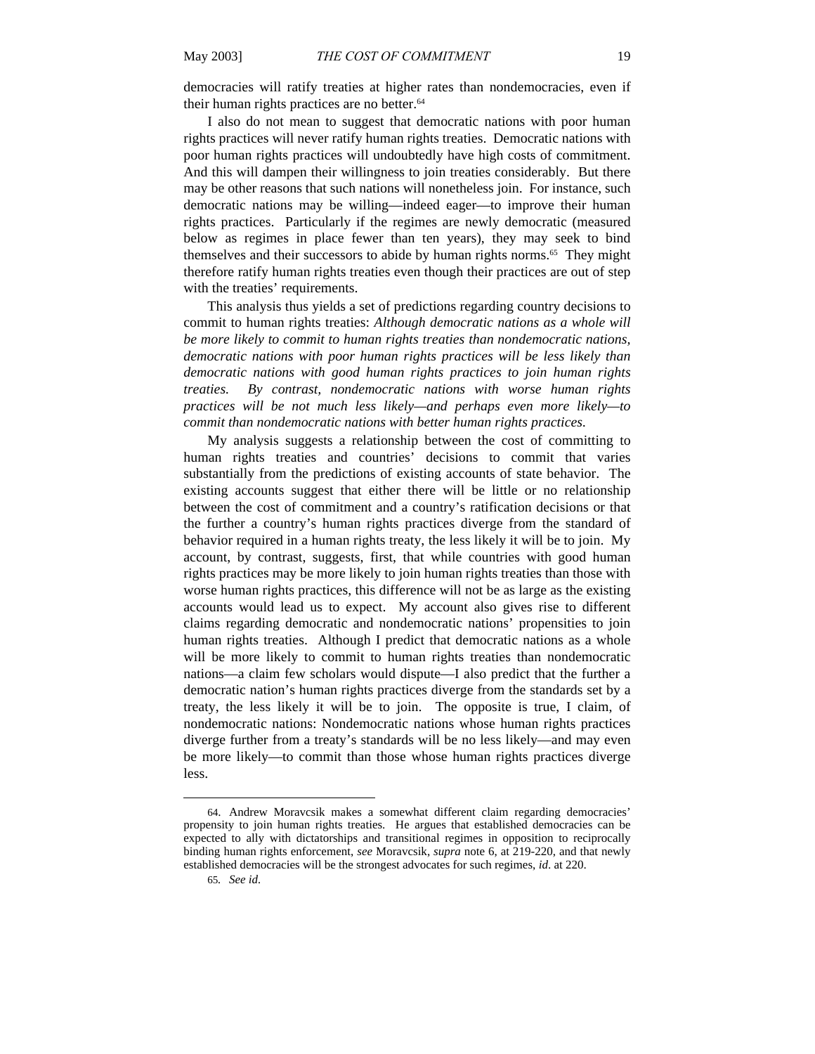democracies will ratify treaties at higher rates than nondemocracies, even if their human rights practices are no better.[64]

I also do not mean to suggest that democratic nations with poor human rights practices will never ratify human rights treaties. Democratic nations with poor human rights practices will undoubtedly have high costs of commitment. And this will dampen their willingness to join treaties considerably. But there may be other reasons that such nations will nonetheless join. For instance, such democratic nations may be willing—indeed eager—to improve their human rights practices. Particularly if the regimes are newly democratic (measured below as regimes in place fewer than ten years), they may seek to bind themselves and their successors to abide by human rights norms.[65] They might therefore ratify human rights treaties even though their practices are out of step with the treaties' requirements.

This analysis thus yields a set of predictions regarding country decisions to commit to human rights treaties: *Although democratic nations as a whole will be more likely to commit to human rights treaties than nondemocratic nations, democratic nations with poor human rights practices will be less likely than democratic nations with good human rights practices to join human rights treaties. By contrast, nondemocratic nations with worse human rights practices will be not much less likely—and perhaps even more likely—to commit than nondemocratic nations with better human rights practices.*

My analysis suggests a relationship between the cost of committing to human rights treaties and countries' decisions to commit that varies substantially from the predictions of existing accounts of state behavior. The existing accounts suggest that either there will be little or no relationship between the cost of commitment and a country's ratification decisions or that the further a country's human rights practices diverge from the standard of behavior required in a human rights treaty, the less likely it will be to join. My account, by contrast, suggests, first, that while countries with good human rights practices may be more likely to join human rights treaties than those with worse human rights practices, this difference will not be as large as the existing accounts would lead us to expect. My account also gives rise to different claims regarding democratic and nondemocratic nations' propensities to join human rights treaties. Although I predict that democratic nations as a whole will be more likely to commit to human rights treaties than nondemocratic nations—a claim few scholars would dispute—I also predict that the further a democratic nation's human rights practices diverge from the standards set by a treaty, the less likely it will be to join. The opposite is true, I claim, of nondemocratic nations: Nondemocratic nations whose human rights practices diverge further from a treaty's standards will be no less likely—and may even be more likely—to commit than those whose human rights practices diverge less.

---

64. Andrew Moravcsik makes a somewhat different claim regarding democracies' propensity to join human rights treaties. He argues that established democracies can be expected to ally with dictatorships and transitional regimes in opposition to reciprocally binding human rights enforcement, *see* Moravcsik, *supra* note 6, at 219-220, and that newly established democracies will be the strongest advocates for such regimes, *id*. at 220.

65. *See id.*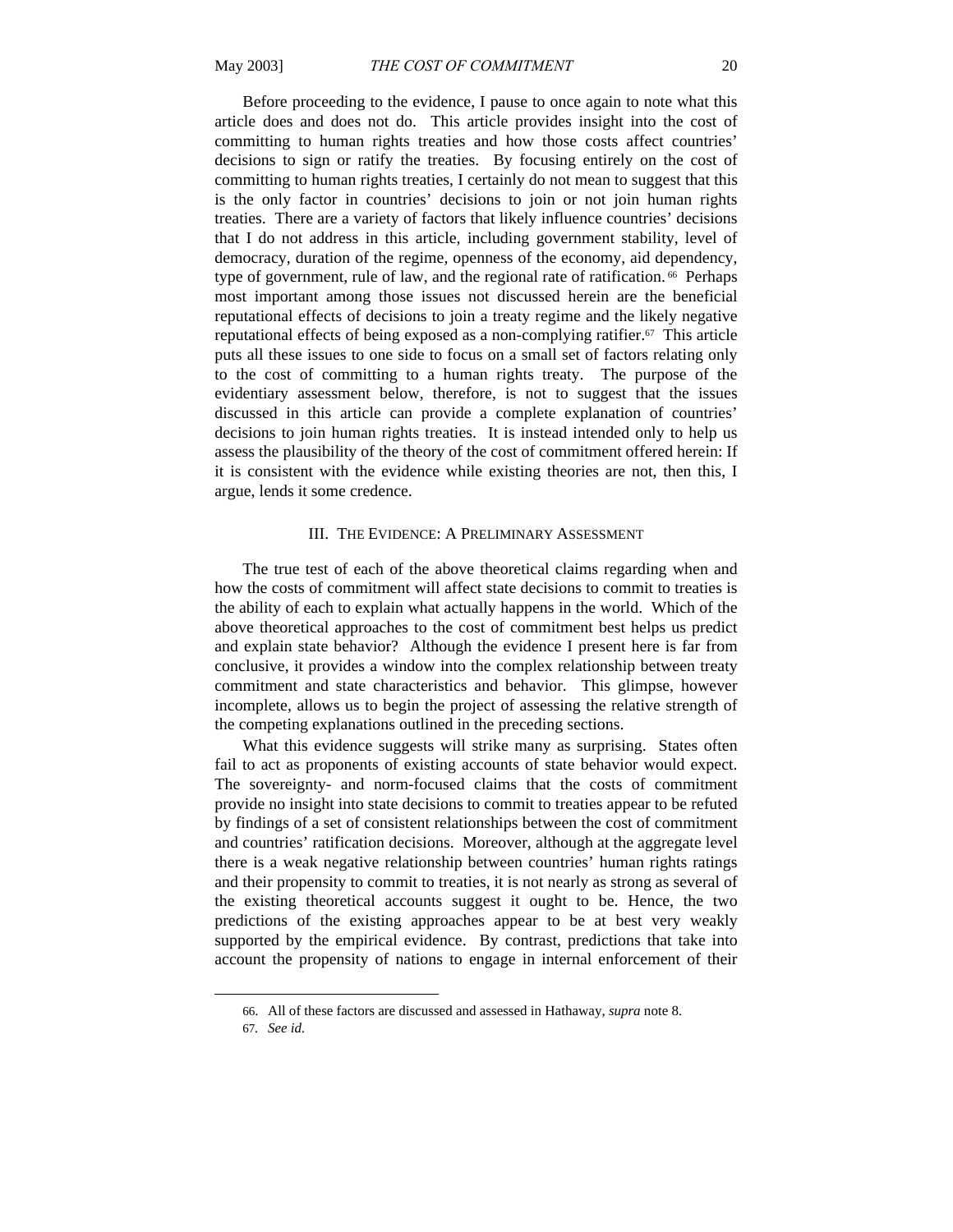Before proceeding to the evidence, I pause to once again to note what this article does and does not do. This article provides insight into the cost of committing to human rights treaties and how those costs affect countries' decisions to sign or ratify the treaties. By focusing entirely on the cost of committing to human rights treaties, I certainly do not mean to suggest that this is the only factor in countries' decisions to join or not join human rights treaties. There are a variety of factors that likely influence countries' decisions that I do not address in this article, including government stability, level of democracy, duration of the regime, openness of the economy, aid dependency, type of government, rule of law, and the regional rate of ratification.[66] Perhaps most important among those issues not discussed herein are the beneficial reputational effects of decisions to join a treaty regime and the likely negative reputational effects of being exposed as a non-complying ratifier.[67] This article puts all these issues to one side to focus on a small set of factors relating only to the cost of committing to a human rights treaty. The purpose of the evidentiary assessment below, therefore, is not to suggest that the issues discussed in this article can provide a complete explanation of countries' decisions to join human rights treaties. It is instead intended only to help us assess the plausibility of the theory of the cost of commitment offered herein: If it is consistent with the evidence while existing theories are not, then this, I argue, lends it some credence.

## III. THE EVIDENCE: A PRELIMINARY ASSESSMENT

The true test of each of the above theoretical claims regarding when and how the costs of commitment will affect state decisions to commit to treaties is the ability of each to explain what actually happens in the world. Which of the above theoretical approaches to the cost of commitment best helps us predict and explain state behavior? Although the evidence I present here is far from conclusive, it provides a window into the complex relationship between treaty commitment and state characteristics and behavior. This glimpse, however incomplete, allows us to begin the project of assessing the relative strength of the competing explanations outlined in the preceding sections.

What this evidence suggests will strike many as surprising. States often fail to act as proponents of existing accounts of state behavior would expect. The sovereignty- and norm-focused claims that the costs of commitment provide no insight into state decisions to commit to treaties appear to be refuted by findings of a set of consistent relationships between the cost of commitment and countries' ratification decisions. Moreover, although at the aggregate level there is a weak negative relationship between countries' human rights ratings and their propensity to commit to treaties, it is not nearly as strong as several of the existing theoretical accounts suggest it ought to be. Hence, the two predictions of the existing approaches appear to be at best very weakly supported by the empirical evidence. By contrast, predictions that take into account the propensity of nations to engage in internal enforcement of their

---

66. All of these factors are discussed and assessed in Hathaway, *supra* note 8.

67. *See id.*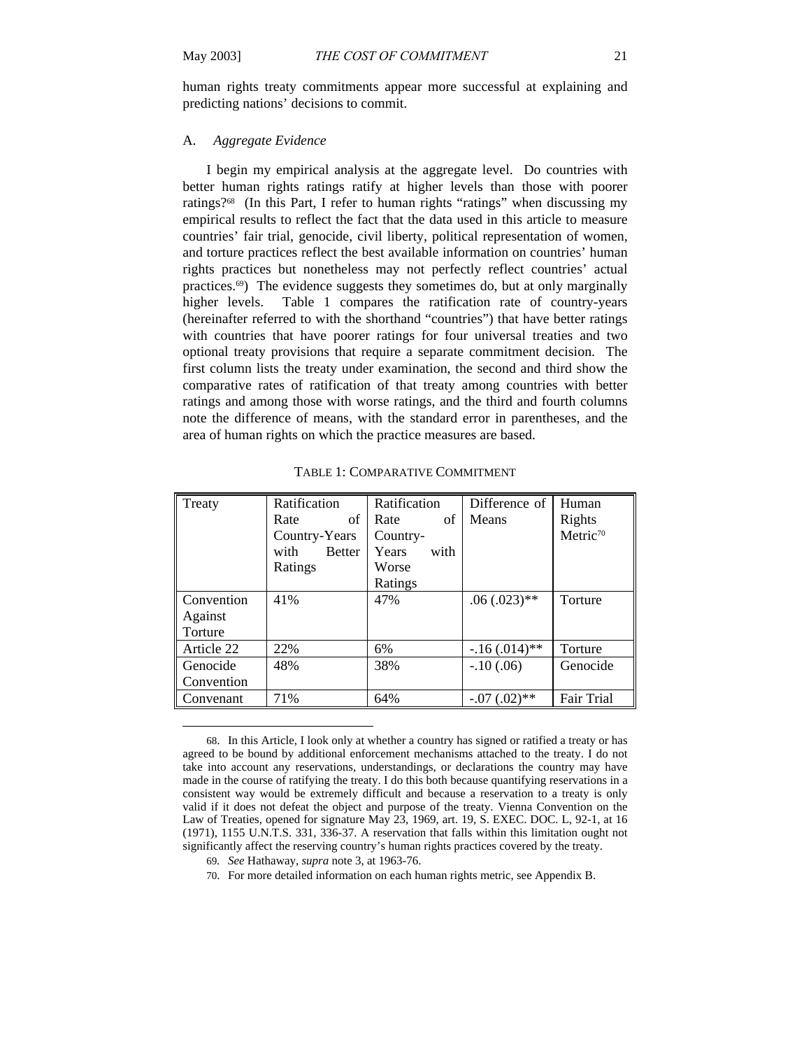human rights treaty commitments appear more successful at explaining and predicting nations' decisions to commit.

## A. *Aggregate Evidence*

I begin my empirical analysis at the aggregate level. Do countries with better human rights ratings ratify at higher levels than those with poorer ratings?[68] (In this Part, I refer to human rights "ratings" when discussing my empirical results to reflect the fact that the data used in this article to measure countries' fair trial, genocide, civil liberty, political representation of women, and torture practices reflect the best available information on countries' human rights practices but nonetheless may not perfectly reflect countries' actual practices.[69]) The evidence suggests they sometimes do, but at only marginally higher levels. Table 1 compares the ratification rate of country-years (hereinafter referred to with the shorthand "countries") that have better ratings with countries that have poorer ratings for four universal treaties and two optional treaty provisions that require a separate commitment decision. The first column lists the treaty under examination, the second and third show the comparative rates of ratification of that treaty among countries with better ratings and among those with worse ratings, and the third and fourth columns note the difference of means, with the standard error in parentheses, and the area of human rights on which the practice measures are based.

TABLE 1: COMPARATIVE COMMITMENT

| Treaty | Ratification Rate of Country-Years with Better Ratings | Ratification Rate of Country-Years with Worse Ratings | Difference of Means | Human Rights Metric[70] |
|---|---|---|---|---|
| Convention Against Torture | 41% | 47% | .06 (.023)** | Torture |
| Article 22 | 22% | 6% | -.16 (.014)** | Torture |
| Genocide Convention | 48% | 38% | -.10 (.06) | Genocide |
| Convenant | 71% | 64% | -.07 (.02)** | Fair Trial |

68. In this Article, I look only at whether a country has signed or ratified a treaty or has agreed to be bound by additional enforcement mechanisms attached to the treaty. I do not take into account any reservations, understandings, or declarations the country may have made in the course of ratifying the treaty. I do this both because quantifying reservations in a consistent way would be extremely difficult and because a reservation to a treaty is only valid if it does not defeat the object and purpose of the treaty. Vienna Convention on the Law of Treaties, opened for signature May 23, 1969, art. 19, S. EXEC. DOC. L, 92-1, at 16 (1971), 1155 U.N.T.S. 331, 336-37. A reservation that falls within this limitation ought not significantly affect the reserving country's human rights practices covered by the treaty.

69. *See* Hathaway, *supra* note 3, at 1963-76.

70. For more detailed information on each human rights metric, see Appendix B.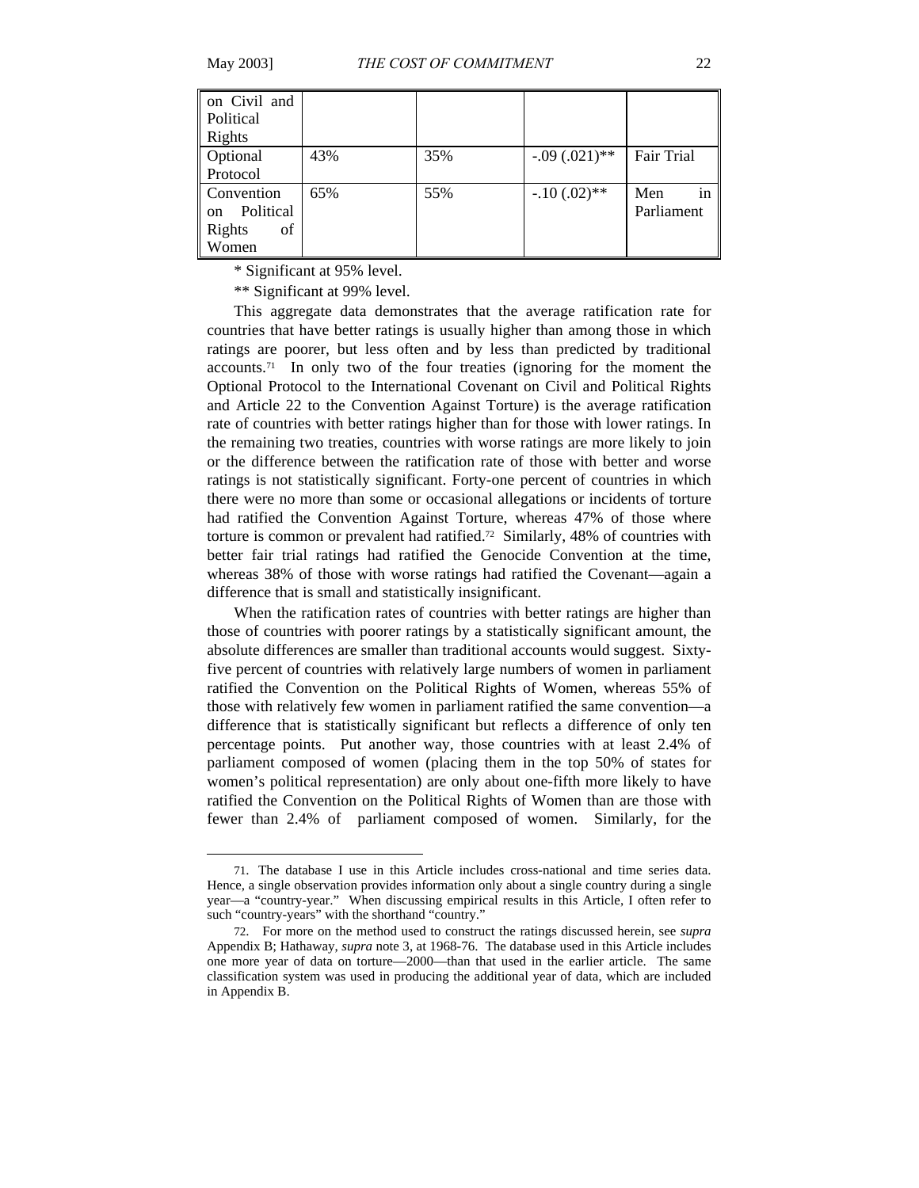| on Civil and Political Rights | | | | |
|---|---|---|---|---|
| Optional Protocol | 43% | 35% | -.09 (.021)** | Fair Trial |
| Convention on Political Rights of Women | 65% | 55% | -.10 (.02)** | Men in Parliament |

\* Significant at 95% level.

\*\* Significant at 99% level.

This aggregate data demonstrates that the average ratification rate for countries that have better ratings is usually higher than among those in which ratings are poorer, but less often and by less than predicted by traditional accounts.[71] In only two of the four treaties (ignoring for the moment the Optional Protocol to the International Covenant on Civil and Political Rights and Article 22 to the Convention Against Torture) is the average ratification rate of countries with better ratings higher than for those with lower ratings. In the remaining two treaties, countries with worse ratings are more likely to join or the difference between the ratification rate of those with better and worse ratings is not statistically significant. Forty-one percent of countries in which there were no more than some or occasional allegations or incidents of torture had ratified the Convention Against Torture, whereas 47% of those where torture is common or prevalent had ratified.[72] Similarly, 48% of countries with better fair trial ratings had ratified the Genocide Convention at the time, whereas 38% of those with worse ratings had ratified the Covenant—again a difference that is small and statistically insignificant.

When the ratification rates of countries with better ratings are higher than those of countries with poorer ratings by a statistically significant amount, the absolute differences are smaller than traditional accounts would suggest. Sixty-five percent of countries with relatively large numbers of women in parliament ratified the Convention on the Political Rights of Women, whereas 55% of those with relatively few women in parliament ratified the same convention—a difference that is statistically significant but reflects a difference of only ten percentage points. Put another way, those countries with at least 2.4% of parliament composed of women (placing them in the top 50% of states for women's political representation) are only about one-fifth more likely to have ratified the Convention on the Political Rights of Women than are those with fewer than 2.4% of parliament composed of women. Similarly, for the

71. The database I use in this Article includes cross-national and time series data. Hence, a single observation provides information only about a single country during a single year—a "country-year." When discussing empirical results in this Article, I often refer to such "country-years" with the shorthand "country."

72. For more on the method used to construct the ratings discussed herein, see *supra* Appendix B; Hathaway, *supra* note 3, at 1968-76. The database used in this Article includes one more year of data on torture—2000—than that used in the earlier article. The same classification system was used in producing the additional year of data, which are included in Appendix B.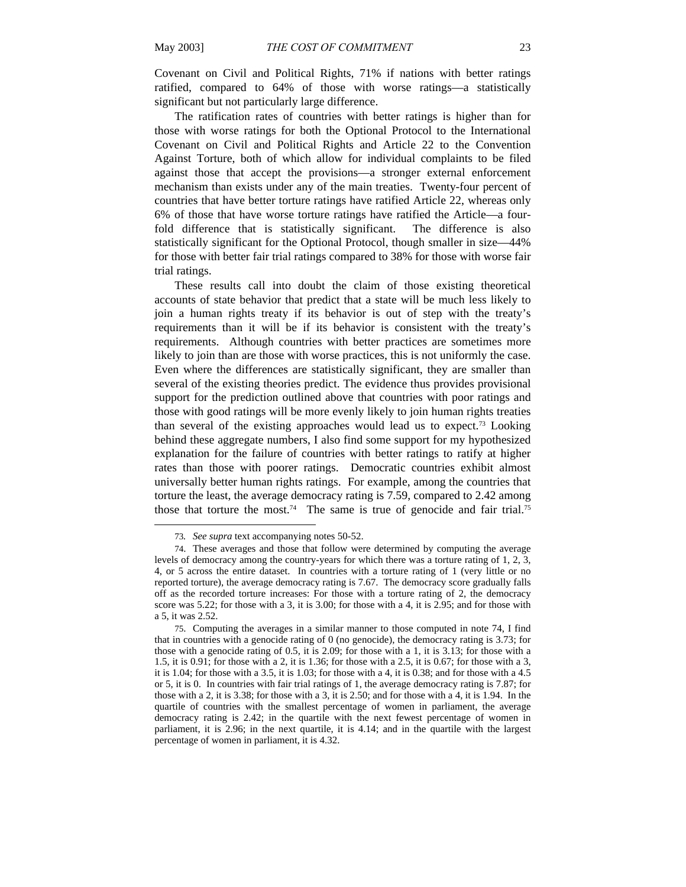Covenant on Civil and Political Rights, 71% if nations with better ratings ratified, compared to 64% of those with worse ratings—a statistically significant but not particularly large difference.

The ratification rates of countries with better ratings is higher than for those with worse ratings for both the Optional Protocol to the International Covenant on Civil and Political Rights and Article 22 to the Convention Against Torture, both of which allow for individual complaints to be filed against those that accept the provisions—a stronger external enforcement mechanism than exists under any of the main treaties. Twenty-four percent of countries that have better torture ratings have ratified Article 22, whereas only 6% of those that have worse torture ratings have ratified the Article—a four-fold difference that is statistically significant. The difference is also statistically significant for the Optional Protocol, though smaller in size—44% for those with better fair trial ratings compared to 38% for those with worse fair trial ratings.

These results call into doubt the claim of those existing theoretical accounts of state behavior that predict that a state will be much less likely to join a human rights treaty if its behavior is out of step with the treaty's requirements than it will be if its behavior is consistent with the treaty's requirements. Although countries with better practices are sometimes more likely to join than are those with worse practices, this is not uniformly the case. Even where the differences are statistically significant, they are smaller than several of the existing theories predict. The evidence thus provides provisional support for the prediction outlined above that countries with poor ratings and those with good ratings will be more evenly likely to join human rights treaties than several of the existing approaches would lead us to expect.[73] Looking behind these aggregate numbers, I also find some support for my hypothesized explanation for the failure of countries with better ratings to ratify at higher rates than those with poorer ratings. Democratic countries exhibit almost universally better human rights ratings. For example, among the countries that torture the least, the average democracy rating is 7.59, compared to 2.42 among those that torture the most.[74] The same is true of genocide and fair trial.[75]

---

73. *See supra* text accompanying notes 50-52.

74. These averages and those that follow were determined by computing the average levels of democracy among the country-years for which there was a torture rating of 1, 2, 3, 4, or 5 across the entire dataset. In countries with a torture rating of 1 (very little or no reported torture), the average democracy rating is 7.67. The democracy score gradually falls off as the recorded torture increases: For those with a torture rating of 2, the democracy score was 5.22; for those with a 3, it is 3.00; for those with a 4, it is 2.95; and for those with a 5, it was 2.52.

75. Computing the averages in a similar manner to those computed in note 74, I find that in countries with a genocide rating of 0 (no genocide), the democracy rating is 3.73; for those with a genocide rating of 0.5, it is 2.09; for those with a 1, it is 3.13; for those with a 1.5, it is 0.91; for those with a 2, it is 1.36; for those with a 2.5, it is 0.67; for those with a 3, it is 1.04; for those with a 3.5, it is 1.03; for those with a 4, it is 0.38; and for those with a 4.5 or 5, it is 0. In countries with fair trial ratings of 1, the average democracy rating is 7.87; for those with a 2, it is 3.38; for those with a 3, it is 2.50; and for those with a 4, it is 1.94. In the quartile of countries with the smallest percentage of women in parliament, the average democracy rating is 2.42; in the quartile with the next fewest percentage of women in parliament, it is 2.96; in the next quartile, it is 4.14; and in the quartile with the largest percentage of women in parliament, it is 4.32.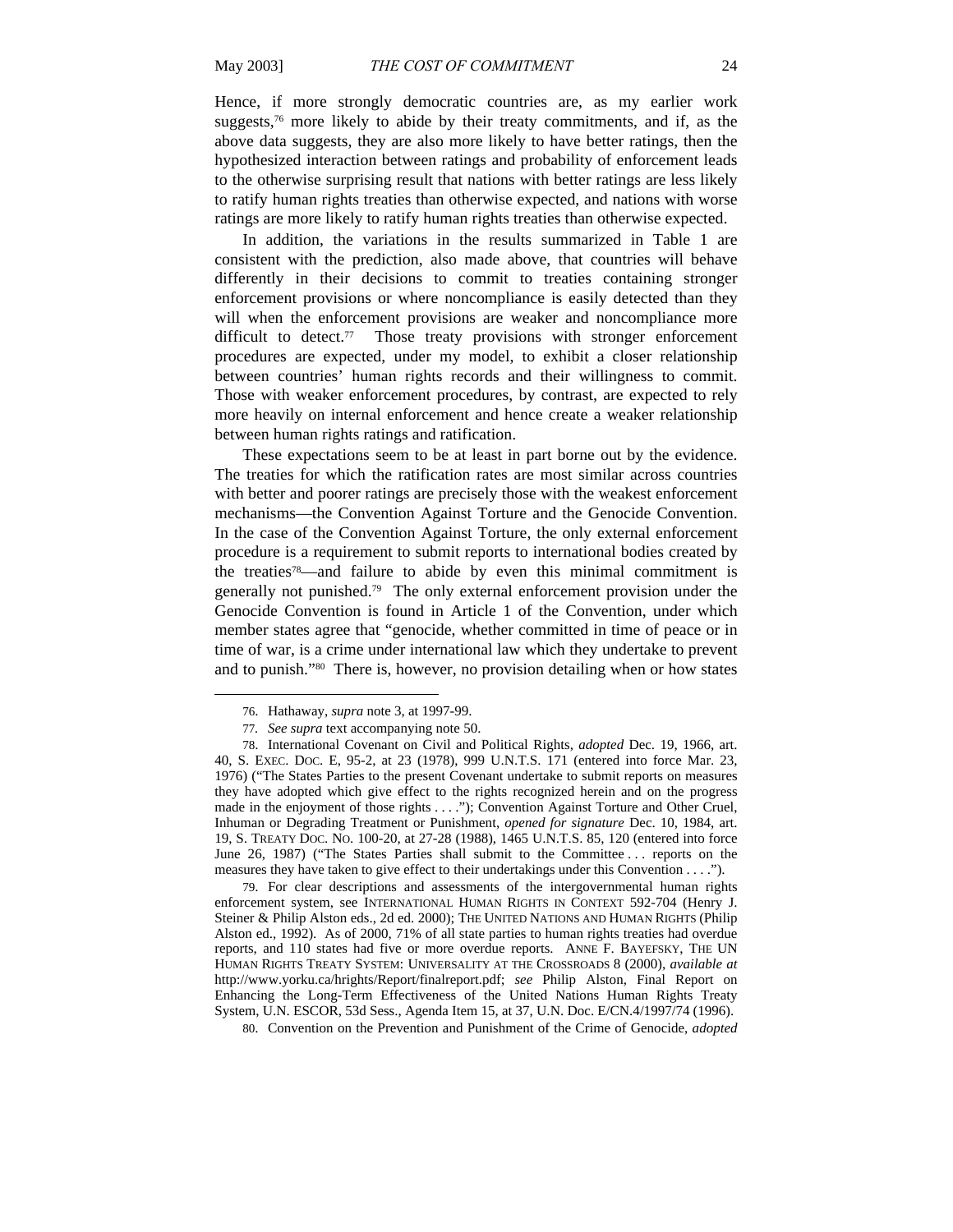Hence, if more strongly democratic countries are, as my earlier work suggests,[76] more likely to abide by their treaty commitments, and if, as the above data suggests, they are also more likely to have better ratings, then the hypothesized interaction between ratings and probability of enforcement leads to the otherwise surprising result that nations with better ratings are less likely to ratify human rights treaties than otherwise expected, and nations with worse ratings are more likely to ratify human rights treaties than otherwise expected.

In addition, the variations in the results summarized in Table 1 are consistent with the prediction, also made above, that countries will behave differently in their decisions to commit to treaties containing stronger enforcement provisions or where noncompliance is easily detected than they will when the enforcement provisions are weaker and noncompliance more difficult to detect.[77] Those treaty provisions with stronger enforcement procedures are expected, under my model, to exhibit a closer relationship between countries' human rights records and their willingness to commit. Those with weaker enforcement procedures, by contrast, are expected to rely more heavily on internal enforcement and hence create a weaker relationship between human rights ratings and ratification.

These expectations seem to be at least in part borne out by the evidence. The treaties for which the ratification rates are most similar across countries with better and poorer ratings are precisely those with the weakest enforcement mechanisms—the Convention Against Torture and the Genocide Convention. In the case of the Convention Against Torture, the only external enforcement procedure is a requirement to submit reports to international bodies created by the treaties[78]—and failure to abide by even this minimal commitment is generally not punished.[79] The only external enforcement provision under the Genocide Convention is found in Article 1 of the Convention, under which member states agree that "genocide, whether committed in time of peace or in time of war, is a crime under international law which they undertake to prevent and to punish."[80] There is, however, no provision detailing when or how states

---

76. Hathaway, *supra* note 3, at 1997-99.

77. *See supra* text accompanying note 50.

78. International Covenant on Civil and Political Rights, *adopted* Dec. 19, 1966, art. 40, S. EXEC. DOC. E, 95-2, at 23 (1978), 999 U.N.T.S. 171 (entered into force Mar. 23, 1976) ("The States Parties to the present Covenant undertake to submit reports on measures they have adopted which give effect to the rights recognized herein and on the progress made in the enjoyment of those rights . . . ."); Convention Against Torture and Other Cruel, Inhuman or Degrading Treatment or Punishment, *opened for signature* Dec. 10, 1984, art. 19, S. TREATY DOC. NO. 100-20, at 27-28 (1988), 1465 U.N.T.S. 85, 120 (entered into force June 26, 1987) ("The States Parties shall submit to the Committee . . . reports on the measures they have taken to give effect to their undertakings under this Convention . . . .").

79. For clear descriptions and assessments of the intergovernmental human rights enforcement system, see INTERNATIONAL HUMAN RIGHTS IN CONTEXT 592-704 (Henry J. Steiner & Philip Alston eds., 2d ed. 2000); THE UNITED NATIONS AND HUMAN RIGHTS (Philip Alston ed., 1992). As of 2000, 71% of all state parties to human rights treaties had overdue reports, and 110 states had five or more overdue reports. ANNE F. BAYEFSKY, THE UN HUMAN RIGHTS TREATY SYSTEM: UNIVERSALITY AT THE CROSSROADS 8 (2000), *available at* http://www.yorku.ca/hrights/Report/finalreport.pdf; *see* Philip Alston, Final Report on Enhancing the Long-Term Effectiveness of the United Nations Human Rights Treaty System, U.N. ESCOR, 53d Sess., Agenda Item 15, at 37, U.N. Doc. E/CN.4/1997/74 (1996).

80. Convention on the Prevention and Punishment of the Crime of Genocide, *adopted*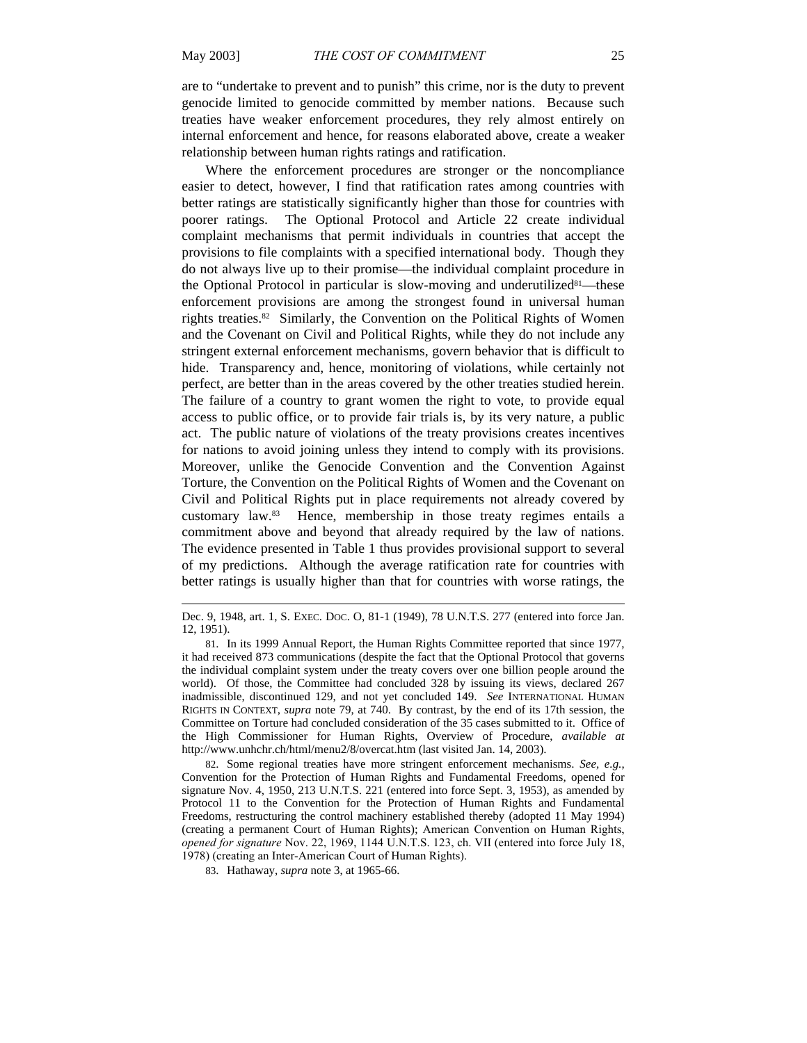are to "undertake to prevent and to punish" this crime, nor is the duty to prevent genocide limited to genocide committed by member nations. Because such treaties have weaker enforcement procedures, they rely almost entirely on internal enforcement and hence, for reasons elaborated above, create a weaker relationship between human rights ratings and ratification.

Where the enforcement procedures are stronger or the noncompliance easier to detect, however, I find that ratification rates among countries with better ratings are statistically significantly higher than those for countries with poorer ratings. The Optional Protocol and Article 22 create individual complaint mechanisms that permit individuals in countries that accept the provisions to file complaints with a specified international body. Though they do not always live up to their promise—the individual complaint procedure in the Optional Protocol in particular is slow-moving and underutilized[81]—these enforcement provisions are among the strongest found in universal human rights treaties.[82] Similarly, the Convention on the Political Rights of Women and the Covenant on Civil and Political Rights, while they do not include any stringent external enforcement mechanisms, govern behavior that is difficult to hide. Transparency and, hence, monitoring of violations, while certainly not perfect, are better than in the areas covered by the other treaties studied herein. The failure of a country to grant women the right to vote, to provide equal access to public office, or to provide fair trials is, by its very nature, a public act. The public nature of violations of the treaty provisions creates incentives for nations to avoid joining unless they intend to comply with its provisions. Moreover, unlike the Genocide Convention and the Convention Against Torture, the Convention on the Political Rights of Women and the Covenant on Civil and Political Rights put in place requirements not already covered by customary law.[83] Hence, membership in those treaty regimes entails a commitment above and beyond that already required by the law of nations. The evidence presented in Table 1 thus provides provisional support to several of my predictions. Although the average ratification rate for countries with better ratings is usually higher than that for countries with worse ratings, the

---

Dec. 9, 1948, art. 1, S. EXEC. DOC. O, 81-1 (1949), 78 U.N.T.S. 277 (entered into force Jan. 12, 1951).

81. In its 1999 Annual Report, the Human Rights Committee reported that since 1977, it had received 873 communications (despite the fact that the Optional Protocol that governs the individual complaint system under the treaty covers over one billion people around the world). Of those, the Committee had concluded 328 by issuing its views, declared 267 inadmissible, discontinued 129, and not yet concluded 149. *See* INTERNATIONAL HUMAN RIGHTS IN CONTEXT, *supra* note 79, at 740. By contrast, by the end of its 17th session, the Committee on Torture had concluded consideration of the 35 cases submitted to it. Office of the High Commissioner for Human Rights, Overview of Procedure, *available at* http://www.unhchr.ch/html/menu2/8/overcat.htm (last visited Jan. 14, 2003).

82. Some regional treaties have more stringent enforcement mechanisms. *See, e.g.*, Convention for the Protection of Human Rights and Fundamental Freedoms, opened for signature Nov. 4, 1950, 213 U.N.T.S. 221 (entered into force Sept. 3, 1953), as amended by Protocol 11 to the Convention for the Protection of Human Rights and Fundamental Freedoms, restructuring the control machinery established thereby (adopted 11 May 1994) (creating a permanent Court of Human Rights); American Convention on Human Rights, *opened for signature* Nov. 22, 1969, 1144 U.N.T.S. 123, ch. VII (entered into force July 18, 1978) (creating an Inter-American Court of Human Rights).

83. Hathaway, *supra* note 3, at 1965-66.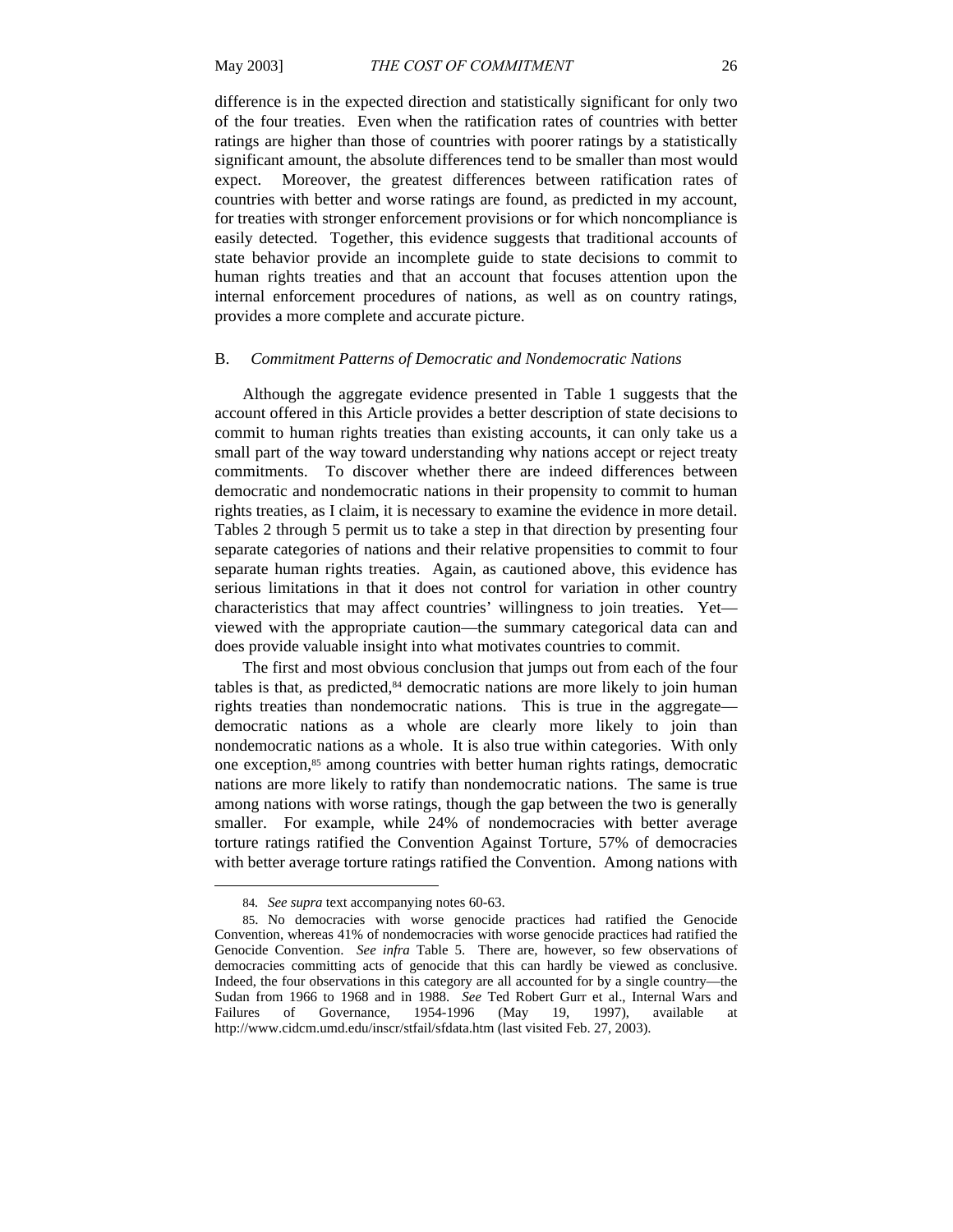difference is in the expected direction and statistically significant for only two of the four treaties. Even when the ratification rates of countries with better ratings are higher than those of countries with poorer ratings by a statistically significant amount, the absolute differences tend to be smaller than most would expect. Moreover, the greatest differences between ratification rates of countries with better and worse ratings are found, as predicted in my account, for treaties with stronger enforcement provisions or for which noncompliance is easily detected. Together, this evidence suggests that traditional accounts of state behavior provide an incomplete guide to state decisions to commit to human rights treaties and that an account that focuses attention upon the internal enforcement procedures of nations, as well as on country ratings, provides a more complete and accurate picture.

### B. *Commitment Patterns of Democratic and Nondemocratic Nations*

Although the aggregate evidence presented in Table 1 suggests that the account offered in this Article provides a better description of state decisions to commit to human rights treaties than existing accounts, it can only take us a small part of the way toward understanding why nations accept or reject treaty commitments. To discover whether there are indeed differences between democratic and nondemocratic nations in their propensity to commit to human rights treaties, as I claim, it is necessary to examine the evidence in more detail. Tables 2 through 5 permit us to take a step in that direction by presenting four separate categories of nations and their relative propensities to commit to four separate human rights treaties. Again, as cautioned above, this evidence has serious limitations in that it does not control for variation in other country characteristics that may affect countries' willingness to join treaties. Yet—viewed with the appropriate caution—the summary categorical data can and does provide valuable insight into what motivates countries to commit.

The first and most obvious conclusion that jumps out from each of the four tables is that, as predicted,[84] democratic nations are more likely to join human rights treaties than nondemocratic nations. This is true in the aggregate—democratic nations as a whole are clearly more likely to join than nondemocratic nations as a whole. It is also true within categories. With only one exception,[85] among countries with better human rights ratings, democratic nations are more likely to ratify than nondemocratic nations. The same is true among nations with worse ratings, though the gap between the two is generally smaller. For example, while 24% of nondemocracies with better average torture ratings ratified the Convention Against Torture, 57% of democracies with better average torture ratings ratified the Convention. Among nations with

---

84. *See supra* text accompanying notes 60-63.

85. No democracies with worse genocide practices had ratified the Genocide Convention, whereas 41% of nondemocracies with worse genocide practices had ratified the Genocide Convention. *See infra* Table 5. There are, however, so few observations of democracies committing acts of genocide that this can hardly be viewed as conclusive. Indeed, the four observations in this category are all accounted for by a single country—the Sudan from 1966 to 1968 and in 1988. *See* Ted Robert Gurr et al., Internal Wars and Failures of Governance, 1954-1996 (May 19, 1997), available at http://www.cidcm.umd.edu/inscr/stfail/sfdata.htm (last visited Feb. 27, 2003).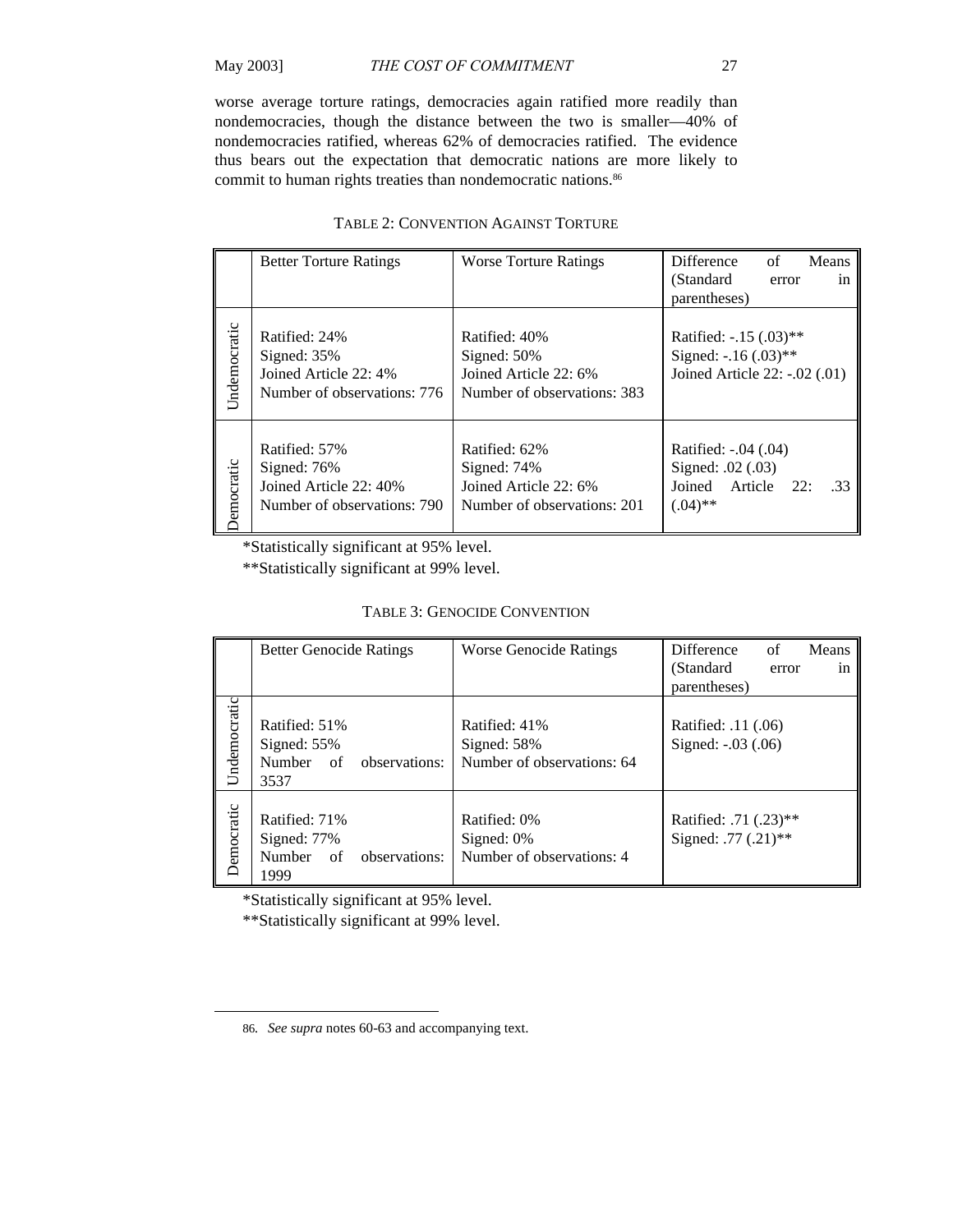worse average torture ratings, democracies again ratified more readily than nondemocracies, though the distance between the two is smaller—40% of nondemocracies ratified, whereas 62% of democracies ratified. The evidence thus bears out the expectation that democratic nations are more likely to commit to human rights treaties than nondemocratic nations.[86]

TABLE 2: CONVENTION AGAINST TORTURE

| | Better Torture Ratings | Worse Torture Ratings | Difference of Means (Standard error in parentheses) |
|---|---|---|---|
| Undemocratic | Ratified: 24%<br>Signed: 35%<br>Joined Article 22: 4%<br>Number of observations: 776 | Ratified: 40%<br>Signed: 50%<br>Joined Article 22: 6%<br>Number of observations: 383 | Ratified: -.15 (.03)**<br>Signed: -.16 (.03)**<br>Joined Article 22: -.02 (.01) |
| Democratic | Ratified: 57%<br>Signed: 76%<br>Joined Article 22: 40%<br>Number of observations: 790 | Ratified: 62%<br>Signed: 74%<br>Joined Article 22: 6%<br>Number of observations: 201 | Ratified: -.04 (.04)<br>Signed: .02 (.03)<br>Joined Article 22: .33 (.04)** |

*Statistically significant at 95% level.

**Statistically significant at 99% level.

TABLE 3: GENOCIDE CONVENTION

| | Better Genocide Ratings | Worse Genocide Ratings | Difference of Means (Standard error in parentheses) |
|---|---|---|---|
| Undemocratic | Ratified: 51%<br>Signed: 55%<br>Number of observations: 3537 | Ratified: 41%<br>Signed: 58%<br>Number of observations: 64 | Ratified: .11 (.06)<br>Signed: -.03 (.06) |
| Democratic | Ratified: 71%<br>Signed: 77%<br>Number of observations: 1999 | Ratified: 0%<br>Signed: 0%<br>Number of observations: 4 | Ratified: .71 (.23)**<br>Signed: .77 (.21)** |

*Statistically significant at 95% level.

**Statistically significant at 99% level.

86. *See supra* notes 60-63 and accompanying text.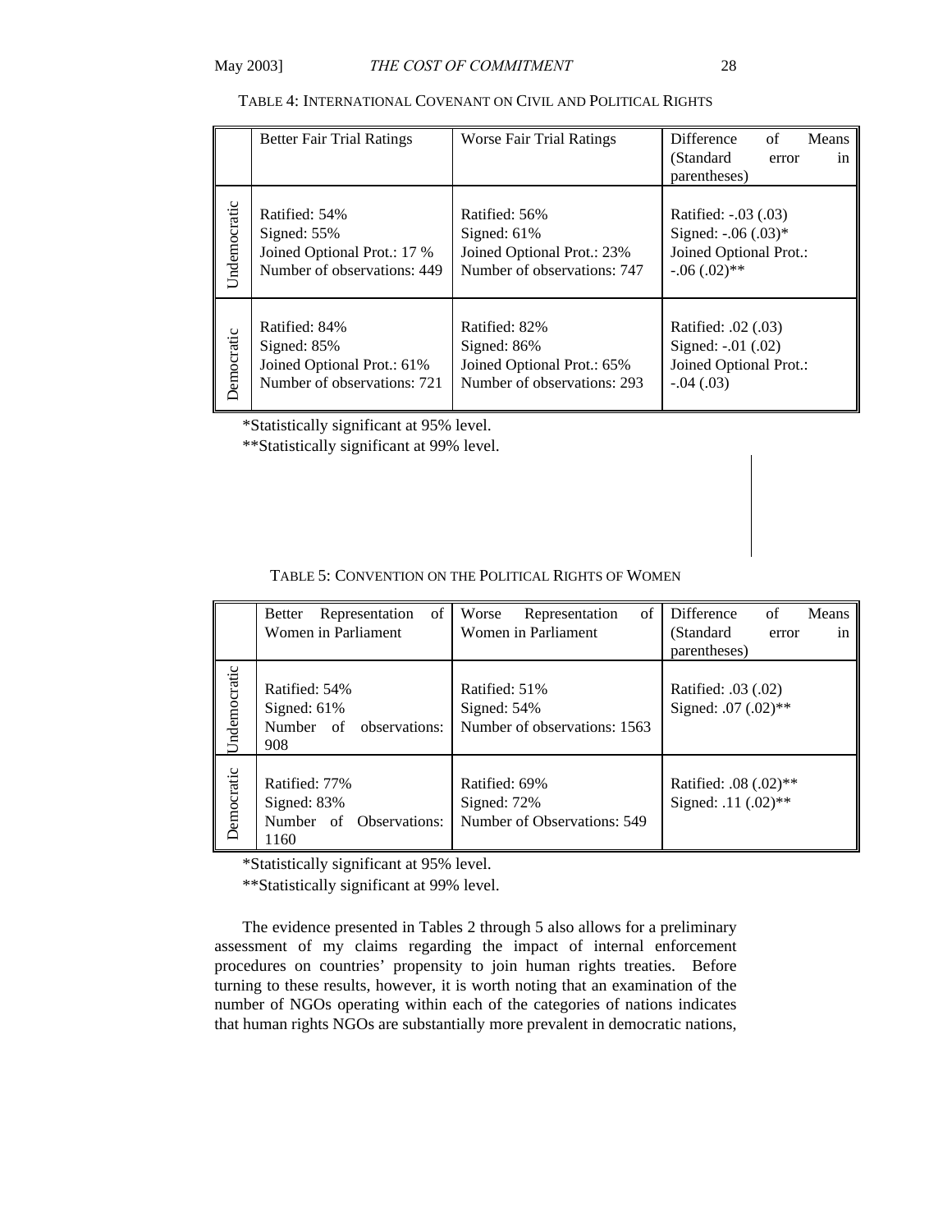TABLE 4: INTERNATIONAL COVENANT ON CIVIL AND POLITICAL RIGHTS

| | Better Fair Trial Ratings | Worse Fair Trial Ratings | Difference of Means (Standard error in parentheses) |
|---|---|---|---|
| Undemocratic | Ratified: 54%<br>Signed: 55%<br>Joined Optional Prot.: 17 %<br>Number of observations: 449 | Ratified: 56%<br>Signed: 61%<br>Joined Optional Prot.: 23%<br>Number of observations: 747 | Ratified: -.03 (.03)<br>Signed: -.06 (.03)*<br>Joined Optional Prot.: -.06 (.02)** |
| Democratic | Ratified: 84%<br>Signed: 85%<br>Joined Optional Prot.: 61%<br>Number of observations: 721 | Ratified: 82%<br>Signed: 86%<br>Joined Optional Prot.: 65%<br>Number of observations: 293 | Ratified: .02 (.03)<br>Signed: -.01 (.02)<br>Joined Optional Prot.: -.04 (.03) |

*Statistically significant at 95% level.
**Statistically significant at 99% level.

TABLE 5: CONVENTION ON THE POLITICAL RIGHTS OF WOMEN

| | Better Representation of Women in Parliament | Worse Representation of Women in Parliament | Difference of Means (Standard error in parentheses) |
|---|---|---|---|
| Undemocratic | Ratified: 54%<br>Signed: 61%<br>Number of observations: 908 | Ratified: 51%<br>Signed: 54%<br>Number of observations: 1563 | Ratified: .03 (.02)<br>Signed: .07 (.02)** |
| Democratic | Ratified: 77%<br>Signed: 83%<br>Number of Observations: 1160 | Ratified: 69%<br>Signed: 72%<br>Number of Observations: 549 | Ratified: .08 (.02)**<br>Signed: .11 (.02)** |

*Statistically significant at 95% level.
**Statistically significant at 99% level.

The evidence presented in Tables 2 through 5 also allows for a preliminary assessment of my claims regarding the impact of internal enforcement procedures on countries' propensity to join human rights treaties. Before turning to these results, however, it is worth noting that an examination of the number of NGOs operating within each of the categories of nations indicates that human rights NGOs are substantially more prevalent in democratic nations,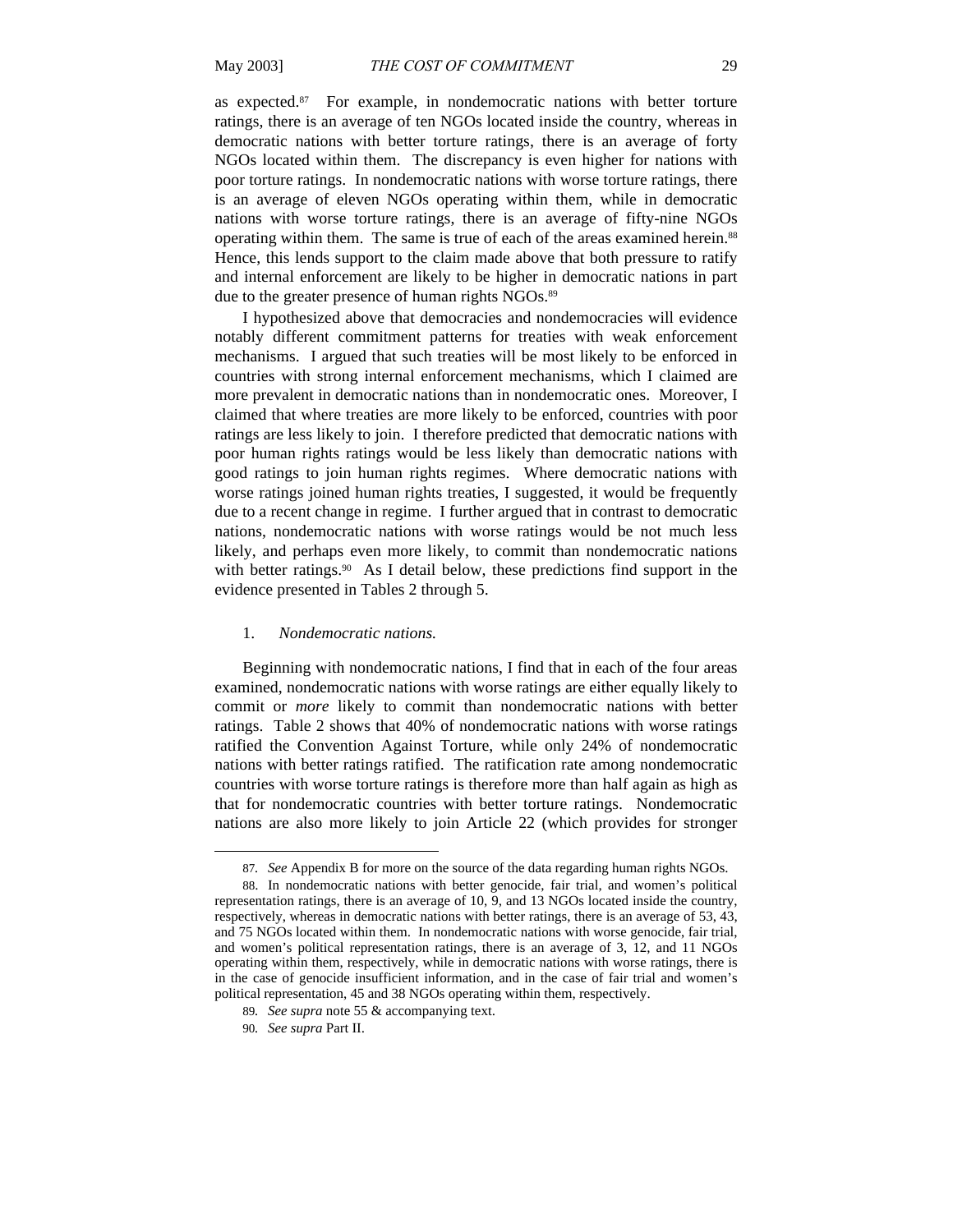as expected.[87] For example, in nondemocratic nations with better torture ratings, there is an average of ten NGOs located inside the country, whereas in democratic nations with better torture ratings, there is an average of forty NGOs located within them. The discrepancy is even higher for nations with poor torture ratings. In nondemocratic nations with worse torture ratings, there is an average of eleven NGOs operating within them, while in democratic nations with worse torture ratings, there is an average of fifty-nine NGOs operating within them. The same is true of each of the areas examined herein.[88] Hence, this lends support to the claim made above that both pressure to ratify and internal enforcement are likely to be higher in democratic nations in part due to the greater presence of human rights NGOs.[89]

I hypothesized above that democracies and nondemocracies will evidence notably different commitment patterns for treaties with weak enforcement mechanisms. I argued that such treaties will be most likely to be enforced in countries with strong internal enforcement mechanisms, which I claimed are more prevalent in democratic nations than in nondemocratic ones. Moreover, I claimed that where treaties are more likely to be enforced, countries with poor ratings are less likely to join. I therefore predicted that democratic nations with poor human rights ratings would be less likely than democratic nations with good ratings to join human rights regimes. Where democratic nations with worse ratings joined human rights treaties, I suggested, it would be frequently due to a recent change in regime. I further argued that in contrast to democratic nations, nondemocratic nations with worse ratings would be not much less likely, and perhaps even more likely, to commit than nondemocratic nations with better ratings.[90] As I detail below, these predictions find support in the evidence presented in Tables 2 through 5.

### 1. *Nondemocratic nations.*

Beginning with nondemocratic nations, I find that in each of the four areas examined, nondemocratic nations with worse ratings are either equally likely to commit or *more* likely to commit than nondemocratic nations with better ratings. Table 2 shows that 40% of nondemocratic nations with worse ratings ratified the Convention Against Torture, while only 24% of nondemocratic nations with better ratings ratified. The ratification rate among nondemocratic countries with worse torture ratings is therefore more than half again as high as that for nondemocratic countries with better torture ratings. Nondemocratic nations are also more likely to join Article 22 (which provides for stronger

---

87. *See* Appendix B for more on the source of the data regarding human rights NGOs.

88. In nondemocratic nations with better genocide, fair trial, and women's political representation ratings, there is an average of 10, 9, and 13 NGOs located inside the country, respectively, whereas in democratic nations with better ratings, there is an average of 53, 43, and 75 NGOs located within them. In nondemocratic nations with worse genocide, fair trial, and women's political representation ratings, there is an average of 3, 12, and 11 NGOs operating within them, respectively, while in democratic nations with worse ratings, there is in the case of genocide insufficient information, and in the case of fair trial and women's political representation, 45 and 38 NGOs operating within them, respectively.

89. *See supra* note 55 & accompanying text.

90. *See supra* Part II.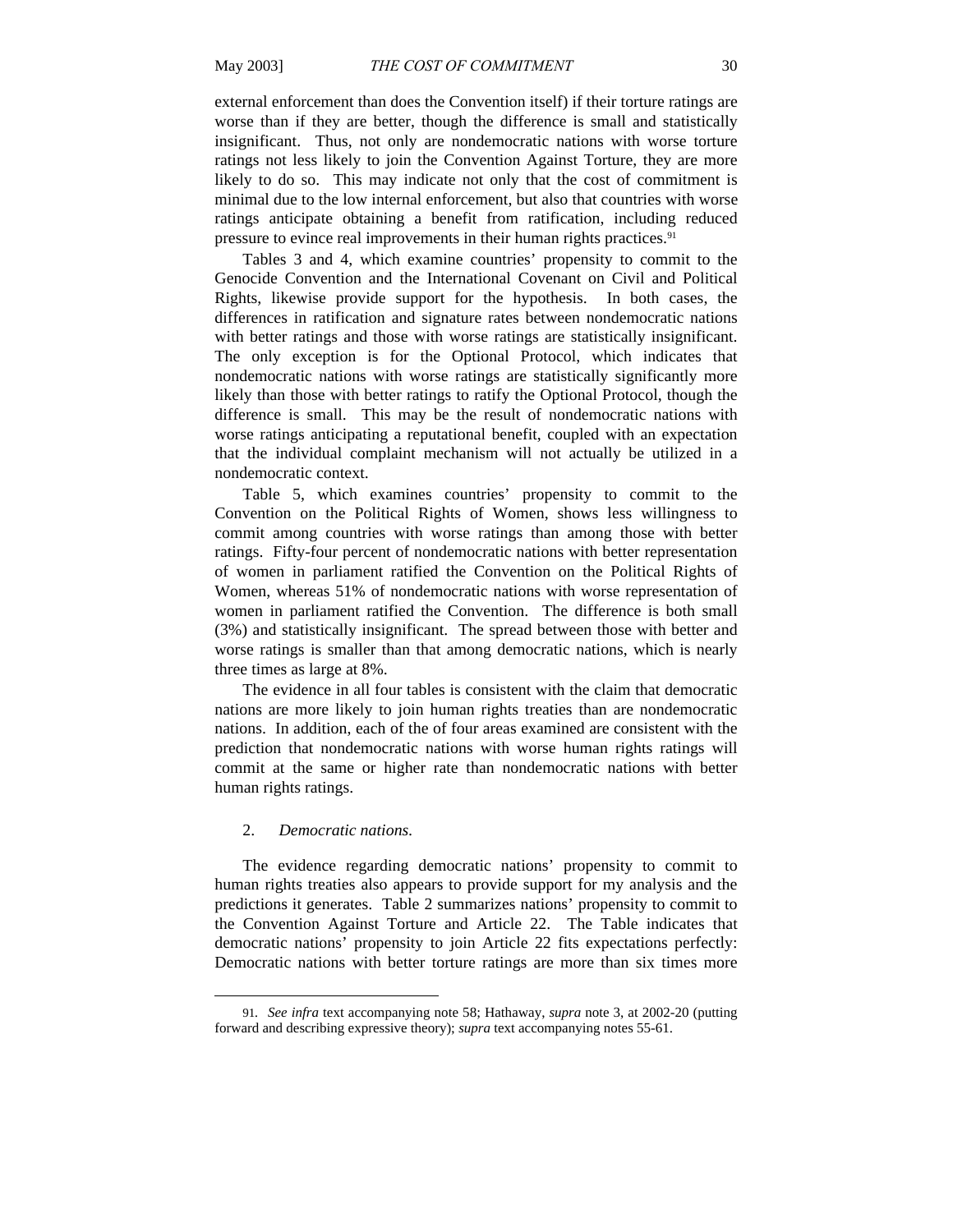external enforcement than does the Convention itself) if their torture ratings are worse than if they are better, though the difference is small and statistically insignificant. Thus, not only are nondemocratic nations with worse torture ratings not less likely to join the Convention Against Torture, they are more likely to do so. This may indicate not only that the cost of commitment is minimal due to the low internal enforcement, but also that countries with worse ratings anticipate obtaining a benefit from ratification, including reduced pressure to evince real improvements in their human rights practices.[91]

Tables 3 and 4, which examine countries' propensity to commit to the Genocide Convention and the International Covenant on Civil and Political Rights, likewise provide support for the hypothesis. In both cases, the differences in ratification and signature rates between nondemocratic nations with better ratings and those with worse ratings are statistically insignificant. The only exception is for the Optional Protocol, which indicates that nondemocratic nations with worse ratings are statistically significantly more likely than those with better ratings to ratify the Optional Protocol, though the difference is small. This may be the result of nondemocratic nations with worse ratings anticipating a reputational benefit, coupled with an expectation that the individual complaint mechanism will not actually be utilized in a nondemocratic context.

Table 5, which examines countries' propensity to commit to the Convention on the Political Rights of Women, shows less willingness to commit among countries with worse ratings than among those with better ratings. Fifty-four percent of nondemocratic nations with better representation of women in parliament ratified the Convention on the Political Rights of Women, whereas 51% of nondemocratic nations with worse representation of women in parliament ratified the Convention. The difference is both small (3%) and statistically insignificant. The spread between those with better and worse ratings is smaller than that among democratic nations, which is nearly three times as large at 8%.

The evidence in all four tables is consistent with the claim that democratic nations are more likely to join human rights treaties than are nondemocratic nations. In addition, each of the of four areas examined are consistent with the prediction that nondemocratic nations with worse human rights ratings will commit at the same or higher rate than nondemocratic nations with better human rights ratings.

2. *Democratic nations.*

The evidence regarding democratic nations' propensity to commit to human rights treaties also appears to provide support for my analysis and the predictions it generates. Table 2 summarizes nations' propensity to commit to the Convention Against Torture and Article 22. The Table indicates that democratic nations' propensity to join Article 22 fits expectations perfectly: Democratic nations with better torture ratings are more than six times more

---

91. *See infra* text accompanying note 58; Hathaway, *supra* note 3, at 2002-20 (putting forward and describing expressive theory); *supra* text accompanying notes 55-61.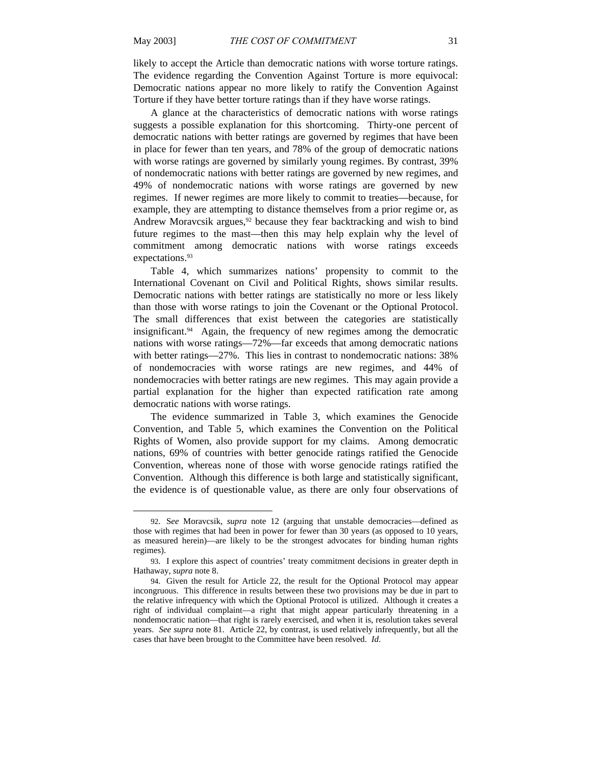likely to accept the Article than democratic nations with worse torture ratings. The evidence regarding the Convention Against Torture is more equivocal: Democratic nations appear no more likely to ratify the Convention Against Torture if they have better torture ratings than if they have worse ratings.

A glance at the characteristics of democratic nations with worse ratings suggests a possible explanation for this shortcoming. Thirty-one percent of democratic nations with better ratings are governed by regimes that have been in place for fewer than ten years, and 78% of the group of democratic nations with worse ratings are governed by similarly young regimes. By contrast, 39% of nondemocratic nations with better ratings are governed by new regimes, and 49% of nondemocratic nations with worse ratings are governed by new regimes. If newer regimes are more likely to commit to treaties—because, for example, they are attempting to distance themselves from a prior regime or, as Andrew Moravcsik argues,[92] because they fear backtracking and wish to bind future regimes to the mast—then this may help explain why the level of commitment among democratic nations with worse ratings exceeds expectations.[93]

Table 4, which summarizes nations' propensity to commit to the International Covenant on Civil and Political Rights, shows similar results. Democratic nations with better ratings are statistically no more or less likely than those with worse ratings to join the Covenant or the Optional Protocol. The small differences that exist between the categories are statistically insignificant.[94] Again, the frequency of new regimes among the democratic nations with worse ratings—72%—far exceeds that among democratic nations with better ratings—27%. This lies in contrast to nondemocratic nations: 38% of nondemocracies with worse ratings are new regimes, and 44% of nondemocracies with better ratings are new regimes. This may again provide a partial explanation for the higher than expected ratification rate among democratic nations with worse ratings.

The evidence summarized in Table 3, which examines the Genocide Convention, and Table 5, which examines the Convention on the Political Rights of Women, also provide support for my claims. Among democratic nations, 69% of countries with better genocide ratings ratified the Genocide Convention, whereas none of those with worse genocide ratings ratified the Convention. Although this difference is both large and statistically significant, the evidence is of questionable value, as there are only four observations of

---

92. S*ee* Moravcsik, *supra* note 12 (arguing that unstable democracies—defined as those with regimes that had been in power for fewer than 30 years (as opposed to 10 years, as measured herein)—are likely to be the strongest advocates for binding human rights regimes).

93. I explore this aspect of countries' treaty commitment decisions in greater depth in Hathaway, *supra* note 8.

94. Given the result for Article 22, the result for the Optional Protocol may appear incongruous. This difference in results between these two provisions may be due in part to the relative infrequency with which the Optional Protocol is utilized. Although it creates a right of individual complaint—a right that might appear particularly threatening in a nondemocratic nation—that right is rarely exercised, and when it is, resolution takes several years. *See supra* note 81. Article 22, by contrast, is used relatively infrequently, but all the cases that have been brought to the Committee have been resolved. *Id.*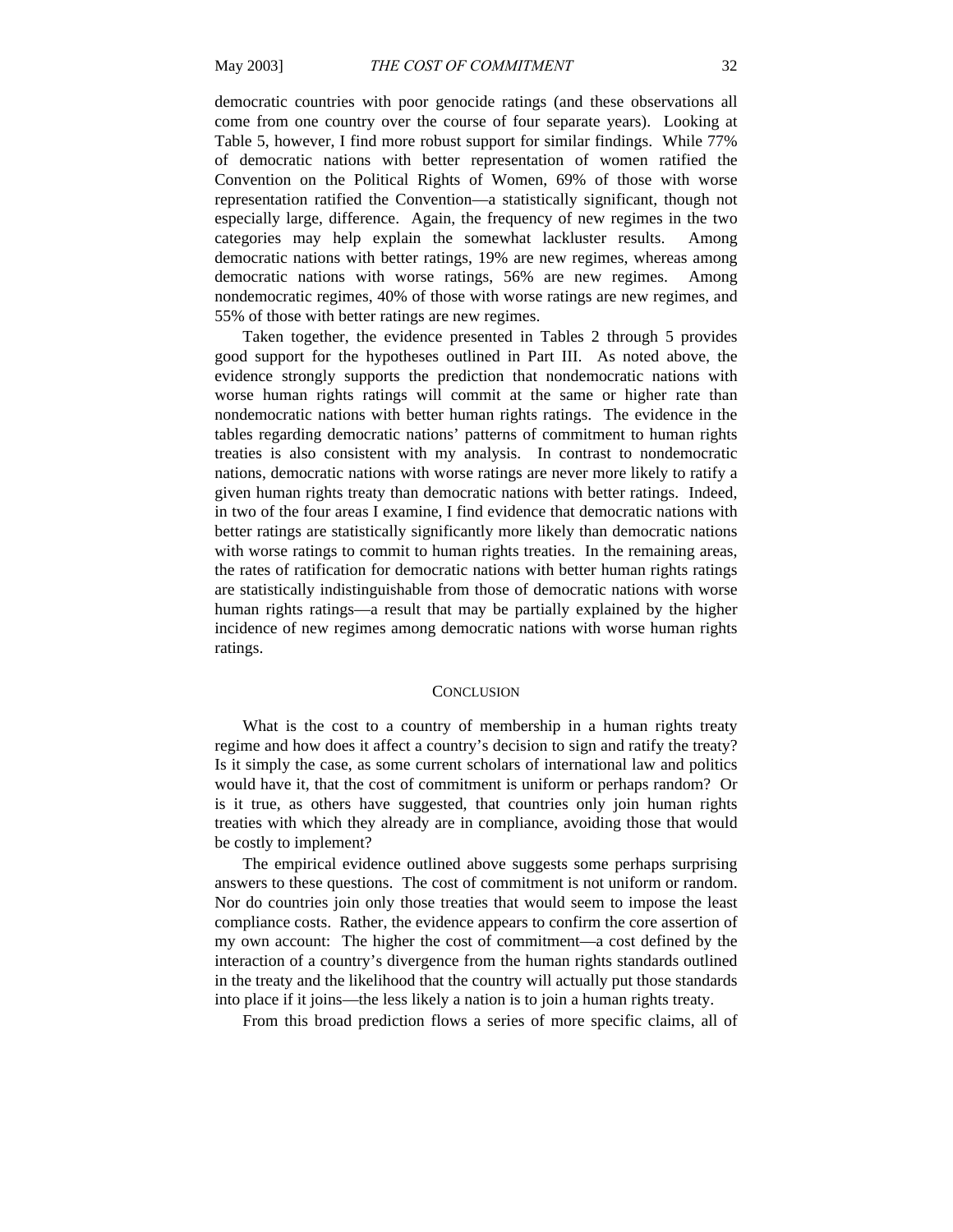democratic countries with poor genocide ratings (and these observations all come from one country over the course of four separate years). Looking at Table 5, however, I find more robust support for similar findings. While 77% of democratic nations with better representation of women ratified the Convention on the Political Rights of Women, 69% of those with worse representation ratified the Convention—a statistically significant, though not especially large, difference. Again, the frequency of new regimes in the two categories may help explain the somewhat lackluster results. Among democratic nations with better ratings, 19% are new regimes, whereas among democratic nations with worse ratings, 56% are new regimes. Among nondemocratic regimes, 40% of those with worse ratings are new regimes, and 55% of those with better ratings are new regimes.

Taken together, the evidence presented in Tables 2 through 5 provides good support for the hypotheses outlined in Part III. As noted above, the evidence strongly supports the prediction that nondemocratic nations with worse human rights ratings will commit at the same or higher rate than nondemocratic nations with better human rights ratings. The evidence in the tables regarding democratic nations' patterns of commitment to human rights treaties is also consistent with my analysis. In contrast to nondemocratic nations, democratic nations with worse ratings are never more likely to ratify a given human rights treaty than democratic nations with better ratings. Indeed, in two of the four areas I examine, I find evidence that democratic nations with better ratings are statistically significantly more likely than democratic nations with worse ratings to commit to human rights treaties. In the remaining areas, the rates of ratification for democratic nations with better human rights ratings are statistically indistinguishable from those of democratic nations with worse human rights ratings—a result that may be partially explained by the higher incidence of new regimes among democratic nations with worse human rights ratings.

## CONCLUSION

What is the cost to a country of membership in a human rights treaty regime and how does it affect a country's decision to sign and ratify the treaty? Is it simply the case, as some current scholars of international law and politics would have it, that the cost of commitment is uniform or perhaps random? Or is it true, as others have suggested, that countries only join human rights treaties with which they already are in compliance, avoiding those that would be costly to implement?

The empirical evidence outlined above suggests some perhaps surprising answers to these questions. The cost of commitment is not uniform or random. Nor do countries join only those treaties that would seem to impose the least compliance costs. Rather, the evidence appears to confirm the core assertion of my own account: The higher the cost of commitment—a cost defined by the interaction of a country's divergence from the human rights standards outlined in the treaty and the likelihood that the country will actually put those standards into place if it joins—the less likely a nation is to join a human rights treaty.

From this broad prediction flows a series of more specific claims, all of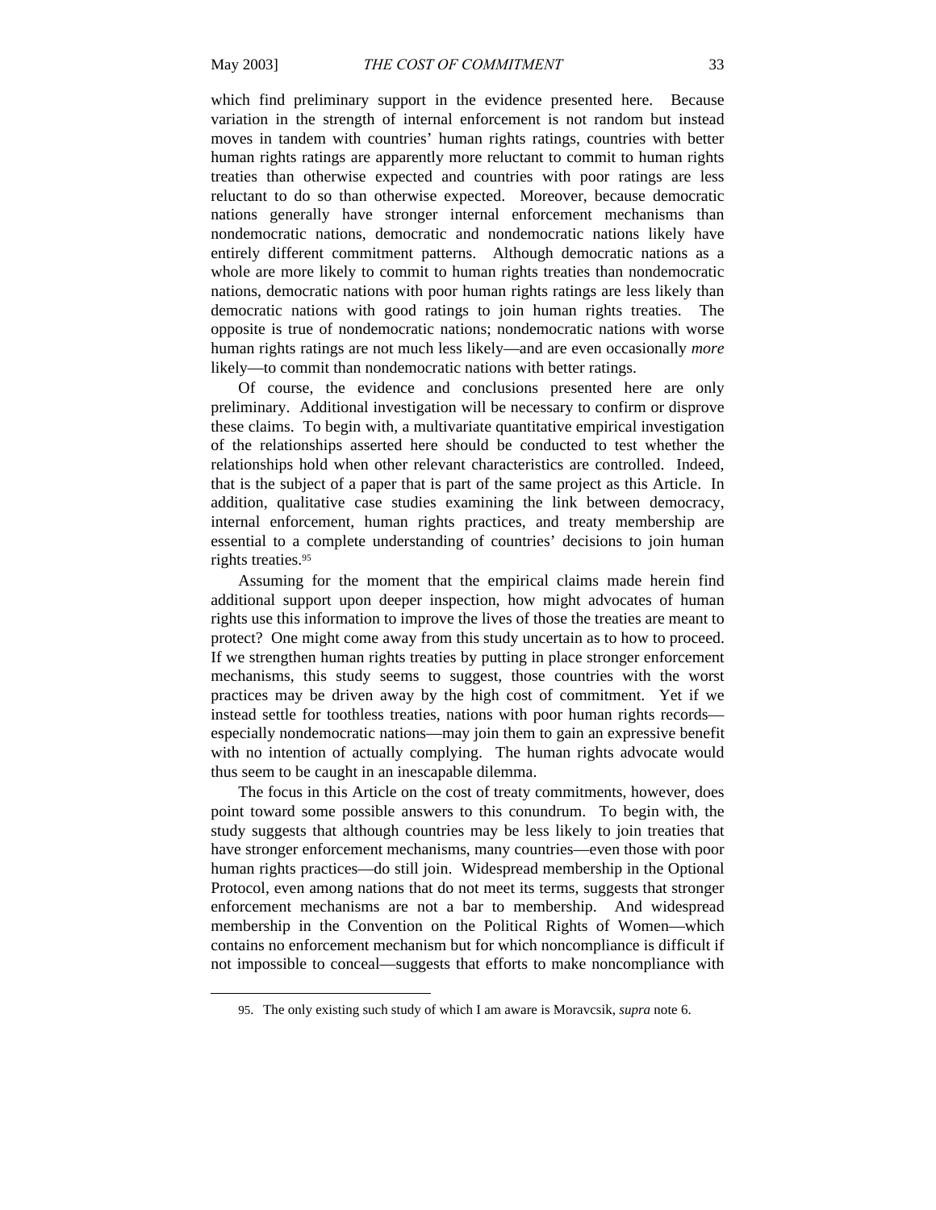which find preliminary support in the evidence presented here. Because variation in the strength of internal enforcement is not random but instead moves in tandem with countries' human rights ratings, countries with better human rights ratings are apparently more reluctant to commit to human rights treaties than otherwise expected and countries with poor ratings are less reluctant to do so than otherwise expected. Moreover, because democratic nations generally have stronger internal enforcement mechanisms than nondemocratic nations, democratic and nondemocratic nations likely have entirely different commitment patterns. Although democratic nations as a whole are more likely to commit to human rights treaties than nondemocratic nations, democratic nations with poor human rights ratings are less likely than democratic nations with good ratings to join human rights treaties. The opposite is true of nondemocratic nations; nondemocratic nations with worse human rights ratings are not much less likely—and are even occasionally *more* likely—to commit than nondemocratic nations with better ratings.

Of course, the evidence and conclusions presented here are only preliminary. Additional investigation will be necessary to confirm or disprove these claims. To begin with, a multivariate quantitative empirical investigation of the relationships asserted here should be conducted to test whether the relationships hold when other relevant characteristics are controlled. Indeed, that is the subject of a paper that is part of the same project as this Article. In addition, qualitative case studies examining the link between democracy, internal enforcement, human rights practices, and treaty membership are essential to a complete understanding of countries' decisions to join human rights treaties.[95]

Assuming for the moment that the empirical claims made herein find additional support upon deeper inspection, how might advocates of human rights use this information to improve the lives of those the treaties are meant to protect? One might come away from this study uncertain as to how to proceed. If we strengthen human rights treaties by putting in place stronger enforcement mechanisms, this study seems to suggest, those countries with the worst practices may be driven away by the high cost of commitment. Yet if we instead settle for toothless treaties, nations with poor human rights records—especially nondemocratic nations—may join them to gain an expressive benefit with no intention of actually complying. The human rights advocate would thus seem to be caught in an inescapable dilemma.

The focus in this Article on the cost of treaty commitments, however, does point toward some possible answers to this conundrum. To begin with, the study suggests that although countries may be less likely to join treaties that have stronger enforcement mechanisms, many countries—even those with poor human rights practices—do still join. Widespread membership in the Optional Protocol, even among nations that do not meet its terms, suggests that stronger enforcement mechanisms are not a bar to membership. And widespread membership in the Convention on the Political Rights of Women—which contains no enforcement mechanism but for which noncompliance is difficult if not impossible to conceal—suggests that efforts to make noncompliance with

---

95. The only existing such study of which I am aware is Moravcsik, *supra* note 6.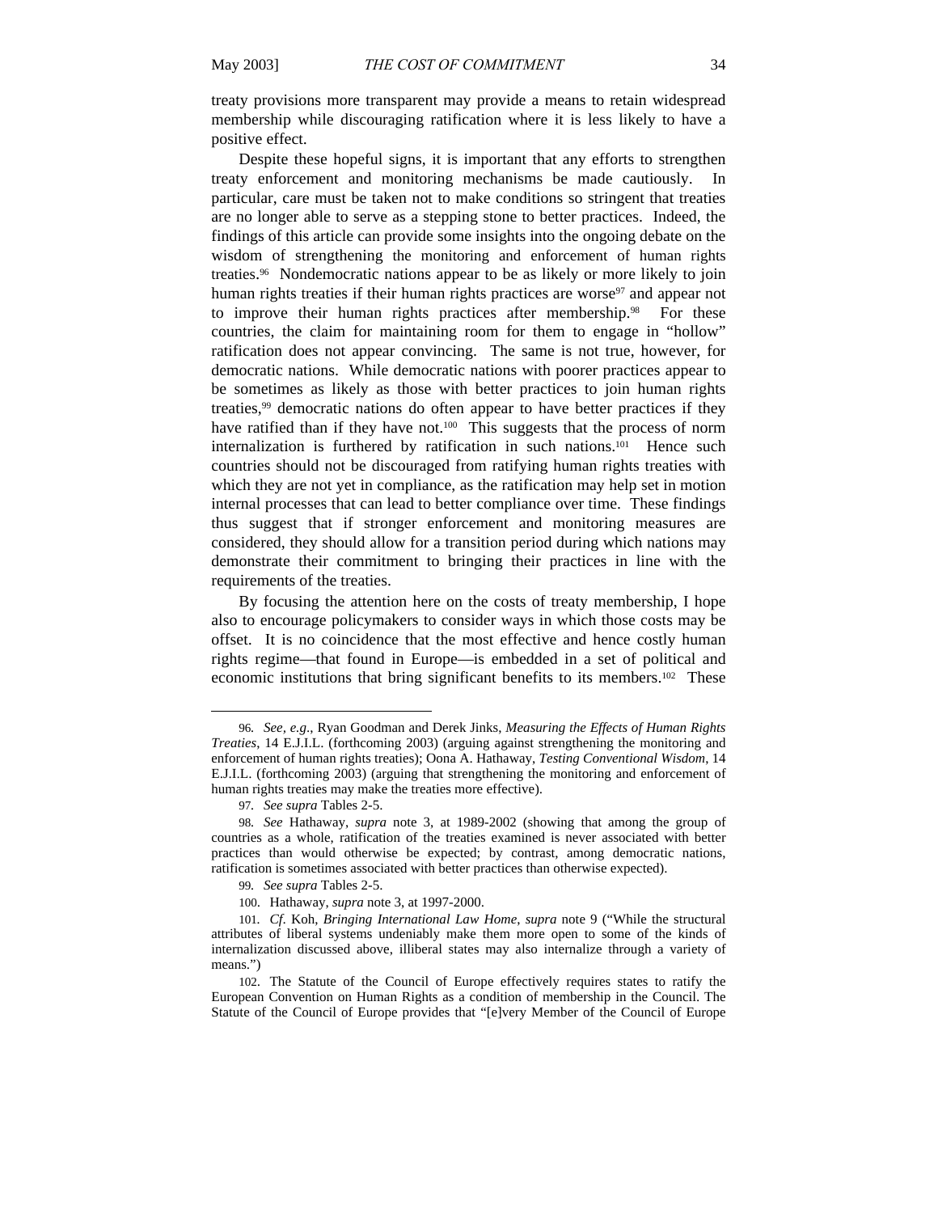treaty provisions more transparent may provide a means to retain widespread membership while discouraging ratification where it is less likely to have a positive effect.

Despite these hopeful signs, it is important that any efforts to strengthen treaty enforcement and monitoring mechanisms be made cautiously. In particular, care must be taken not to make conditions so stringent that treaties are no longer able to serve as a stepping stone to better practices. Indeed, the findings of this article can provide some insights into the ongoing debate on the wisdom of strengthening the monitoring and enforcement of human rights treaties.[96] Nondemocratic nations appear to be as likely or more likely to join human rights treaties if their human rights practices are worse[97] and appear not to improve their human rights practices after membership.[98] For these countries, the claim for maintaining room for them to engage in "hollow" ratification does not appear convincing. The same is not true, however, for democratic nations. While democratic nations with poorer practices appear to be sometimes as likely as those with better practices to join human rights treaties,[99] democratic nations do often appear to have better practices if they have ratified than if they have not.[100] This suggests that the process of norm internalization is furthered by ratification in such nations.[101] Hence such countries should not be discouraged from ratifying human rights treaties with which they are not yet in compliance, as the ratification may help set in motion internal processes that can lead to better compliance over time. These findings thus suggest that if stronger enforcement and monitoring measures are considered, they should allow for a transition period during which nations may demonstrate their commitment to bringing their practices in line with the requirements of the treaties.

By focusing the attention here on the costs of treaty membership, I hope also to encourage policymakers to consider ways in which those costs may be offset. It is no coincidence that the most effective and hence costly human rights regime—that found in Europe—is embedded in a set of political and economic institutions that bring significant benefits to its members.[102] These

---

96. *See, e.g.*, Ryan Goodman and Derek Jinks, *Measuring the Effects of Human Rights Treaties*, 14 E.J.I.L. (forthcoming 2003) (arguing against strengthening the monitoring and enforcement of human rights treaties); Oona A. Hathaway, *Testing Conventional Wisdom*, 14 E.J.I.L. (forthcoming 2003) (arguing that strengthening the monitoring and enforcement of human rights treaties may make the treaties more effective).

97. *See supra* Tables 2-5.

98. *See* Hathaway, *supra* note 3, at 1989-2002 (showing that among the group of countries as a whole, ratification of the treaties examined is never associated with better practices than would otherwise be expected; by contrast, among democratic nations, ratification is sometimes associated with better practices than otherwise expected).

99. *See supra* Tables 2-5.

100. Hathaway, *supra* note 3, at 1997-2000.

101. *Cf*. Koh, *Bringing International Law Home*, *supra* note 9 ("While the structural attributes of liberal systems undeniably make them more open to some of the kinds of internalization discussed above, illiberal states may also internalize through a variety of means.")

102. The Statute of the Council of Europe effectively requires states to ratify the European Convention on Human Rights as a condition of membership in the Council. The Statute of the Council of Europe provides that "[e]very Member of the Council of Europe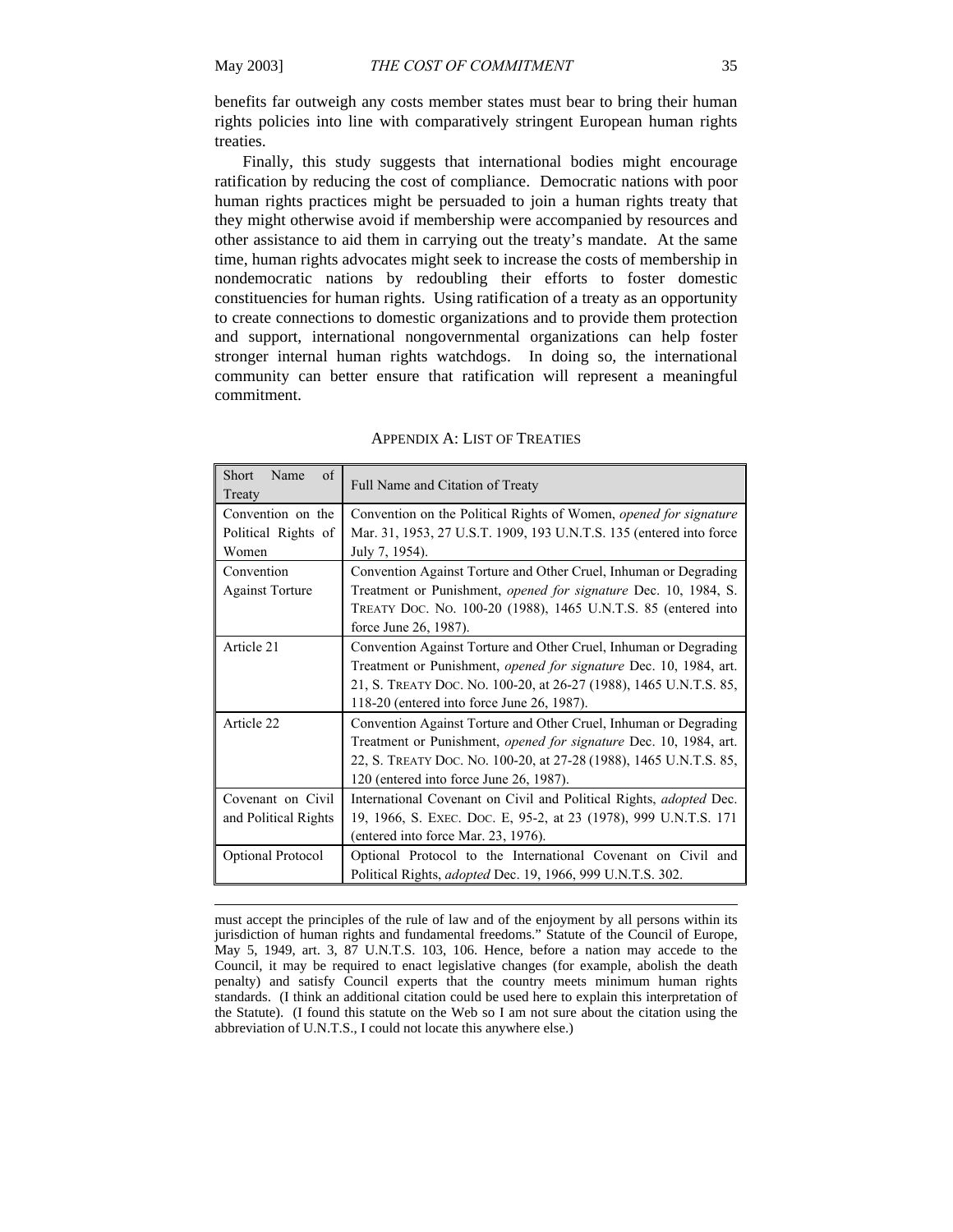benefits far outweigh any costs member states must bear to bring their human rights policies into line with comparatively stringent European human rights treaties.

Finally, this study suggests that international bodies might encourage ratification by reducing the cost of compliance. Democratic nations with poor human rights practices might be persuaded to join a human rights treaty that they might otherwise avoid if membership were accompanied by resources and other assistance to aid them in carrying out the treaty's mandate. At the same time, human rights advocates might seek to increase the costs of membership in nondemocratic nations by redoubling their efforts to foster domestic constituencies for human rights. Using ratification of a treaty as an opportunity to create connections to domestic organizations and to provide them protection and support, international nongovernmental organizations can help foster stronger internal human rights watchdogs. In doing so, the international community can better ensure that ratification will represent a meaningful commitment.

## APPENDIX A: LIST OF TREATIES

| Short Name of Treaty | Full Name and Citation of Treaty |
|---|---|
| Convention on the Political Rights of Women | Convention on the Political Rights of Women, *opened for signature* Mar. 31, 1953, 27 U.S.T. 1909, 193 U.N.T.S. 135 (entered into force July 7, 1954). |
| Convention Against Torture | Convention Against Torture and Other Cruel, Inhuman or Degrading Treatment or Punishment, *opened for signature* Dec. 10, 1984, S. TREATY DOC. NO. 100-20 (1988), 1465 U.N.T.S. 85 (entered into force June 26, 1987). |
| Article 21 | Convention Against Torture and Other Cruel, Inhuman or Degrading Treatment or Punishment, *opened for signature* Dec. 10, 1984, art. 21, S. TREATY DOC. NO. 100-20, at 26-27 (1988), 1465 U.N.T.S. 85, 118-20 (entered into force June 26, 1987). |
| Article 22 | Convention Against Torture and Other Cruel, Inhuman or Degrading Treatment or Punishment, *opened for signature* Dec. 10, 1984, art. 22, S. TREATY DOC. NO. 100-20, at 27-28 (1988), 1465 U.N.T.S. 85, 120 (entered into force June 26, 1987). |
| Covenant on Civil and Political Rights | International Covenant on Civil and Political Rights, *adopted* Dec. 19, 1966, S. EXEC. DOC. E, 95-2, at 23 (1978), 999 U.N.T.S. 171 (entered into force Mar. 23, 1976). |
| Optional Protocol | Optional Protocol to the International Covenant on Civil and Political Rights, *adopted* Dec. 19, 1966, 999 U.N.T.S. 302. |

---

must accept the principles of the rule of law and of the enjoyment by all persons within its jurisdiction of human rights and fundamental freedoms." Statute of the Council of Europe, May 5, 1949, art. 3, 87 U.N.T.S. 103, 106. Hence, before a nation may accede to the Council, it may be required to enact legislative changes (for example, abolish the death penalty) and satisfy Council experts that the country meets minimum human rights standards. (I think an additional citation could be used here to explain this interpretation of the Statute). (I found this statute on the Web so I am not sure about the citation using the abbreviation of U.N.T.S., I could not locate this anywhere else.)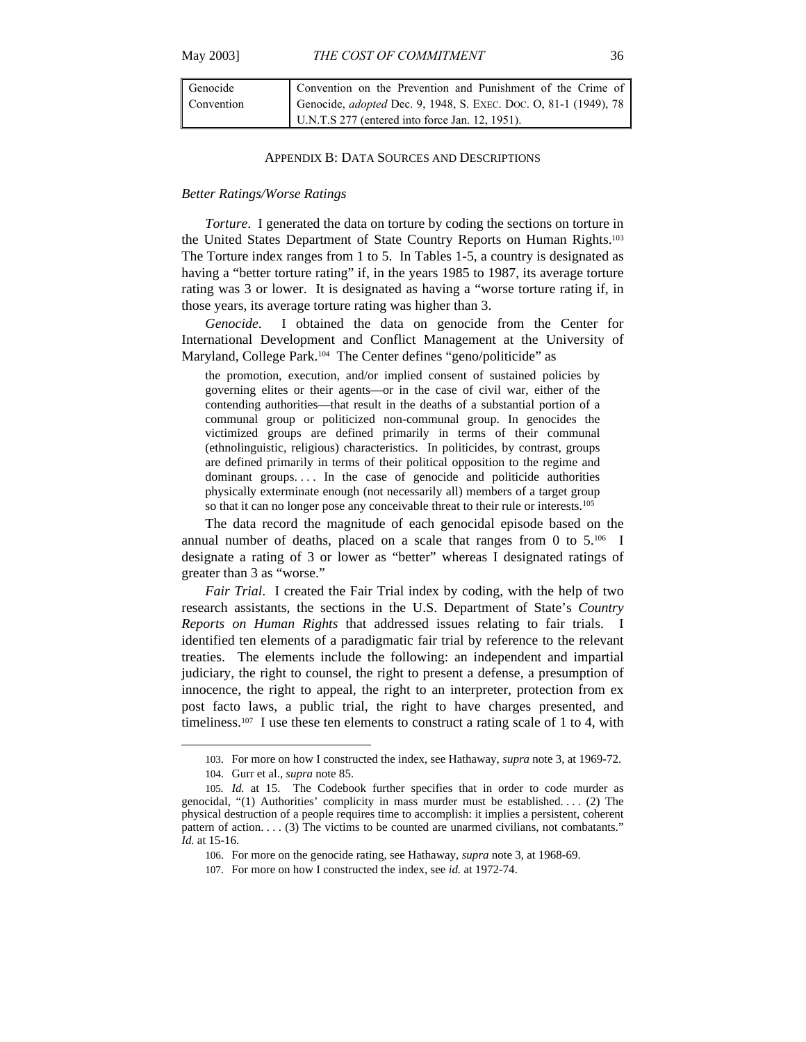| Genocide Convention | Convention on the Prevention and Punishment of the Crime of Genocide, *adopted* Dec. 9, 1948, S. EXEC. DOC. O, 81-1 (1949), 78 U.N.T.S 277 (entered into force Jan. 12, 1951). |
|---|---|

## APPENDIX B: DATA SOURCES AND DESCRIPTIONS

*Better Ratings/Worse Ratings*

*Torture*. I generated the data on torture by coding the sections on torture in the United States Department of State Country Reports on Human Rights.[103] The Torture index ranges from 1 to 5. In Tables 1-5, a country is designated as having a "better torture rating" if, in the years 1985 to 1987, its average torture rating was 3 or lower. It is designated as having a "worse torture rating if, in those years, its average torture rating was higher than 3.

*Genocide*. I obtained the data on genocide from the Center for International Development and Conflict Management at the University of Maryland, College Park.[104] The Center defines "geno/politicide" as

> the promotion, execution, and/or implied consent of sustained policies by governing elites or their agents—or in the case of civil war, either of the contending authorities—that result in the deaths of a substantial portion of a communal group or politicized non-communal group. In genocides the victimized groups are defined primarily in terms of their communal (ethnolinguistic, religious) characteristics. In politicides, by contrast, groups are defined primarily in terms of their political opposition to the regime and dominant groups. . . . In the case of genocide and politicide authorities physically exterminate enough (not necessarily all) members of a target group so that it can no longer pose any conceivable threat to their rule or interests.[105]

The data record the magnitude of each genocidal episode based on the annual number of deaths, placed on a scale that ranges from 0 to 5.[106] I designate a rating of 3 or lower as "better" whereas I designated ratings of greater than 3 as "worse."

*Fair Trial*. I created the Fair Trial index by coding, with the help of two research assistants, the sections in the U.S. Department of State's *Country Reports on Human Rights* that addressed issues relating to fair trials. I identified ten elements of a paradigmatic fair trial by reference to the relevant treaties. The elements include the following: an independent and impartial judiciary, the right to counsel, the right to present a defense, a presumption of innocence, the right to appeal, the right to an interpreter, protection from ex post facto laws, a public trial, the right to have charges presented, and timeliness.[107] I use these ten elements to construct a rating scale of 1 to 4, with

---

103. For more on how I constructed the index, see Hathaway, *supra* note 3, at 1969-72.

104. Gurr et al., *supra* note 85.

105. *Id.* at 15. The Codebook further specifies that in order to code murder as genocidal, "(1) Authorities' complicity in mass murder must be established. . . . (2) The physical destruction of a people requires time to accomplish: it implies a persistent, coherent pattern of action. . . . (3) The victims to be counted are unarmed civilians, not combatants." *Id.* at 15-16.

106. For more on the genocide rating, see Hathaway, *supra* note 3, at 1968-69.

107. For more on how I constructed the index, see *id.* at 1972-74.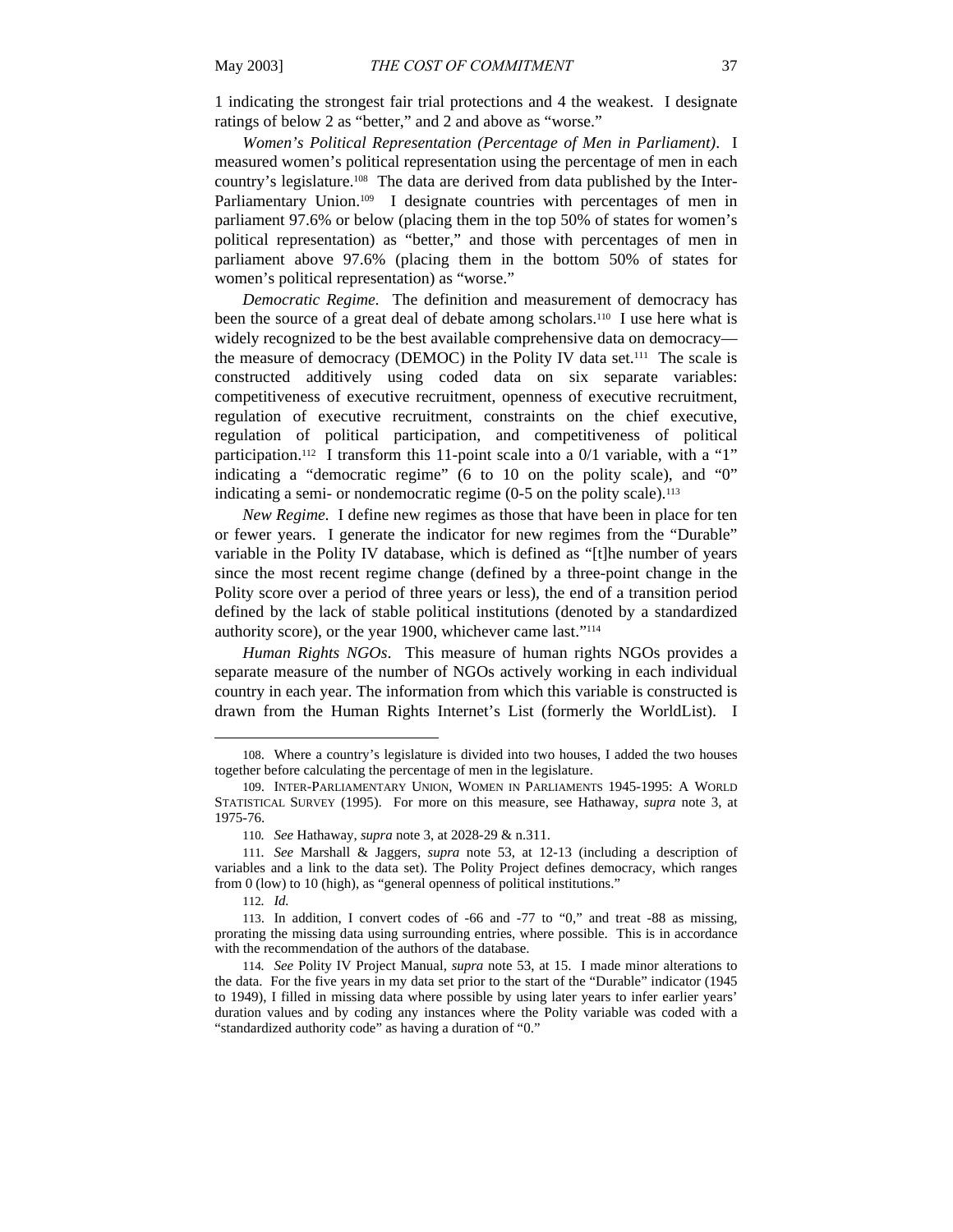1 indicating the strongest fair trial protections and 4 the weakest. I designate ratings of below 2 as "better," and 2 and above as "worse."

*Women's Political Representation (Percentage of Men in Parliament)*. I measured women's political representation using the percentage of men in each country's legislature.[108] The data are derived from data published by the Inter-Parliamentary Union.[109] I designate countries with percentages of men in parliament 97.6% or below (placing them in the top 50% of states for women's political representation) as "better," and those with percentages of men in parliament above 97.6% (placing them in the bottom 50% of states for women's political representation) as "worse."

*Democratic Regime.* The definition and measurement of democracy has been the source of a great deal of debate among scholars.[110] I use here what is widely recognized to be the best available comprehensive data on democracy—the measure of democracy (DEMOC) in the Polity IV data set.[111] The scale is constructed additively using coded data on six separate variables: competitiveness of executive recruitment, openness of executive recruitment, regulation of executive recruitment, constraints on the chief executive, regulation of political participation, and competitiveness of political participation.[112] I transform this 11-point scale into a 0/1 variable, with a "1" indicating a "democratic regime" (6 to 10 on the polity scale), and "0" indicating a semi- or nondemocratic regime (0-5 on the polity scale).[113]

*New Regime.* I define new regimes as those that have been in place for ten or fewer years. I generate the indicator for new regimes from the "Durable" variable in the Polity IV database, which is defined as "[t]he number of years since the most recent regime change (defined by a three-point change in the Polity score over a period of three years or less), the end of a transition period defined by the lack of stable political institutions (denoted by a standardized authority score), or the year 1900, whichever came last."[114]

*Human Rights NGOs*. This measure of human rights NGOs provides a separate measure of the number of NGOs actively working in each individual country in each year. The information from which this variable is constructed is drawn from the Human Rights Internet's List (formerly the WorldList). I

---

108. Where a country's legislature is divided into two houses, I added the two houses together before calculating the percentage of men in the legislature.

109. INTER-PARLIAMENTARY UNION, WOMEN IN PARLIAMENTS 1945-1995: A WORLD STATISTICAL SURVEY (1995). For more on this measure, see Hathaway, *supra* note 3, at 1975-76.

110. *See* Hathaway, *supra* note 3, at 2028-29 & n.311.

111. *See* Marshall & Jaggers, *supra* note 53, at 12-13 (including a description of variables and a link to the data set). The Polity Project defines democracy, which ranges from 0 (low) to 10 (high), as "general openness of political institutions."

112. *Id.*

113. In addition, I convert codes of -66 and -77 to "0," and treat -88 as missing, prorating the missing data using surrounding entries, where possible. This is in accordance with the recommendation of the authors of the database.

114. *See* Polity IV Project Manual, *supra* note 53, at 15. I made minor alterations to the data. For the five years in my data set prior to the start of the "Durable" indicator (1945 to 1949), I filled in missing data where possible by using later years to infer earlier years' duration values and by coding any instances where the Polity variable was coded with a "standardized authority code" as having a duration of "0."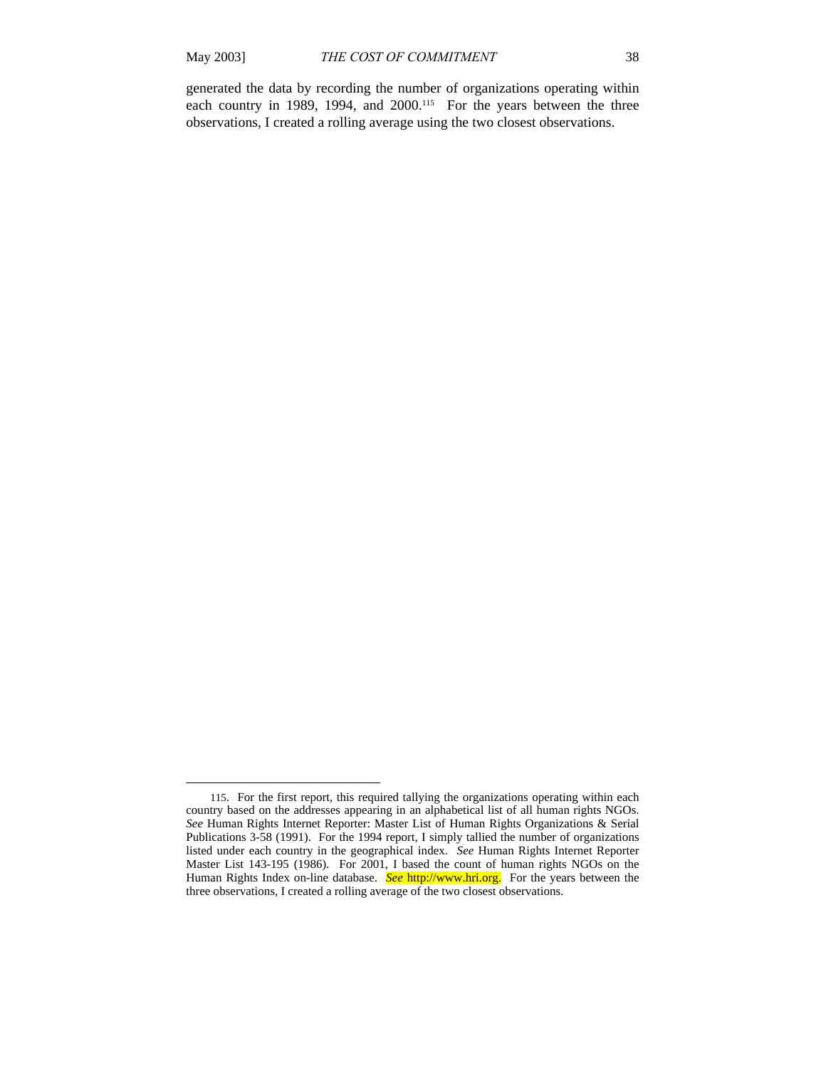generated the data by recording the number of organizations operating within each country in 1989, 1994, and 2000.[115] For the years between the three observations, I created a rolling average using the two closest observations.

---

115. For the first report, this required tallying the organizations operating within each country based on the addresses appearing in an alphabetical list of all human rights NGOs. *See* Human Rights Internet Reporter: Master List of Human Rights Organizations & Serial Publications 3-58 (1991). For the 1994 report, I simply tallied the number of organizations listed under each country in the geographical index. *See* Human Rights Internet Reporter Master List 143-195 (1986). For 2001, I based the count of human rights NGOs on the Human Rights Index on-line database. *See* http://www.hri.org. For the years between the three observations, I created a rolling average of the two closest observations.